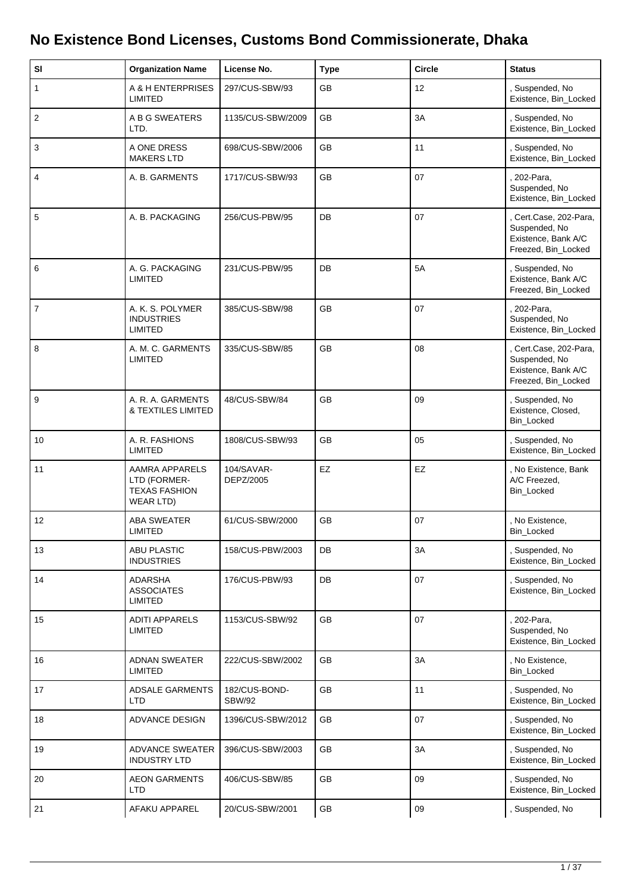# No Existence Bond Licenses, Customs Bond Commissionerate, Dhaka

| Sl | Organization Name | License No. | Type | Circle | Status |
|---|---|---|---|---|---|
| 1 | A & H ENTERPRISES LIMITED | 297/CUS-SBW/93 | GB | 12 | , Suspended, No Existence, Bin_Locked |
| 2 | A B G SWEATERS LTD. | 1135/CUS-SBW/2009 | GB | 3A | , Suspended, No Existence, Bin_Locked |
| 3 | A ONE DRESS MAKERS LTD | 698/CUS-SBW/2006 | GB | 11 | , Suspended, No Existence, Bin_Locked |
| 4 | A. B. GARMENTS | 1717/CUS-SBW/93 | GB | 07 | , 202-Para, Suspended, No Existence, Bin_Locked |
| 5 | A. B. PACKAGING | 256/CUS-PBW/95 | DB | 07 | , Cert.Case, 202-Para, Suspended, No Existence, Bank A/C Freezed, Bin_Locked |
| 6 | A. G. PACKAGING LIMITED | 231/CUS-PBW/95 | DB | 5A | , Suspended, No Existence, Bank A/C Freezed, Bin_Locked |
| 7 | A. K. S. POLYMER INDUSTRIES LIMITED | 385/CUS-SBW/98 | GB | 07 | , 202-Para, Suspended, No Existence, Bin_Locked |
| 8 | A. M. C. GARMENTS LIMITED | 335/CUS-SBW/85 | GB | 08 | , Cert.Case, 202-Para, Suspended, No Existence, Bank A/C Freezed, Bin_Locked |
| 9 | A. R. A. GARMENTS & TEXTILES LIMITED | 48/CUS-SBW/84 | GB | 09 | , Suspended, No Existence, Closed, Bin_Locked |
| 10 | A. R. FASHIONS LIMITED | 1808/CUS-SBW/93 | GB | 05 | , Suspended, No Existence, Bin_Locked |
| 11 | AAMRA APPARELS LTD (FORMER-TEXAS FASHION WEAR LTD) | 104/SAVAR-DEPZ/2005 | EZ | EZ | , No Existence, Bank A/C Freezed, Bin_Locked |
| 12 | ABA SWEATER LIMITED | 61/CUS-SBW/2000 | GB | 07 | , No Existence, Bin_Locked |
| 13 | ABU PLASTIC INDUSTRIES | 158/CUS-PBW/2003 | DB | 3A | , Suspended, No Existence, Bin_Locked |
| 14 | ADARSHA ASSOCIATES LIMITED | 176/CUS-PBW/93 | DB | 07 | , Suspended, No Existence, Bin_Locked |
| 15 | ADITI APPARELS LIMITED | 1153/CUS-SBW/92 | GB | 07 | , 202-Para, Suspended, No Existence, Bin_Locked |
| 16 | ADNAN SWEATER LIMITED | 222/CUS-SBW/2002 | GB | 3A | , No Existence, Bin_Locked |
| 17 | ADSALE GARMENTS LTD | 182/CUS-BOND-SBW/92 | GB | 11 | , Suspended, No Existence, Bin_Locked |
| 18 | ADVANCE DESIGN | 1396/CUS-SBW/2012 | GB | 07 | , Suspended, No Existence, Bin_Locked |
| 19 | ADVANCE SWEATER INDUSTRY LTD | 396/CUS-SBW/2003 | GB | 3A | , Suspended, No Existence, Bin_Locked |
| 20 | AEON GARMENTS LTD | 406/CUS-SBW/85 | GB | 09 | , Suspended, No Existence, Bin_Locked |
| 21 | AFAKU APPAREL | 20/CUS-SBW/2001 | GB | 09 | , Suspended, No |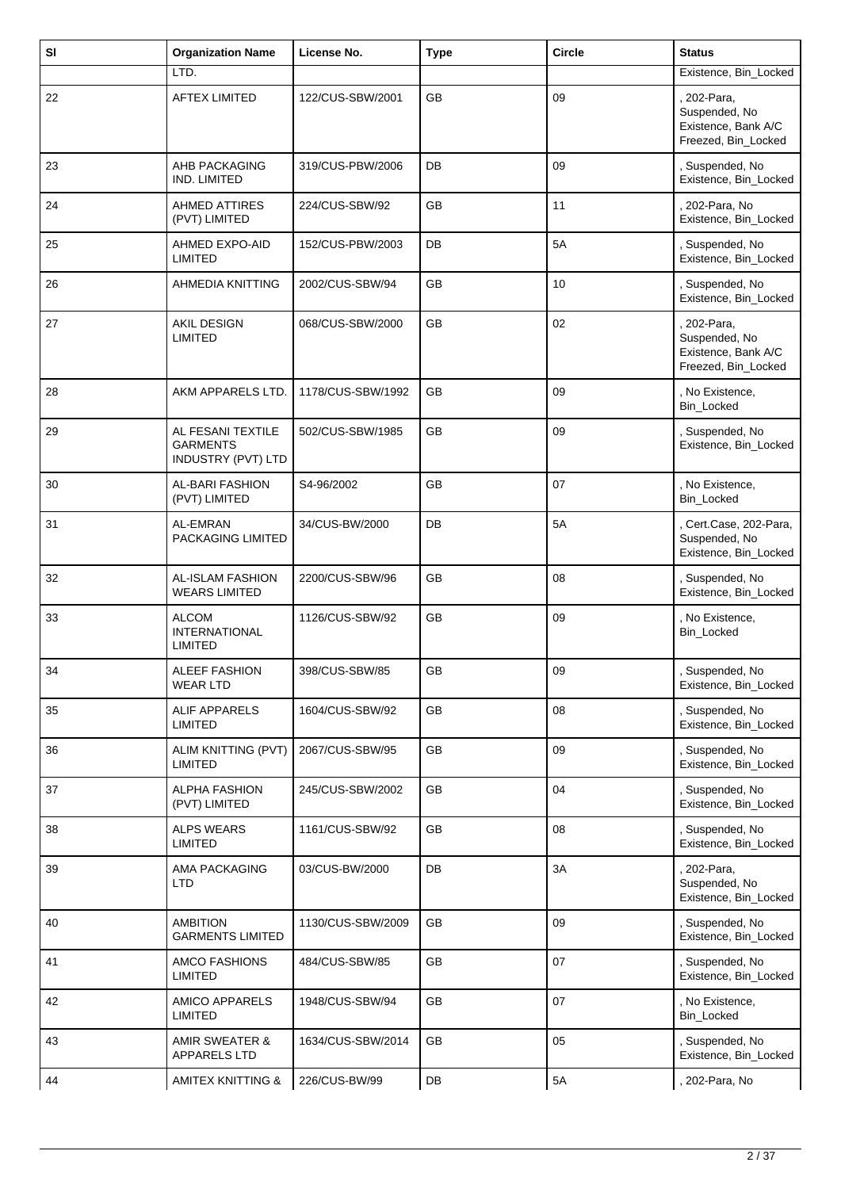| Sl | Organization Name | License No. | Type | Circle | Status |
|---|---|---|---|---|---|
| | LTD. | | | | Existence, Bin_Locked |
| 22 | AFTEX LIMITED | 122/CUS-SBW/2001 | GB | 09 | , 202-Para, Suspended, No Existence, Bank A/C Freezed, Bin_Locked |
| 23 | AHB PACKAGING IND. LIMITED | 319/CUS-PBW/2006 | DB | 09 | , Suspended, No Existence, Bin_Locked |
| 24 | AHMED ATTIRES (PVT) LIMITED | 224/CUS-SBW/92 | GB | 11 | , 202-Para, No Existence, Bin_Locked |
| 25 | AHMED EXPO-AID LIMITED | 152/CUS-PBW/2003 | DB | 5A | , Suspended, No Existence, Bin_Locked |
| 26 | AHMEDIA KNITTING | 2002/CUS-SBW/94 | GB | 10 | , Suspended, No Existence, Bin_Locked |
| 27 | AKIL DESIGN LIMITED | 068/CUS-SBW/2000 | GB | 02 | , 202-Para, Suspended, No Existence, Bank A/C Freezed, Bin_Locked |
| 28 | AKM APPARELS LTD. | 1178/CUS-SBW/1992 | GB | 09 | , No Existence, Bin_Locked |
| 29 | AL FESANI TEXTILE GARMENTS INDUSTRY (PVT) LTD | 502/CUS-SBW/1985 | GB | 09 | , Suspended, No Existence, Bin_Locked |
| 30 | AL-BARI FASHION (PVT) LIMITED | S4-96/2002 | GB | 07 | , No Existence, Bin_Locked |
| 31 | AL-EMRAN PACKAGING LIMITED | 34/CUS-BW/2000 | DB | 5A | , Cert.Case, 202-Para, Suspended, No Existence, Bin_Locked |
| 32 | AL-ISLAM FASHION WEARS LIMITED | 2200/CUS-SBW/96 | GB | 08 | , Suspended, No Existence, Bin_Locked |
| 33 | ALCOM INTERNATIONAL LIMITED | 1126/CUS-SBW/92 | GB | 09 | , No Existence, Bin_Locked |
| 34 | ALEEF FASHION WEAR LTD | 398/CUS-SBW/85 | GB | 09 | , Suspended, No Existence, Bin_Locked |
| 35 | ALIF APPARELS LIMITED | 1604/CUS-SBW/92 | GB | 08 | , Suspended, No Existence, Bin_Locked |
| 36 | ALIM KNITTING (PVT) LIMITED | 2067/CUS-SBW/95 | GB | 09 | , Suspended, No Existence, Bin_Locked |
| 37 | ALPHA FASHION (PVT) LIMITED | 245/CUS-SBW/2002 | GB | 04 | , Suspended, No Existence, Bin_Locked |
| 38 | ALPS WEARS LIMITED | 1161/CUS-SBW/92 | GB | 08 | , Suspended, No Existence, Bin_Locked |
| 39 | AMA PACKAGING LTD | 03/CUS-BW/2000 | DB | 3A | , 202-Para, Suspended, No Existence, Bin_Locked |
| 40 | AMBITION GARMENTS LIMITED | 1130/CUS-SBW/2009 | GB | 09 | , Suspended, No Existence, Bin_Locked |
| 41 | AMCO FASHIONS LIMITED | 484/CUS-SBW/85 | GB | 07 | , Suspended, No Existence, Bin_Locked |
| 42 | AMICO APPARELS LIMITED | 1948/CUS-SBW/94 | GB | 07 | , No Existence, Bin_Locked |
| 43 | AMIR SWEATER & APPARELS LTD | 1634/CUS-SBW/2014 | GB | 05 | , Suspended, No Existence, Bin_Locked |
| 44 | AMITEX KNITTING & | 226/CUS-BW/99 | DB | 5A | , 202-Para, No |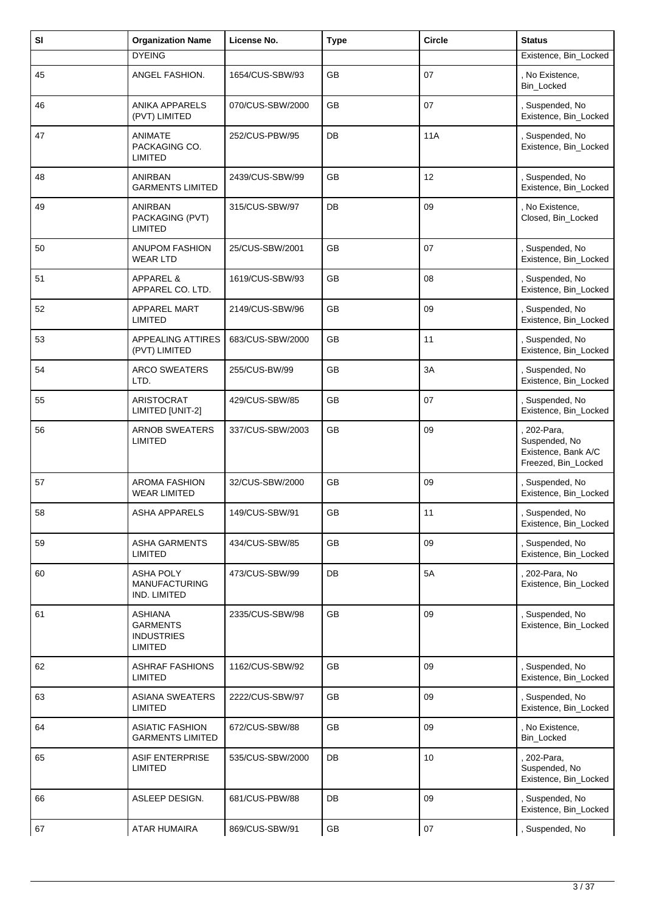| Sl | Organization Name | License No. | Type | Circle | Status |
|---|---|---|---|---|---|
| | DYEING | | | | Existence, Bin_Locked |
| 45 | ANGEL FASHION. | 1654/CUS-SBW/93 | GB | 07 | , No Existence, Bin_Locked |
| 46 | ANIKA APPARELS (PVT) LIMITED | 070/CUS-SBW/2000 | GB | 07 | , Suspended, No Existence, Bin_Locked |
| 47 | ANIMATE PACKAGING CO. LIMITED | 252/CUS-PBW/95 | DB | 11A | , Suspended, No Existence, Bin_Locked |
| 48 | ANIRBAN GARMENTS LIMITED | 2439/CUS-SBW/99 | GB | 12 | , Suspended, No Existence, Bin_Locked |
| 49 | ANIRBAN PACKAGING (PVT) LIMITED | 315/CUS-SBW/97 | DB | 09 | , No Existence, Closed, Bin_Locked |
| 50 | ANUPOM FASHION WEAR LTD | 25/CUS-SBW/2001 | GB | 07 | , Suspended, No Existence, Bin_Locked |
| 51 | APPAREL & APPAREL CO. LTD. | 1619/CUS-SBW/93 | GB | 08 | , Suspended, No Existence, Bin_Locked |
| 52 | APPAREL MART LIMITED | 2149/CUS-SBW/96 | GB | 09 | , Suspended, No Existence, Bin_Locked |
| 53 | APPEALING ATTIRES (PVT) LIMITED | 683/CUS-SBW/2000 | GB | 11 | , Suspended, No Existence, Bin_Locked |
| 54 | ARCO SWEATERS LTD. | 255/CUS-BW/99 | GB | 3A | , Suspended, No Existence, Bin_Locked |
| 55 | ARISTOCRAT LIMITED [UNIT-2] | 429/CUS-SBW/85 | GB | 07 | , Suspended, No Existence, Bin_Locked |
| 56 | ARNOB SWEATERS LIMITED | 337/CUS-SBW/2003 | GB | 09 | , 202-Para, Suspended, No Existence, Bank A/C Freezed, Bin_Locked |
| 57 | AROMA FASHION WEAR LIMITED | 32/CUS-SBW/2000 | GB | 09 | , Suspended, No Existence, Bin_Locked |
| 58 | ASHA APPARELS | 149/CUS-SBW/91 | GB | 11 | , Suspended, No Existence, Bin_Locked |
| 59 | ASHA GARMENTS LIMITED | 434/CUS-SBW/85 | GB | 09 | , Suspended, No Existence, Bin_Locked |
| 60 | ASHA POLY MANUFACTURING IND. LIMITED | 473/CUS-SBW/99 | DB | 5A | , 202-Para, No Existence, Bin_Locked |
| 61 | ASHIANA GARMENTS INDUSTRIES LIMITED | 2335/CUS-SBW/98 | GB | 09 | , Suspended, No Existence, Bin_Locked |
| 62 | ASHRAF FASHIONS LIMITED | 1162/CUS-SBW/92 | GB | 09 | , Suspended, No Existence, Bin_Locked |
| 63 | ASIANA SWEATERS LIMITED | 2222/CUS-SBW/97 | GB | 09 | , Suspended, No Existence, Bin_Locked |
| 64 | ASIATIC FASHION GARMENTS LIMITED | 672/CUS-SBW/88 | GB | 09 | , No Existence, Bin_Locked |
| 65 | ASIF ENTERPRISE LIMITED | 535/CUS-SBW/2000 | DB | 10 | , 202-Para, Suspended, No Existence, Bin_Locked |
| 66 | ASLEEP DESIGN. | 681/CUS-PBW/88 | DB | 09 | , Suspended, No Existence, Bin_Locked |
| 67 | ATAR HUMAIRA | 869/CUS-SBW/91 | GB | 07 | , Suspended, No |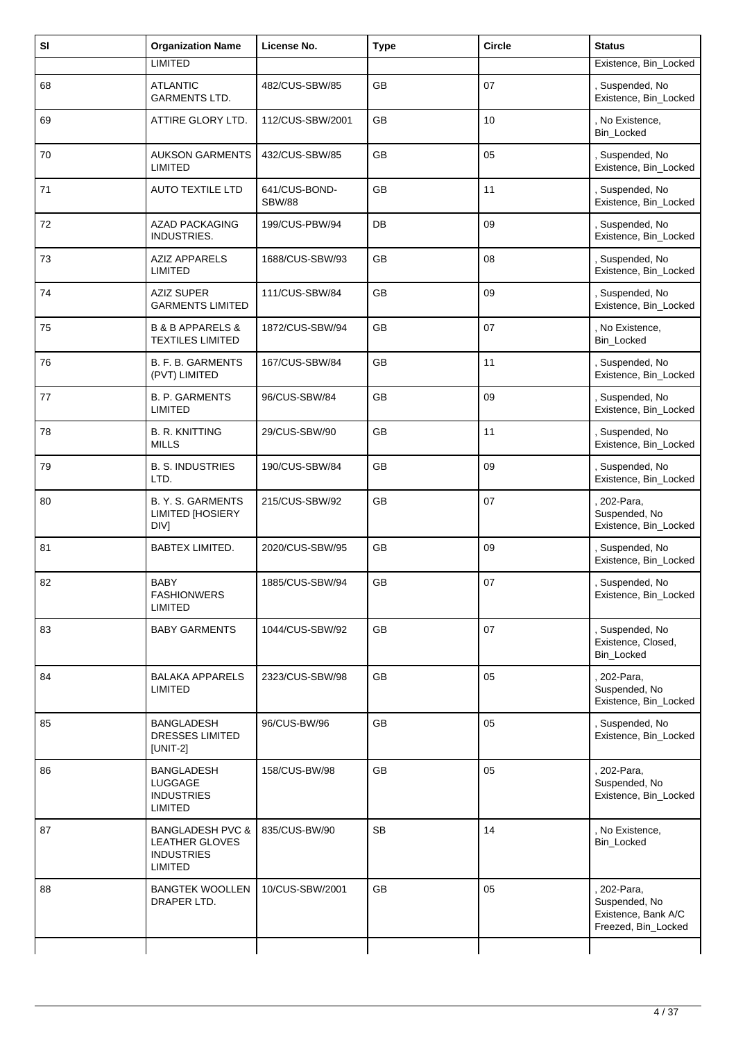| Sl | Organization Name | License No. | Type | Circle | Status |
|---|---|---|---|---|---|
| | LIMITED | | | | Existence, Bin_Locked |
| 68 | ATLANTIC GARMENTS LTD. | 482/CUS-SBW/85 | GB | 07 | , Suspended, No Existence, Bin_Locked |
| 69 | ATTIRE GLORY LTD. | 112/CUS-SBW/2001 | GB | 10 | , No Existence, Bin_Locked |
| 70 | AUKSON GARMENTS LIMITED | 432/CUS-SBW/85 | GB | 05 | , Suspended, No Existence, Bin_Locked |
| 71 | AUTO TEXTILE LTD | 641/CUS-BOND-SBW/88 | GB | 11 | , Suspended, No Existence, Bin_Locked |
| 72 | AZAD PACKAGING INDUSTRIES. | 199/CUS-PBW/94 | DB | 09 | , Suspended, No Existence, Bin_Locked |
| 73 | AZIZ APPARELS LIMITED | 1688/CUS-SBW/93 | GB | 08 | , Suspended, No Existence, Bin_Locked |
| 74 | AZIZ SUPER GARMENTS LIMITED | 111/CUS-SBW/84 | GB | 09 | , Suspended, No Existence, Bin_Locked |
| 75 | B & B APPARELS & TEXTILES LIMITED | 1872/CUS-SBW/94 | GB | 07 | , No Existence, Bin_Locked |
| 76 | B. F. B. GARMENTS (PVT) LIMITED | 167/CUS-SBW/84 | GB | 11 | , Suspended, No Existence, Bin_Locked |
| 77 | B. P. GARMENTS LIMITED | 96/CUS-SBW/84 | GB | 09 | , Suspended, No Existence, Bin_Locked |
| 78 | B. R. KNITTING MILLS | 29/CUS-SBW/90 | GB | 11 | , Suspended, No Existence, Bin_Locked |
| 79 | B. S. INDUSTRIES LTD. | 190/CUS-SBW/84 | GB | 09 | , Suspended, No Existence, Bin_Locked |
| 80 | B. Y. S. GARMENTS LIMITED [HOSIERY DIV] | 215/CUS-SBW/92 | GB | 07 | , 202-Para, Suspended, No Existence, Bin_Locked |
| 81 | BABTEX LIMITED. | 2020/CUS-SBW/95 | GB | 09 | , Suspended, No Existence, Bin_Locked |
| 82 | BABY FASHIONWERS LIMITED | 1885/CUS-SBW/94 | GB | 07 | , Suspended, No Existence, Bin_Locked |
| 83 | BABY GARMENTS | 1044/CUS-SBW/92 | GB | 07 | , Suspended, No Existence, Closed, Bin_Locked |
| 84 | BALAKA APPARELS LIMITED | 2323/CUS-SBW/98 | GB | 05 | , 202-Para, Suspended, No Existence, Bin_Locked |
| 85 | BANGLADESH DRESSES LIMITED [UNIT-2] | 96/CUS-BW/96 | GB | 05 | , Suspended, No Existence, Bin_Locked |
| 86 | BANGLADESH LUGGAGE INDUSTRIES LIMITED | 158/CUS-BW/98 | GB | 05 | , 202-Para, Suspended, No Existence, Bin_Locked |
| 87 | BANGLADESH PVC & LEATHER GLOVES INDUSTRIES LIMITED | 835/CUS-BW/90 | SB | 14 | , No Existence, Bin_Locked |
| 88 | BANGTEK WOOLLEN DRAPER LTD. | 10/CUS-SBW/2001 | GB | 05 | , 202-Para, Suspended, No Existence, Bank A/C Freezed, Bin_Locked |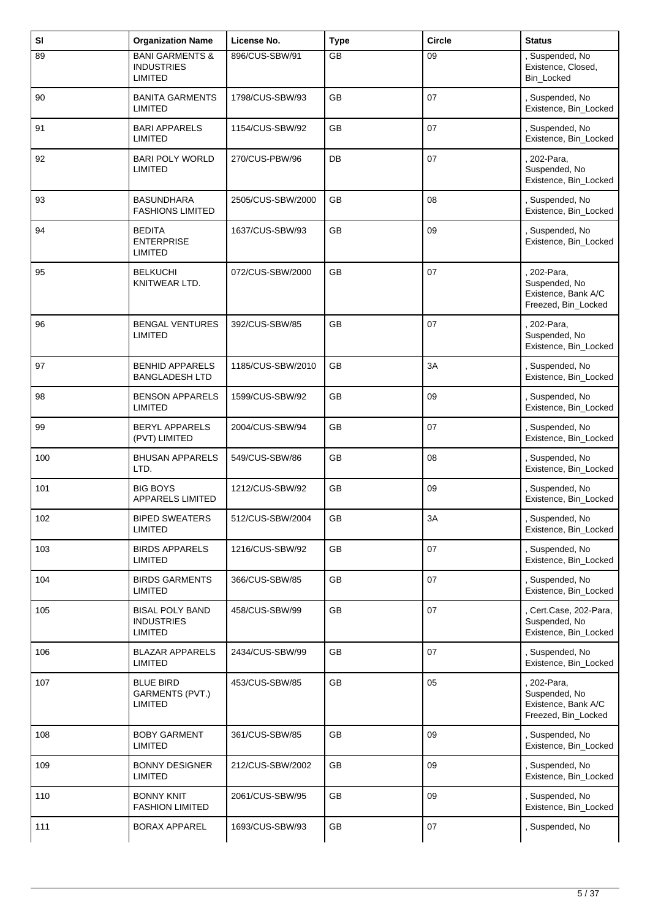| Sl | Organization Name | License No. | Type | Circle | Status |
|---|---|---|---|---|---|
| 89 | BANI GARMENTS & INDUSTRIES LIMITED | 896/CUS-SBW/91 | GB | 09 | , Suspended, No Existence, Closed, Bin_Locked |
| 90 | BANITA GARMENTS LIMITED | 1798/CUS-SBW/93 | GB | 07 | , Suspended, No Existence, Bin_Locked |
| 91 | BARI APPARELS LIMITED | 1154/CUS-SBW/92 | GB | 07 | , Suspended, No Existence, Bin_Locked |
| 92 | BARI POLY WORLD LIMITED | 270/CUS-PBW/96 | DB | 07 | , 202-Para, Suspended, No Existence, Bin_Locked |
| 93 | BASUNDHARA FASHIONS LIMITED | 2505/CUS-SBW/2000 | GB | 08 | , Suspended, No Existence, Bin_Locked |
| 94 | BEDITA ENTERPRISE LIMITED | 1637/CUS-SBW/93 | GB | 09 | , Suspended, No Existence, Bin_Locked |
| 95 | BELKUCHI KNITWEAR LTD. | 072/CUS-SBW/2000 | GB | 07 | , 202-Para, Suspended, No Existence, Bank A/C Freezed, Bin_Locked |
| 96 | BENGAL VENTURES LIMITED | 392/CUS-SBW/85 | GB | 07 | , 202-Para, Suspended, No Existence, Bin_Locked |
| 97 | BENHID APPARELS BANGLADESH LTD | 1185/CUS-SBW/2010 | GB | 3A | , Suspended, No Existence, Bin_Locked |
| 98 | BENSON APPARELS LIMITED | 1599/CUS-SBW/92 | GB | 09 | , Suspended, No Existence, Bin_Locked |
| 99 | BERYL APPARELS (PVT) LIMITED | 2004/CUS-SBW/94 | GB | 07 | , Suspended, No Existence, Bin_Locked |
| 100 | BHUSAN APPARELS LTD. | 549/CUS-SBW/86 | GB | 08 | , Suspended, No Existence, Bin_Locked |
| 101 | BIG BOYS APPARELS LIMITED | 1212/CUS-SBW/92 | GB | 09 | , Suspended, No Existence, Bin_Locked |
| 102 | BIPED SWEATERS LIMITED | 512/CUS-SBW/2004 | GB | 3A | , Suspended, No Existence, Bin_Locked |
| 103 | BIRDS APPARELS LIMITED | 1216/CUS-SBW/92 | GB | 07 | , Suspended, No Existence, Bin_Locked |
| 104 | BIRDS GARMENTS LIMITED | 366/CUS-SBW/85 | GB | 07 | , Suspended, No Existence, Bin_Locked |
| 105 | BISAL POLY BAND INDUSTRIES LIMITED | 458/CUS-SBW/99 | GB | 07 | , Cert.Case, 202-Para, Suspended, No Existence, Bin_Locked |
| 106 | BLAZAR APPARELS LIMITED | 2434/CUS-SBW/99 | GB | 07 | , Suspended, No Existence, Bin_Locked |
| 107 | BLUE BIRD GARMENTS (PVT.) LIMITED | 453/CUS-SBW/85 | GB | 05 | , 202-Para, Suspended, No Existence, Bank A/C Freezed, Bin_Locked |
| 108 | BOBY GARMENT LIMITED | 361/CUS-SBW/85 | GB | 09 | , Suspended, No Existence, Bin_Locked |
| 109 | BONNY DESIGNER LIMITED | 212/CUS-SBW/2002 | GB | 09 | , Suspended, No Existence, Bin_Locked |
| 110 | BONNY KNIT FASHION LIMITED | 2061/CUS-SBW/95 | GB | 09 | , Suspended, No Existence, Bin_Locked |
| 111 | BORAX APPAREL | 1693/CUS-SBW/93 | GB | 07 | , Suspended, No |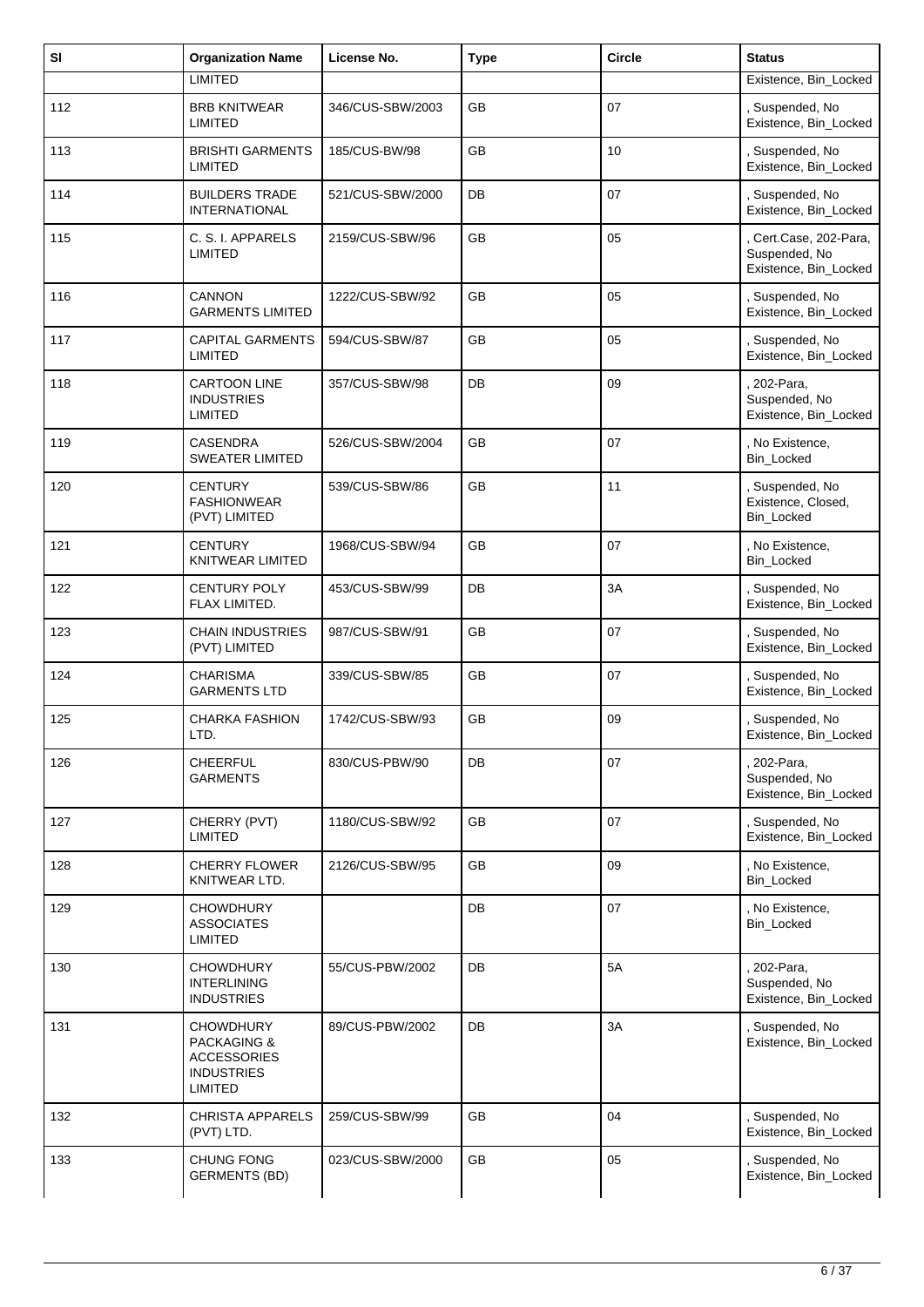| Sl | Organization Name | License No. | Type | Circle | Status |
|---|---|---|---|---|---|
| | LIMITED | | | | Existence, Bin_Locked |
| 112 | BRB KNITWEAR LIMITED | 346/CUS-SBW/2003 | GB | 07 | , Suspended, No Existence, Bin_Locked |
| 113 | BRISHTI GARMENTS LIMITED | 185/CUS-BW/98 | GB | 10 | , Suspended, No Existence, Bin_Locked |
| 114 | BUILDERS TRADE INTERNATIONAL | 521/CUS-SBW/2000 | DB | 07 | , Suspended, No Existence, Bin_Locked |
| 115 | C. S. I. APPARELS LIMITED | 2159/CUS-SBW/96 | GB | 05 | , Cert.Case, 202-Para, Suspended, No Existence, Bin_Locked |
| 116 | CANNON GARMENTS LIMITED | 1222/CUS-SBW/92 | GB | 05 | , Suspended, No Existence, Bin_Locked |
| 117 | CAPITAL GARMENTS LIMITED | 594/CUS-SBW/87 | GB | 05 | , Suspended, No Existence, Bin_Locked |
| 118 | CARTOON LINE INDUSTRIES LIMITED | 357/CUS-SBW/98 | DB | 09 | , 202-Para, Suspended, No Existence, Bin_Locked |
| 119 | CASENDRA SWEATER LIMITED | 526/CUS-SBW/2004 | GB | 07 | , No Existence, Bin_Locked |
| 120 | CENTURY FASHIONWEAR (PVT) LIMITED | 539/CUS-SBW/86 | GB | 11 | , Suspended, No Existence, Closed, Bin_Locked |
| 121 | CENTURY KNITWEAR LIMITED | 1968/CUS-SBW/94 | GB | 07 | , No Existence, Bin_Locked |
| 122 | CENTURY POLY FLAX LIMITED. | 453/CUS-SBW/99 | DB | 3A | , Suspended, No Existence, Bin_Locked |
| 123 | CHAIN INDUSTRIES (PVT) LIMITED | 987/CUS-SBW/91 | GB | 07 | , Suspended, No Existence, Bin_Locked |
| 124 | CHARISMA GARMENTS LTD | 339/CUS-SBW/85 | GB | 07 | , Suspended, No Existence, Bin_Locked |
| 125 | CHARKA FASHION LTD. | 1742/CUS-SBW/93 | GB | 09 | , Suspended, No Existence, Bin_Locked |
| 126 | CHEERFUL GARMENTS | 830/CUS-PBW/90 | DB | 07 | , 202-Para, Suspended, No Existence, Bin_Locked |
| 127 | CHERRY (PVT) LIMITED | 1180/CUS-SBW/92 | GB | 07 | , Suspended, No Existence, Bin_Locked |
| 128 | CHERRY FLOWER KNITWEAR LTD. | 2126/CUS-SBW/95 | GB | 09 | , No Existence, Bin_Locked |
| 129 | CHOWDHURY ASSOCIATES LIMITED | | DB | 07 | , No Existence, Bin_Locked |
| 130 | CHOWDHURY INTERLINING INDUSTRIES | 55/CUS-PBW/2002 | DB | 5A | , 202-Para, Suspended, No Existence, Bin_Locked |
| 131 | CHOWDHURY PACKAGING & ACCESSORIES INDUSTRIES LIMITED | 89/CUS-PBW/2002 | DB | 3A | , Suspended, No Existence, Bin_Locked |
| 132 | CHRISTA APPARELS (PVT) LTD. | 259/CUS-SBW/99 | GB | 04 | , Suspended, No Existence, Bin_Locked |
| 133 | CHUNG FONG GERMENTS (BD) | 023/CUS-SBW/2000 | GB | 05 | , Suspended, No Existence, Bin_Locked |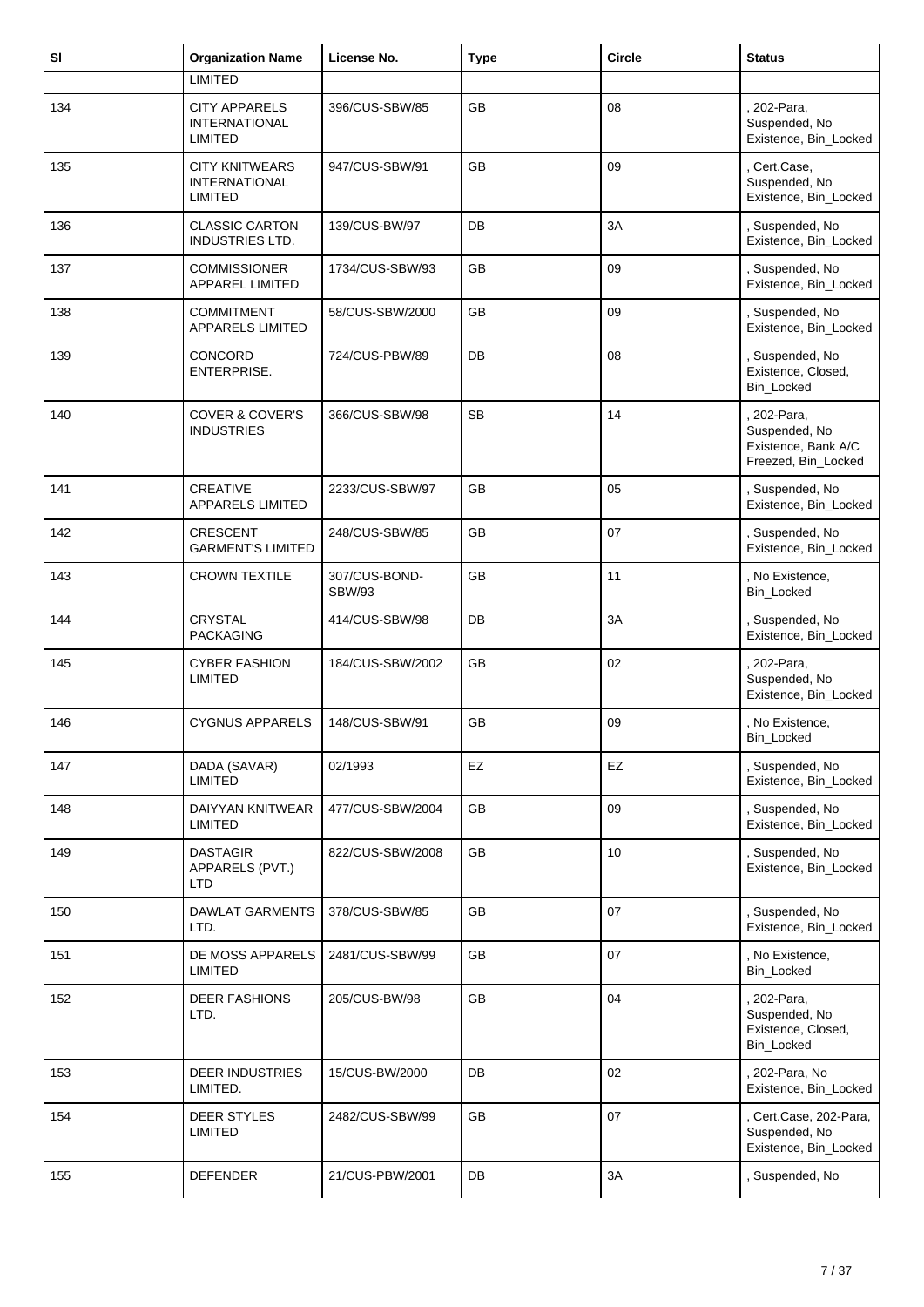| Sl | Organization Name | License No. | Type | Circle | Status |
|---|---|---|---|---|---|
| | LIMITED | | | | |
| 134 | CITY APPARELS INTERNATIONAL LIMITED | 396/CUS-SBW/85 | GB | 08 | , 202-Para, Suspended, No Existence, Bin_Locked |
| 135 | CITY KNITWEARS INTERNATIONAL LIMITED | 947/CUS-SBW/91 | GB | 09 | , Cert.Case, Suspended, No Existence, Bin_Locked |
| 136 | CLASSIC CARTON INDUSTRIES LTD. | 139/CUS-BW/97 | DB | 3A | , Suspended, No Existence, Bin_Locked |
| 137 | COMMISSIONER APPAREL LIMITED | 1734/CUS-SBW/93 | GB | 09 | , Suspended, No Existence, Bin_Locked |
| 138 | COMMITMENT APPARELS LIMITED | 58/CUS-SBW/2000 | GB | 09 | , Suspended, No Existence, Bin_Locked |
| 139 | CONCORD ENTERPRISE. | 724/CUS-PBW/89 | DB | 08 | , Suspended, No Existence, Closed, Bin_Locked |
| 140 | COVER & COVER'S INDUSTRIES | 366/CUS-SBW/98 | SB | 14 | , 202-Para, Suspended, No Existence, Bank A/C Freezed, Bin_Locked |
| 141 | CREATIVE APPARELS LIMITED | 2233/CUS-SBW/97 | GB | 05 | , Suspended, No Existence, Bin_Locked |
| 142 | CRESCENT GARMENT'S LIMITED | 248/CUS-SBW/85 | GB | 07 | , Suspended, No Existence, Bin_Locked |
| 143 | CROWN TEXTILE | 307/CUS-BOND-SBW/93 | GB | 11 | , No Existence, Bin_Locked |
| 144 | CRYSTAL PACKAGING | 414/CUS-SBW/98 | DB | 3A | , Suspended, No Existence, Bin_Locked |
| 145 | CYBER FASHION LIMITED | 184/CUS-SBW/2002 | GB | 02 | , 202-Para, Suspended, No Existence, Bin_Locked |
| 146 | CYGNUS APPARELS | 148/CUS-SBW/91 | GB | 09 | , No Existence, Bin_Locked |
| 147 | DADA (SAVAR) LIMITED | 02/1993 | EZ | EZ | , Suspended, No Existence, Bin_Locked |
| 148 | DAIYYAN KNITWEAR LIMITED | 477/CUS-SBW/2004 | GB | 09 | , Suspended, No Existence, Bin_Locked |
| 149 | DASTAGIR APPARELS (PVT.) LTD | 822/CUS-SBW/2008 | GB | 10 | , Suspended, No Existence, Bin_Locked |
| 150 | DAWLAT GARMENTS LTD. | 378/CUS-SBW/85 | GB | 07 | , Suspended, No Existence, Bin_Locked |
| 151 | DE MOSS APPARELS LIMITED | 2481/CUS-SBW/99 | GB | 07 | , No Existence, Bin_Locked |
| 152 | DEER FASHIONS LTD. | 205/CUS-BW/98 | GB | 04 | , 202-Para, Suspended, No Existence, Closed, Bin_Locked |
| 153 | DEER INDUSTRIES LIMITED. | 15/CUS-BW/2000 | DB | 02 | , 202-Para, No Existence, Bin_Locked |
| 154 | DEER STYLES LIMITED | 2482/CUS-SBW/99 | GB | 07 | , Cert.Case, 202-Para, Suspended, No Existence, Bin_Locked |
| 155 | DEFENDER | 21/CUS-PBW/2001 | DB | 3A | , Suspended, No |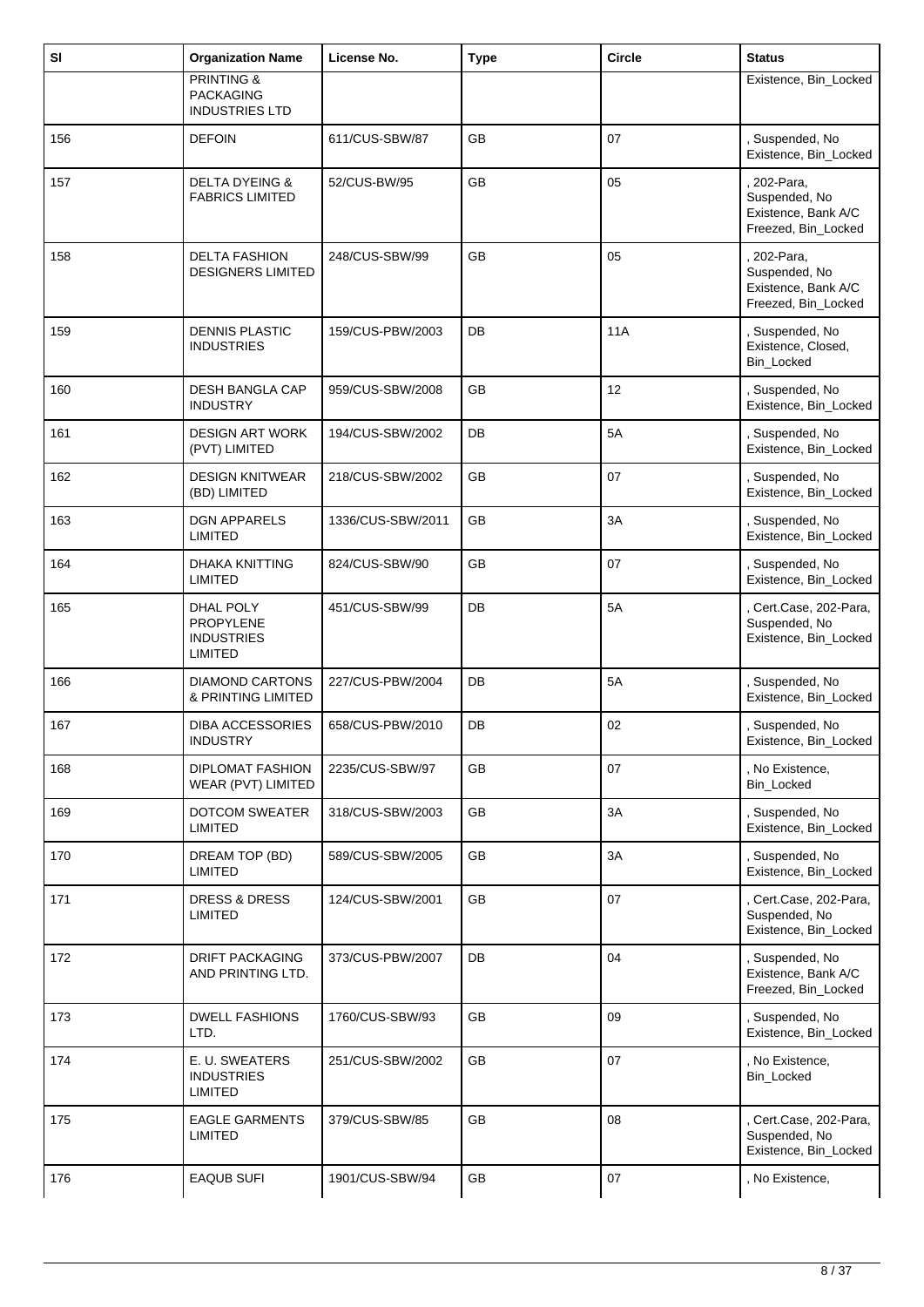| Sl | Organization Name | License No. | Type | Circle | Status |
|---|---|---|---|---|---|
| | PRINTING & PACKAGING INDUSTRIES LTD | | | | Existence, Bin_Locked |
| 156 | DEFOIN | 611/CUS-SBW/87 | GB | 07 | , Suspended, No Existence, Bin_Locked |
| 157 | DELTA DYEING & FABRICS LIMITED | 52/CUS-BW/95 | GB | 05 | , 202-Para, Suspended, No Existence, Bank A/C Freezed, Bin_Locked |
| 158 | DELTA FASHION DESIGNERS LIMITED | 248/CUS-SBW/99 | GB | 05 | , 202-Para, Suspended, No Existence, Bank A/C Freezed, Bin_Locked |
| 159 | DENNIS PLASTIC INDUSTRIES | 159/CUS-PBW/2003 | DB | 11A | , Suspended, No Existence, Closed, Bin_Locked |
| 160 | DESH BANGLA CAP INDUSTRY | 959/CUS-SBW/2008 | GB | 12 | , Suspended, No Existence, Bin_Locked |
| 161 | DESIGN ART WORK (PVT) LIMITED | 194/CUS-SBW/2002 | DB | 5A | , Suspended, No Existence, Bin_Locked |
| 162 | DESIGN KNITWEAR (BD) LIMITED | 218/CUS-SBW/2002 | GB | 07 | , Suspended, No Existence, Bin_Locked |
| 163 | DGN APPARELS LIMITED | 1336/CUS-SBW/2011 | GB | 3A | , Suspended, No Existence, Bin_Locked |
| 164 | DHAKA KNITTING LIMITED | 824/CUS-SBW/90 | GB | 07 | , Suspended, No Existence, Bin_Locked |
| 165 | DHAL POLY PROPYLENE INDUSTRIES LIMITED | 451/CUS-SBW/99 | DB | 5A | , Cert.Case, 202-Para, Suspended, No Existence, Bin_Locked |
| 166 | DIAMOND CARTONS & PRINTING LIMITED | 227/CUS-PBW/2004 | DB | 5A | , Suspended, No Existence, Bin_Locked |
| 167 | DIBA ACCESSORIES INDUSTRY | 658/CUS-PBW/2010 | DB | 02 | , Suspended, No Existence, Bin_Locked |
| 168 | DIPLOMAT FASHION WEAR (PVT) LIMITED | 2235/CUS-SBW/97 | GB | 07 | , No Existence, Bin_Locked |
| 169 | DOTCOM SWEATER LIMITED | 318/CUS-SBW/2003 | GB | 3A | , Suspended, No Existence, Bin_Locked |
| 170 | DREAM TOP (BD) LIMITED | 589/CUS-SBW/2005 | GB | 3A | , Suspended, No Existence, Bin_Locked |
| 171 | DRESS & DRESS LIMITED | 124/CUS-SBW/2001 | GB | 07 | , Cert.Case, 202-Para, Suspended, No Existence, Bin_Locked |
| 172 | DRIFT PACKAGING AND PRINTING LTD. | 373/CUS-PBW/2007 | DB | 04 | , Suspended, No Existence, Bank A/C Freezed, Bin_Locked |
| 173 | DWELL FASHIONS LTD. | 1760/CUS-SBW/93 | GB | 09 | , Suspended, No Existence, Bin_Locked |
| 174 | E. U. SWEATERS INDUSTRIES LIMITED | 251/CUS-SBW/2002 | GB | 07 | , No Existence, Bin_Locked |
| 175 | EAGLE GARMENTS LIMITED | 379/CUS-SBW/85 | GB | 08 | , Cert.Case, 202-Para, Suspended, No Existence, Bin_Locked |
| 176 | EAQUB SUFI | 1901/CUS-SBW/94 | GB | 07 | , No Existence, |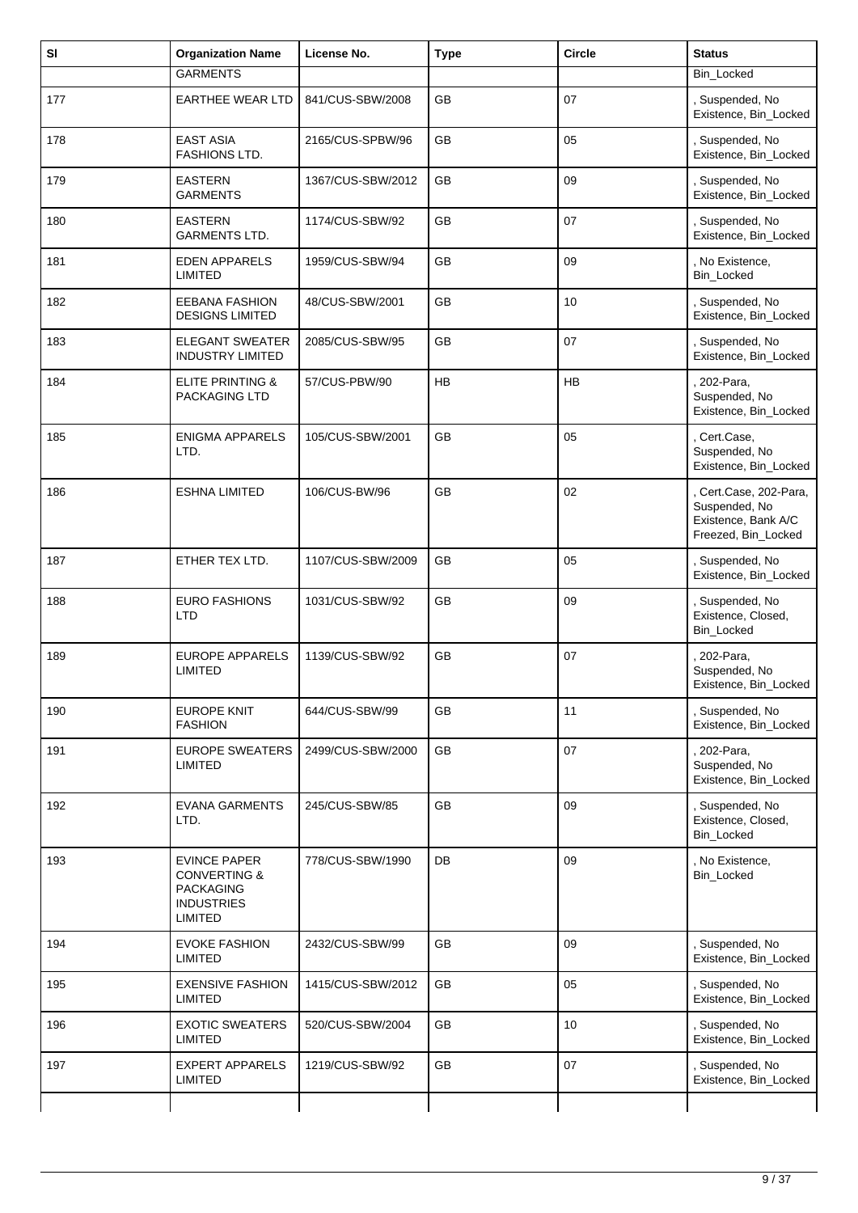| Sl | Organization Name | License No. | Type | Circle | Status |
|---|---|---|---|---|---|
| | GARMENTS | | | | Bin_Locked |
| 177 | EARTHEE WEAR LTD | 841/CUS-SBW/2008 | GB | 07 | , Suspended, No Existence, Bin_Locked |
| 178 | EAST ASIA FASHIONS LTD. | 2165/CUS-SPBW/96 | GB | 05 | , Suspended, No Existence, Bin_Locked |
| 179 | EASTERN GARMENTS | 1367/CUS-SBW/2012 | GB | 09 | , Suspended, No Existence, Bin_Locked |
| 180 | EASTERN GARMENTS LTD. | 1174/CUS-SBW/92 | GB | 07 | , Suspended, No Existence, Bin_Locked |
| 181 | EDEN APPARELS LIMITED | 1959/CUS-SBW/94 | GB | 09 | , No Existence, Bin_Locked |
| 182 | EEBANA FASHION DESIGNS LIMITED | 48/CUS-SBW/2001 | GB | 10 | , Suspended, No Existence, Bin_Locked |
| 183 | ELEGANT SWEATER INDUSTRY LIMITED | 2085/CUS-SBW/95 | GB | 07 | , Suspended, No Existence, Bin_Locked |
| 184 | ELITE PRINTING & PACKAGING LTD | 57/CUS-PBW/90 | HB | HB | , 202-Para, Suspended, No Existence, Bin_Locked |
| 185 | ENIGMA APPARELS LTD. | 105/CUS-SBW/2001 | GB | 05 | , Cert.Case, Suspended, No Existence, Bin_Locked |
| 186 | ESHNA LIMITED | 106/CUS-BW/96 | GB | 02 | , Cert.Case, 202-Para, Suspended, No Existence, Bank A/C Freezed, Bin_Locked |
| 187 | ETHER TEX LTD. | 1107/CUS-SBW/2009 | GB | 05 | , Suspended, No Existence, Bin_Locked |
| 188 | EURO FASHIONS LTD | 1031/CUS-SBW/92 | GB | 09 | , Suspended, No Existence, Closed, Bin_Locked |
| 189 | EUROPE APPARELS LIMITED | 1139/CUS-SBW/92 | GB | 07 | , 202-Para, Suspended, No Existence, Bin_Locked |
| 190 | EUROPE KNIT FASHION | 644/CUS-SBW/99 | GB | 11 | , Suspended, No Existence, Bin_Locked |
| 191 | EUROPE SWEATERS LIMITED | 2499/CUS-SBW/2000 | GB | 07 | , 202-Para, Suspended, No Existence, Bin_Locked |
| 192 | EVANA GARMENTS LTD. | 245/CUS-SBW/85 | GB | 09 | , Suspended, No Existence, Closed, Bin_Locked |
| 193 | EVINCE PAPER CONVERTING & PACKAGING INDUSTRIES LIMITED | 778/CUS-SBW/1990 | DB | 09 | , No Existence, Bin_Locked |
| 194 | EVOKE FASHION LIMITED | 2432/CUS-SBW/99 | GB | 09 | , Suspended, No Existence, Bin_Locked |
| 195 | EXENSIVE FASHION LIMITED | 1415/CUS-SBW/2012 | GB | 05 | , Suspended, No Existence, Bin_Locked |
| 196 | EXOTIC SWEATERS LIMITED | 520/CUS-SBW/2004 | GB | 10 | , Suspended, No Existence, Bin_Locked |
| 197 | EXPERT APPARELS LIMITED | 1219/CUS-SBW/92 | GB | 07 | , Suspended, No Existence, Bin_Locked |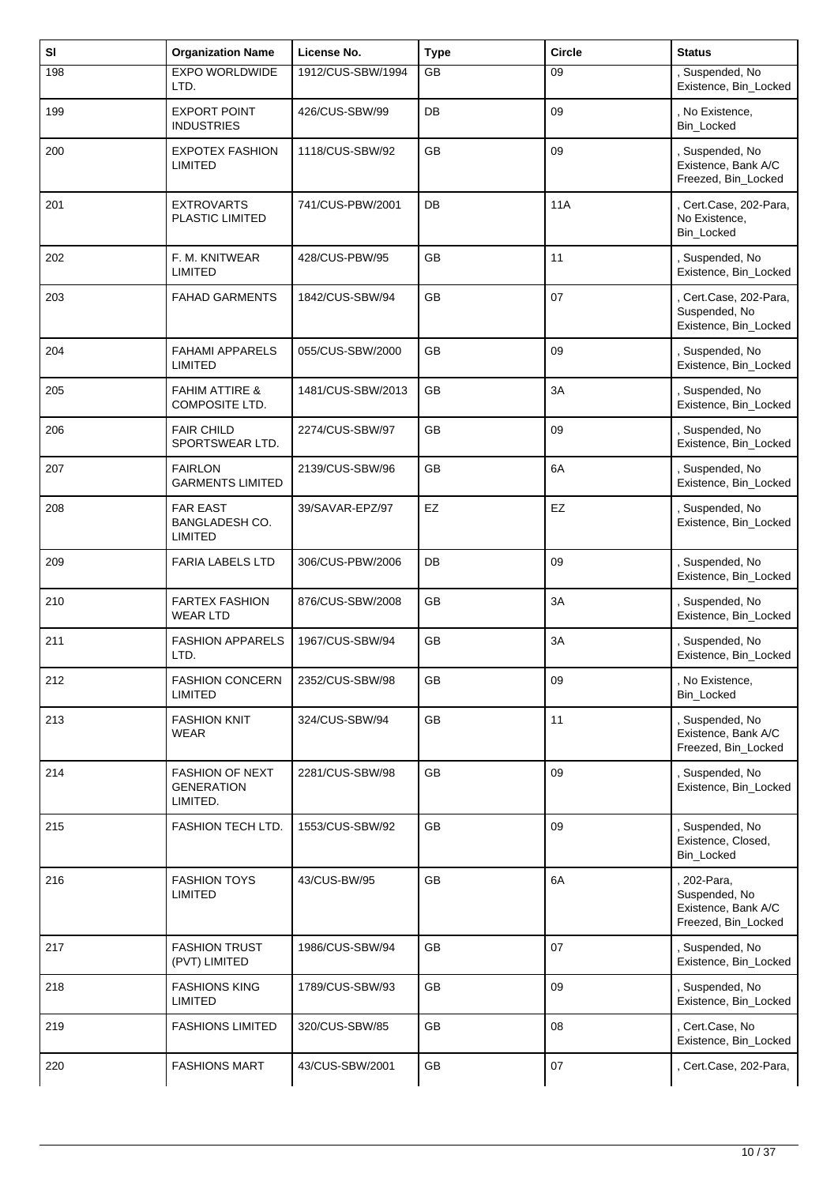| Sl | Organization Name | License No. | Type | Circle | Status |
| --- | --- | --- | --- | --- | --- |
| 198 | EXPO WORLDWIDE LTD. | 1912/CUS-SBW/1994 | GB | 09 | , Suspended, No Existence, Bin_Locked |
| 199 | EXPORT POINT INDUSTRIES | 426/CUS-SBW/99 | DB | 09 | , No Existence, Bin_Locked |
| 200 | EXPOTEX FASHION LIMITED | 1118/CUS-SBW/92 | GB | 09 | , Suspended, No Existence, Bank A/C Freezed, Bin_Locked |
| 201 | EXTROVARTS PLASTIC LIMITED | 741/CUS-PBW/2001 | DB | 11A | , Cert.Case, 202-Para, No Existence, Bin_Locked |
| 202 | F. M. KNITWEAR LIMITED | 428/CUS-PBW/95 | GB | 11 | , Suspended, No Existence, Bin_Locked |
| 203 | FAHAD GARMENTS | 1842/CUS-SBW/94 | GB | 07 | , Cert.Case, 202-Para, Suspended, No Existence, Bin_Locked |
| 204 | FAHAMI APPARELS LIMITED | 055/CUS-SBW/2000 | GB | 09 | , Suspended, No Existence, Bin_Locked |
| 205 | FAHIM ATTIRE & COMPOSITE LTD. | 1481/CUS-SBW/2013 | GB | 3A | , Suspended, No Existence, Bin_Locked |
| 206 | FAIR CHILD SPORTSWEAR LTD. | 2274/CUS-SBW/97 | GB | 09 | , Suspended, No Existence, Bin_Locked |
| 207 | FAIRLON GARMENTS LIMITED | 2139/CUS-SBW/96 | GB | 6A | , Suspended, No Existence, Bin_Locked |
| 208 | FAR EAST BANGLADESH CO. LIMITED | 39/SAVAR-EPZ/97 | EZ | EZ | , Suspended, No Existence, Bin_Locked |
| 209 | FARIA LABELS LTD | 306/CUS-PBW/2006 | DB | 09 | , Suspended, No Existence, Bin_Locked |
| 210 | FARTEX FASHION WEAR LTD | 876/CUS-SBW/2008 | GB | 3A | , Suspended, No Existence, Bin_Locked |
| 211 | FASHION APPARELS LTD. | 1967/CUS-SBW/94 | GB | 3A | , Suspended, No Existence, Bin_Locked |
| 212 | FASHION CONCERN LIMITED | 2352/CUS-SBW/98 | GB | 09 | , No Existence, Bin_Locked |
| 213 | FASHION KNIT WEAR | 324/CUS-SBW/94 | GB | 11 | , Suspended, No Existence, Bank A/C Freezed, Bin_Locked |
| 214 | FASHION OF NEXT GENERATION LIMITED. | 2281/CUS-SBW/98 | GB | 09 | , Suspended, No Existence, Bin_Locked |
| 215 | FASHION TECH LTD. | 1553/CUS-SBW/92 | GB | 09 | , Suspended, No Existence, Closed, Bin_Locked |
| 216 | FASHION TOYS LIMITED | 43/CUS-BW/95 | GB | 6A | , 202-Para, Suspended, No Existence, Bank A/C Freezed, Bin_Locked |
| 217 | FASHION TRUST (PVT) LIMITED | 1986/CUS-SBW/94 | GB | 07 | , Suspended, No Existence, Bin_Locked |
| 218 | FASHIONS KING LIMITED | 1789/CUS-SBW/93 | GB | 09 | , Suspended, No Existence, Bin_Locked |
| 219 | FASHIONS LIMITED | 320/CUS-SBW/85 | GB | 08 | , Cert.Case, No Existence, Bin_Locked |
| 220 | FASHIONS MART | 43/CUS-SBW/2001 | GB | 07 | , Cert.Case, 202-Para, |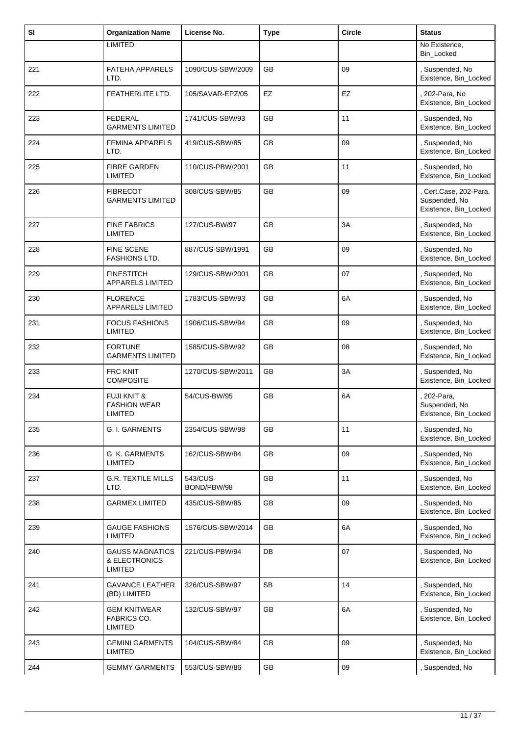| Sl | Organization Name | License No. | Type | Circle | Status |
|---|---|---|---|---|---|
| | LIMITED | | | | No Existence, Bin_Locked |
| 221 | FATEHA APPARELS LTD. | 1090/CUS-SBW/2009 | GB | 09 | , Suspended, No Existence, Bin_Locked |
| 222 | FEATHERLITE LTD. | 105/SAVAR-EPZ/05 | EZ | EZ | , 202-Para, No Existence, Bin_Locked |
| 223 | FEDERAL GARMENTS LIMITED | 1741/CUS-SBW/93 | GB | 11 | , Suspended, No Existence, Bin_Locked |
| 224 | FEMINA APPARELS LTD. | 419/CUS-SBW/85 | GB | 09 | , Suspended, No Existence, Bin_Locked |
| 225 | FIBRE GARDEN LIMITED | 110/CUS-PBW/2001 | GB | 11 | , Suspended, No Existence, Bin_Locked |
| 226 | FIBRECOT GARMENTS LIMITED | 308/CUS-SBW/85 | GB | 09 | , Cert.Case, 202-Para, Suspended, No Existence, Bin_Locked |
| 227 | FINE FABRICS LIMITED | 127/CUS-BW/97 | GB | 3A | , Suspended, No Existence, Bin_Locked |
| 228 | FINE SCENE FASHIONS LTD. | 887/CUS-SBW/1991 | GB | 09 | , Suspended, No Existence, Bin_Locked |
| 229 | FINESTITCH APPARELS LIMITED | 129/CUS-SBW/2001 | GB | 07 | , Suspended, No Existence, Bin_Locked |
| 230 | FLORENCE APPARELS LIMITED | 1783/CUS-SBW/93 | GB | 6A | , Suspended, No Existence, Bin_Locked |
| 231 | FOCUS FASHIONS LIMITED | 1906/CUS-SBW/94 | GB | 09 | , Suspended, No Existence, Bin_Locked |
| 232 | FORTUNE GARMENTS LIMITED | 1585/CUS-SBW/92 | GB | 08 | , Suspended, No Existence, Bin_Locked |
| 233 | FRC KNIT COMPOSITE | 1270/CUS-SBW/2011 | GB | 3A | , Suspended, No Existence, Bin_Locked |
| 234 | FUJI KNIT & FASHION WEAR LIMITED | 54/CUS-BW/95 | GB | 6A | , 202-Para, Suspended, No Existence, Bin_Locked |
| 235 | G. I. GARMENTS | 2354/CUS-SBW/98 | GB | 11 | , Suspended, No Existence, Bin_Locked |
| 236 | G. K. GARMENTS LIMITED | 162/CUS-SBW/84 | GB | 09 | , Suspended, No Existence, Bin_Locked |
| 237 | G.R. TEXTILE MILLS LTD. | 543/CUS-BOND/PBW/98 | GB | 11 | , Suspended, No Existence, Bin_Locked |
| 238 | GARMEX LIMITED | 435/CUS-SBW/85 | GB | 09 | , Suspended, No Existence, Bin_Locked |
| 239 | GAUGE FASHIONS LIMITED | 1576/CUS-SBW/2014 | GB | 6A | , Suspended, No Existence, Bin_Locked |
| 240 | GAUSS MAGNATICS & ELECTRONICS LIMITED | 221/CUS-PBW/94 | DB | 07 | , Suspended, No Existence, Bin_Locked |
| 241 | GAVANCE LEATHER (BD) LIMITED | 326/CUS-SBW/97 | SB | 14 | , Suspended, No Existence, Bin_Locked |
| 242 | GEM KNITWEAR FABRICS CO. LIMITED | 132/CUS-SBW/97 | GB | 6A | , Suspended, No Existence, Bin_Locked |
| 243 | GEMINI GARMENTS LIMITED | 104/CUS-SBW/84 | GB | 09 | , Suspended, No Existence, Bin_Locked |
| 244 | GEMMY GARMENTS | 553/CUS-SBW/86 | GB | 09 | , Suspended, No |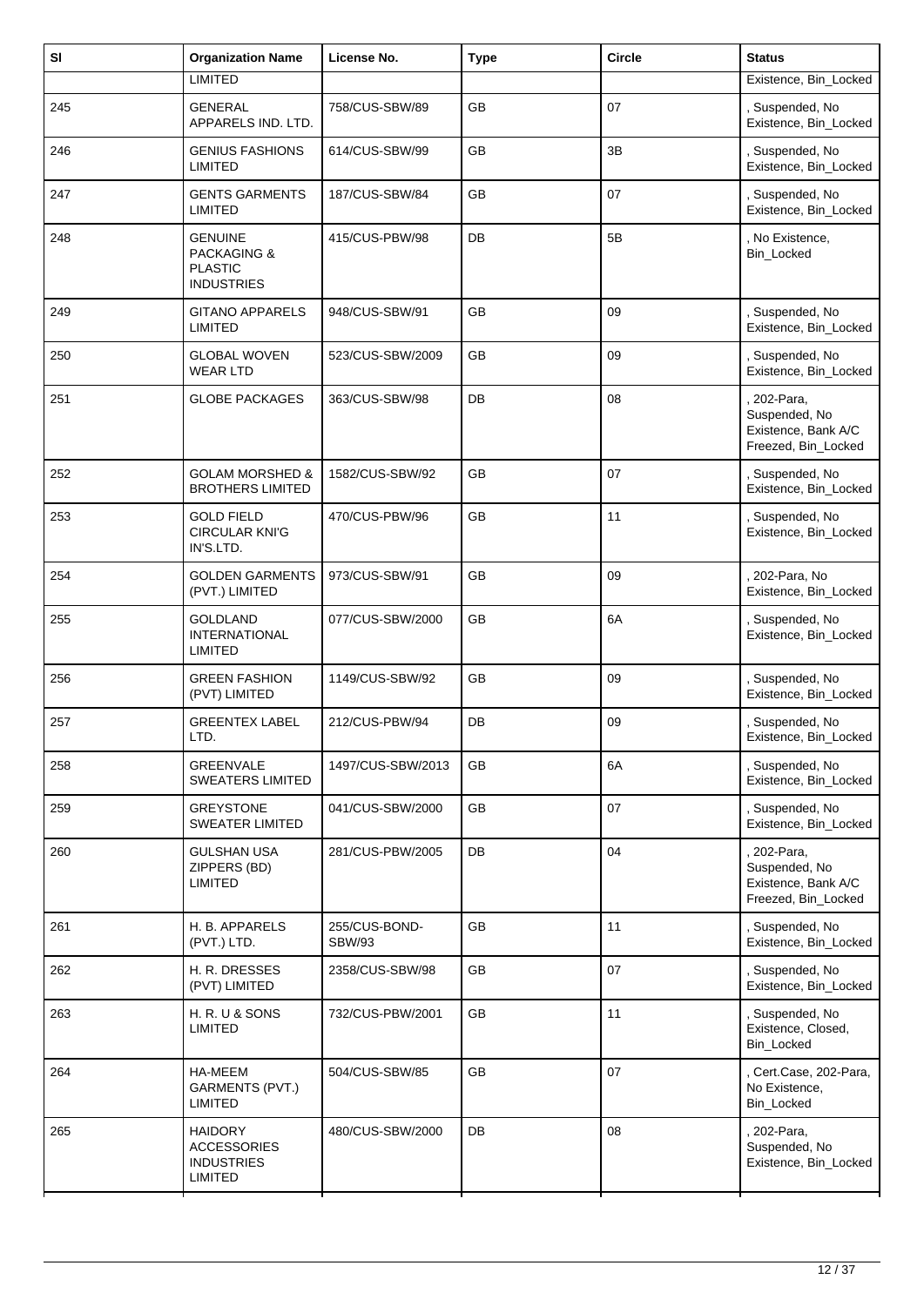| Sl | Organization Name | License No. | Type | Circle | Status |
|---|---|---|---|---|---|
| | LIMITED | | | | Existence, Bin_Locked |
| 245 | GENERAL APPARELS IND. LTD. | 758/CUS-SBW/89 | GB | 07 | , Suspended, No Existence, Bin_Locked |
| 246 | GENIUS FASHIONS LIMITED | 614/CUS-SBW/99 | GB | 3B | , Suspended, No Existence, Bin_Locked |
| 247 | GENTS GARMENTS LIMITED | 187/CUS-SBW/84 | GB | 07 | , Suspended, No Existence, Bin_Locked |
| 248 | GENUINE PACKAGING & PLASTIC INDUSTRIES | 415/CUS-PBW/98 | DB | 5B | , No Existence, Bin_Locked |
| 249 | GITANO APPARELS LIMITED | 948/CUS-SBW/91 | GB | 09 | , Suspended, No Existence, Bin_Locked |
| 250 | GLOBAL WOVEN WEAR LTD | 523/CUS-SBW/2009 | GB | 09 | , Suspended, No Existence, Bin_Locked |
| 251 | GLOBE PACKAGES | 363/CUS-SBW/98 | DB | 08 | , 202-Para, Suspended, No Existence, Bank A/C Freezed, Bin_Locked |
| 252 | GOLAM MORSHED & BROTHERS LIMITED | 1582/CUS-SBW/92 | GB | 07 | , Suspended, No Existence, Bin_Locked |
| 253 | GOLD FIELD CIRCULAR KNI'G IN'S.LTD. | 470/CUS-PBW/96 | GB | 11 | , Suspended, No Existence, Bin_Locked |
| 254 | GOLDEN GARMENTS (PVT.) LIMITED | 973/CUS-SBW/91 | GB | 09 | , 202-Para, No Existence, Bin_Locked |
| 255 | GOLDLAND INTERNATIONAL LIMITED | 077/CUS-SBW/2000 | GB | 6A | , Suspended, No Existence, Bin_Locked |
| 256 | GREEN FASHION (PVT) LIMITED | 1149/CUS-SBW/92 | GB | 09 | , Suspended, No Existence, Bin_Locked |
| 257 | GREENTEX LABEL LTD. | 212/CUS-PBW/94 | DB | 09 | , Suspended, No Existence, Bin_Locked |
| 258 | GREENVALE SWEATERS LIMITED | 1497/CUS-SBW/2013 | GB | 6A | , Suspended, No Existence, Bin_Locked |
| 259 | GREYSTONE SWEATER LIMITED | 041/CUS-SBW/2000 | GB | 07 | , Suspended, No Existence, Bin_Locked |
| 260 | GULSHAN USA ZIPPERS (BD) LIMITED | 281/CUS-PBW/2005 | DB | 04 | , 202-Para, Suspended, No Existence, Bank A/C Freezed, Bin_Locked |
| 261 | H. B. APPARELS (PVT.) LTD. | 255/CUS-BOND-SBW/93 | GB | 11 | , Suspended, No Existence, Bin_Locked |
| 262 | H. R. DRESSES (PVT) LIMITED | 2358/CUS-SBW/98 | GB | 07 | , Suspended, No Existence, Bin_Locked |
| 263 | H. R. U & SONS LIMITED | 732/CUS-PBW/2001 | GB | 11 | , Suspended, No Existence, Closed, Bin_Locked |
| 264 | HA-MEEM GARMENTS (PVT.) LIMITED | 504/CUS-SBW/85 | GB | 07 | , Cert.Case, 202-Para, No Existence, Bin_Locked |
| 265 | HAIDORY ACCESSORIES INDUSTRIES LIMITED | 480/CUS-SBW/2000 | DB | 08 | , 202-Para, Suspended, No Existence, Bin_Locked |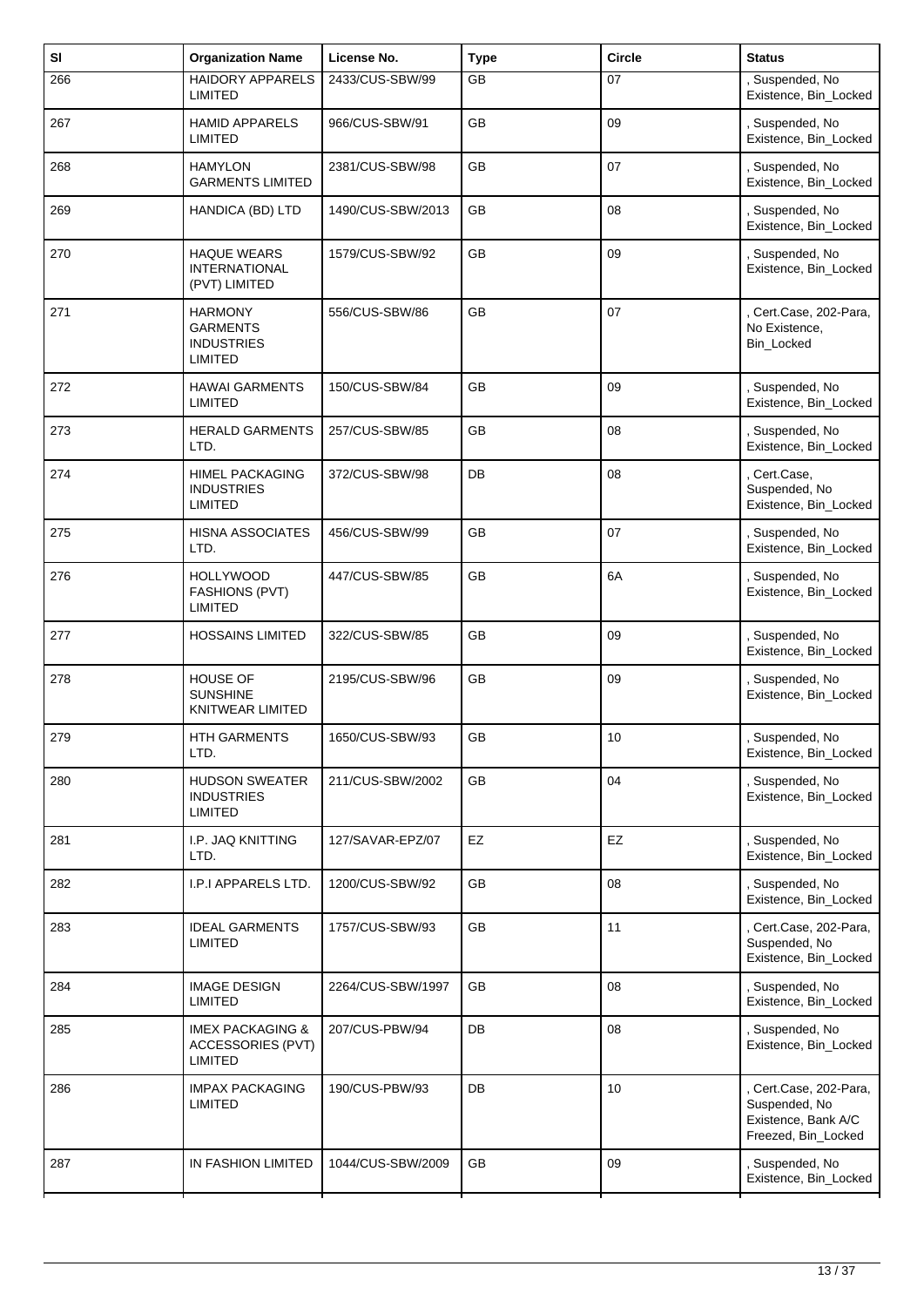| Sl | Organization Name | License No. | Type | Circle | Status |
|---|---|---|---|---|---|
| 266 | HAIDORY APPARELS LIMITED | 2433/CUS-SBW/99 | GB | 07 | , Suspended, No Existence, Bin_Locked |
| 267 | HAMID APPARELS LIMITED | 966/CUS-SBW/91 | GB | 09 | , Suspended, No Existence, Bin_Locked |
| 268 | HAMYLON GARMENTS LIMITED | 2381/CUS-SBW/98 | GB | 07 | , Suspended, No Existence, Bin_Locked |
| 269 | HANDICA (BD) LTD | 1490/CUS-SBW/2013 | GB | 08 | , Suspended, No Existence, Bin_Locked |
| 270 | HAQUE WEARS INTERNATIONAL (PVT) LIMITED | 1579/CUS-SBW/92 | GB | 09 | , Suspended, No Existence, Bin_Locked |
| 271 | HARMONY GARMENTS INDUSTRIES LIMITED | 556/CUS-SBW/86 | GB | 07 | , Cert.Case, 202-Para, No Existence, Bin_Locked |
| 272 | HAWAI GARMENTS LIMITED | 150/CUS-SBW/84 | GB | 09 | , Suspended, No Existence, Bin_Locked |
| 273 | HERALD GARMENTS LTD. | 257/CUS-SBW/85 | GB | 08 | , Suspended, No Existence, Bin_Locked |
| 274 | HIMEL PACKAGING INDUSTRIES LIMITED | 372/CUS-SBW/98 | DB | 08 | , Cert.Case, Suspended, No Existence, Bin_Locked |
| 275 | HISNA ASSOCIATES LTD. | 456/CUS-SBW/99 | GB | 07 | , Suspended, No Existence, Bin_Locked |
| 276 | HOLLYWOOD FASHIONS (PVT) LIMITED | 447/CUS-SBW/85 | GB | 6A | , Suspended, No Existence, Bin_Locked |
| 277 | HOSSAINS LIMITED | 322/CUS-SBW/85 | GB | 09 | , Suspended, No Existence, Bin_Locked |
| 278 | HOUSE OF SUNSHINE KNITWEAR LIMITED | 2195/CUS-SBW/96 | GB | 09 | , Suspended, No Existence, Bin_Locked |
| 279 | HTH GARMENTS LTD. | 1650/CUS-SBW/93 | GB | 10 | , Suspended, No Existence, Bin_Locked |
| 280 | HUDSON SWEATER INDUSTRIES LIMITED | 211/CUS-SBW/2002 | GB | 04 | , Suspended, No Existence, Bin_Locked |
| 281 | I.P. JAQ KNITTING LTD. | 127/SAVAR-EPZ/07 | EZ | EZ | , Suspended, No Existence, Bin_Locked |
| 282 | I.P.I APPARELS LTD. | 1200/CUS-SBW/92 | GB | 08 | , Suspended, No Existence, Bin_Locked |
| 283 | IDEAL GARMENTS LIMITED | 1757/CUS-SBW/93 | GB | 11 | , Cert.Case, 202-Para, Suspended, No Existence, Bin_Locked |
| 284 | IMAGE DESIGN LIMITED | 2264/CUS-SBW/1997 | GB | 08 | , Suspended, No Existence, Bin_Locked |
| 285 | IMEX PACKAGING & ACCESSORIES (PVT) LIMITED | 207/CUS-PBW/94 | DB | 08 | , Suspended, No Existence, Bin_Locked |
| 286 | IMPAX PACKAGING LIMITED | 190/CUS-PBW/93 | DB | 10 | , Cert.Case, 202-Para, Suspended, No Existence, Bank A/C Freezed, Bin_Locked |
| 287 | IN FASHION LIMITED | 1044/CUS-SBW/2009 | GB | 09 | , Suspended, No Existence, Bin_Locked |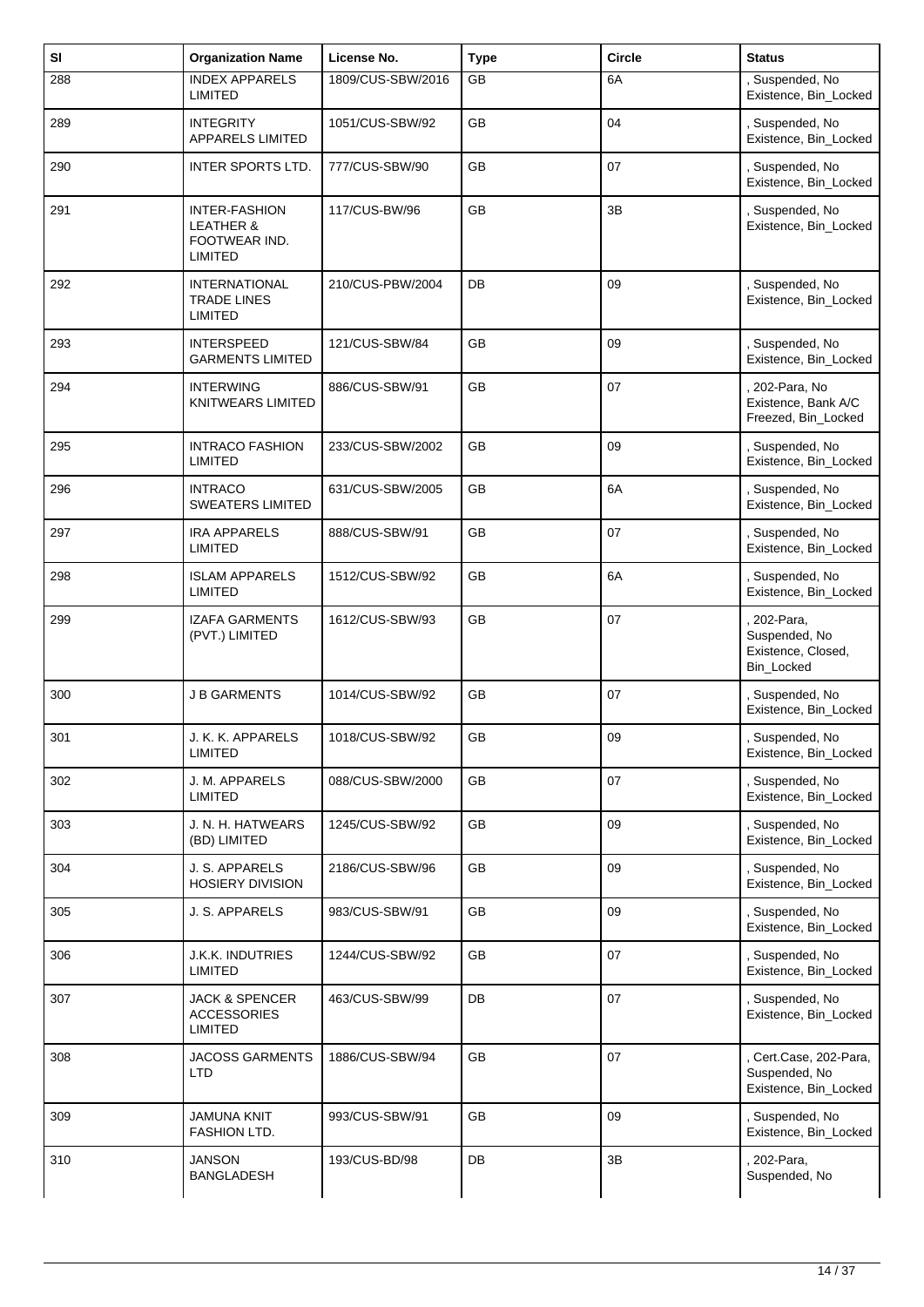| Sl | Organization Name | License No. | Type | Circle | Status |
|---|---|---|---|---|---|
| 288 | INDEX APPARELS LIMITED | 1809/CUS-SBW/2016 | GB | 6A | , Suspended, No Existence, Bin_Locked |
| 289 | INTEGRITY APPARELS LIMITED | 1051/CUS-SBW/92 | GB | 04 | , Suspended, No Existence, Bin_Locked |
| 290 | INTER SPORTS LTD. | 777/CUS-SBW/90 | GB | 07 | , Suspended, No Existence, Bin_Locked |
| 291 | INTER-FASHION LEATHER & FOOTWEAR IND. LIMITED | 117/CUS-BW/96 | GB | 3B | , Suspended, No Existence, Bin_Locked |
| 292 | INTERNATIONAL TRADE LINES LIMITED | 210/CUS-PBW/2004 | DB | 09 | , Suspended, No Existence, Bin_Locked |
| 293 | INTERSPEED GARMENTS LIMITED | 121/CUS-SBW/84 | GB | 09 | , Suspended, No Existence, Bin_Locked |
| 294 | INTERWING KNITWEARS LIMITED | 886/CUS-SBW/91 | GB | 07 | , 202-Para, No Existence, Bank A/C Freezed, Bin_Locked |
| 295 | INTRACO FASHION LIMITED | 233/CUS-SBW/2002 | GB | 09 | , Suspended, No Existence, Bin_Locked |
| 296 | INTRACO SWEATERS LIMITED | 631/CUS-SBW/2005 | GB | 6A | , Suspended, No Existence, Bin_Locked |
| 297 | IRA APPARELS LIMITED | 888/CUS-SBW/91 | GB | 07 | , Suspended, No Existence, Bin_Locked |
| 298 | ISLAM APPARELS LIMITED | 1512/CUS-SBW/92 | GB | 6A | , Suspended, No Existence, Bin_Locked |
| 299 | IZAFA GARMENTS (PVT.) LIMITED | 1612/CUS-SBW/93 | GB | 07 | , 202-Para, Suspended, No Existence, Closed, Bin_Locked |
| 300 | J B GARMENTS | 1014/CUS-SBW/92 | GB | 07 | , Suspended, No Existence, Bin_Locked |
| 301 | J. K. K. APPARELS LIMITED | 1018/CUS-SBW/92 | GB | 09 | , Suspended, No Existence, Bin_Locked |
| 302 | J. M. APPARELS LIMITED | 088/CUS-SBW/2000 | GB | 07 | , Suspended, No Existence, Bin_Locked |
| 303 | J. N. H. HATWEARS (BD) LIMITED | 1245/CUS-SBW/92 | GB | 09 | , Suspended, No Existence, Bin_Locked |
| 304 | J. S. APPARELS HOSIERY DIVISION | 2186/CUS-SBW/96 | GB | 09 | , Suspended, No Existence, Bin_Locked |
| 305 | J. S. APPARELS | 983/CUS-SBW/91 | GB | 09 | , Suspended, No Existence, Bin_Locked |
| 306 | J.K.K. INDUTRIES LIMITED | 1244/CUS-SBW/92 | GB | 07 | , Suspended, No Existence, Bin_Locked |
| 307 | JACK & SPENCER ACCESSORIES LIMITED | 463/CUS-SBW/99 | DB | 07 | , Suspended, No Existence, Bin_Locked |
| 308 | JACOSS GARMENTS LTD | 1886/CUS-SBW/94 | GB | 07 | , Cert.Case, 202-Para, Suspended, No Existence, Bin_Locked |
| 309 | JAMUNA KNIT FASHION LTD. | 993/CUS-SBW/91 | GB | 09 | , Suspended, No Existence, Bin_Locked |
| 310 | JANSON BANGLADESH | 193/CUS-BD/98 | DB | 3B | , 202-Para, Suspended, No |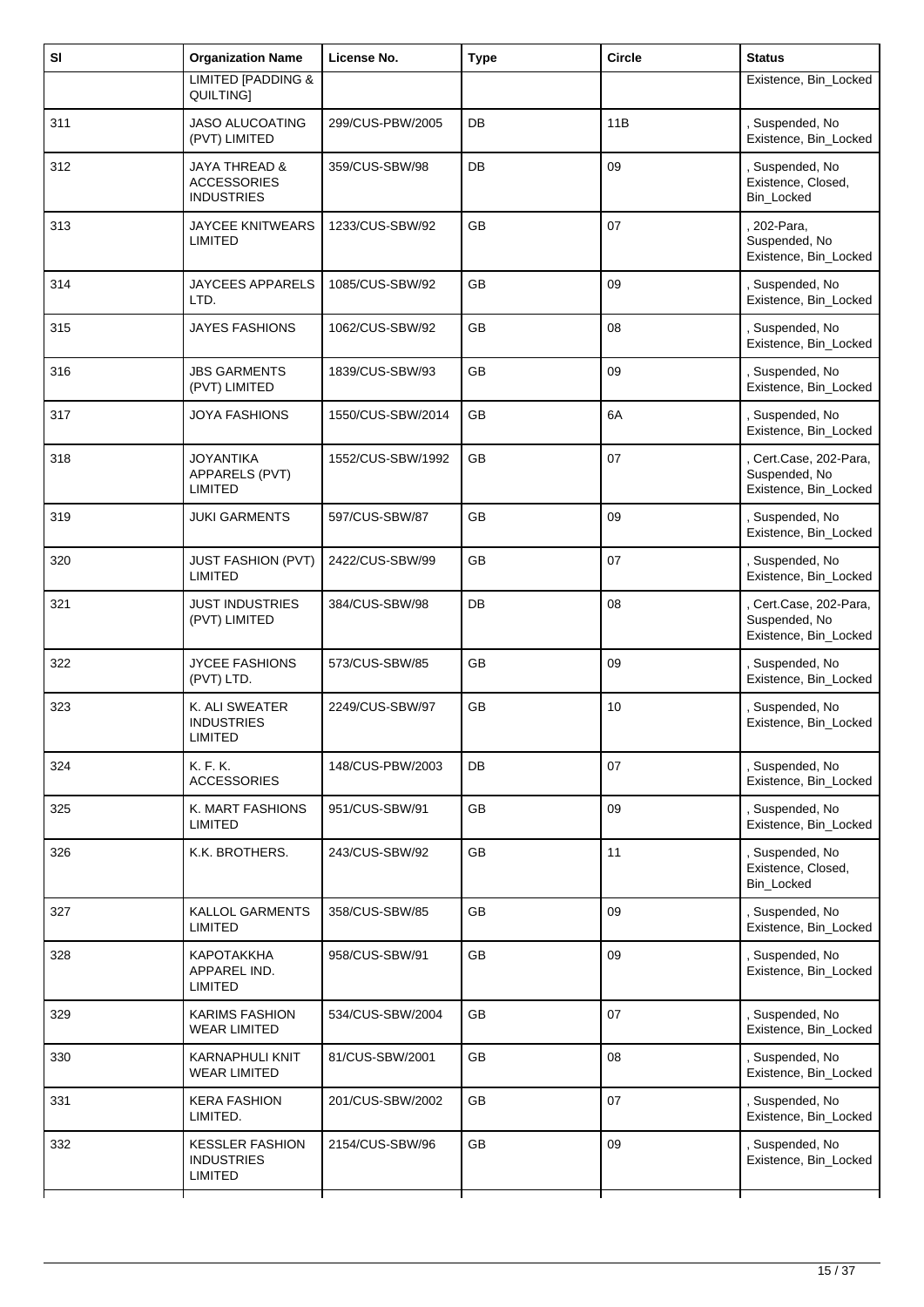| Sl | Organization Name | License No. | Type | Circle | Status |
|---|---|---|---|---|---|
| | LIMITED [PADDING & QUILTING] | | | | Existence, Bin_Locked |
| 311 | JASO ALUCOATING (PVT) LIMITED | 299/CUS-PBW/2005 | DB | 11B | , Suspended, No Existence, Bin_Locked |
| 312 | JAYA THREAD & ACCESSORIES INDUSTRIES | 359/CUS-SBW/98 | DB | 09 | , Suspended, No Existence, Closed, Bin_Locked |
| 313 | JAYCEE KNITWEARS LIMITED | 1233/CUS-SBW/92 | GB | 07 | , 202-Para, Suspended, No Existence, Bin_Locked |
| 314 | JAYCEES APPARELS LTD. | 1085/CUS-SBW/92 | GB | 09 | , Suspended, No Existence, Bin_Locked |
| 315 | JAYES FASHIONS | 1062/CUS-SBW/92 | GB | 08 | , Suspended, No Existence, Bin_Locked |
| 316 | JBS GARMENTS (PVT) LIMITED | 1839/CUS-SBW/93 | GB | 09 | , Suspended, No Existence, Bin_Locked |
| 317 | JOYA FASHIONS | 1550/CUS-SBW/2014 | GB | 6A | , Suspended, No Existence, Bin_Locked |
| 318 | JOYANTIKA APPARELS (PVT) LIMITED | 1552/CUS-SBW/1992 | GB | 07 | , Cert.Case, 202-Para, Suspended, No Existence, Bin_Locked |
| 319 | JUKI GARMENTS | 597/CUS-SBW/87 | GB | 09 | , Suspended, No Existence, Bin_Locked |
| 320 | JUST FASHION (PVT) LIMITED | 2422/CUS-SBW/99 | GB | 07 | , Suspended, No Existence, Bin_Locked |
| 321 | JUST INDUSTRIES (PVT) LIMITED | 384/CUS-SBW/98 | DB | 08 | , Cert.Case, 202-Para, Suspended, No Existence, Bin_Locked |
| 322 | JYCEE FASHIONS (PVT) LTD. | 573/CUS-SBW/85 | GB | 09 | , Suspended, No Existence, Bin_Locked |
| 323 | K. ALI SWEATER INDUSTRIES LIMITED | 2249/CUS-SBW/97 | GB | 10 | , Suspended, No Existence, Bin_Locked |
| 324 | K. F. K. ACCESSORIES | 148/CUS-PBW/2003 | DB | 07 | , Suspended, No Existence, Bin_Locked |
| 325 | K. MART FASHIONS LIMITED | 951/CUS-SBW/91 | GB | 09 | , Suspended, No Existence, Bin_Locked |
| 326 | K.K. BROTHERS. | 243/CUS-SBW/92 | GB | 11 | , Suspended, No Existence, Closed, Bin_Locked |
| 327 | KALLOL GARMENTS LIMITED | 358/CUS-SBW/85 | GB | 09 | , Suspended, No Existence, Bin_Locked |
| 328 | KAPOTAKKHA APPAREL IND. LIMITED | 958/CUS-SBW/91 | GB | 09 | , Suspended, No Existence, Bin_Locked |
| 329 | KARIMS FASHION WEAR LIMITED | 534/CUS-SBW/2004 | GB | 07 | , Suspended, No Existence, Bin_Locked |
| 330 | KARNAPHULI KNIT WEAR LIMITED | 81/CUS-SBW/2001 | GB | 08 | , Suspended, No Existence, Bin_Locked |
| 331 | KERA FASHION LIMITED. | 201/CUS-SBW/2002 | GB | 07 | , Suspended, No Existence, Bin_Locked |
| 332 | KESSLER FASHION INDUSTRIES LIMITED | 2154/CUS-SBW/96 | GB | 09 | , Suspended, No Existence, Bin_Locked |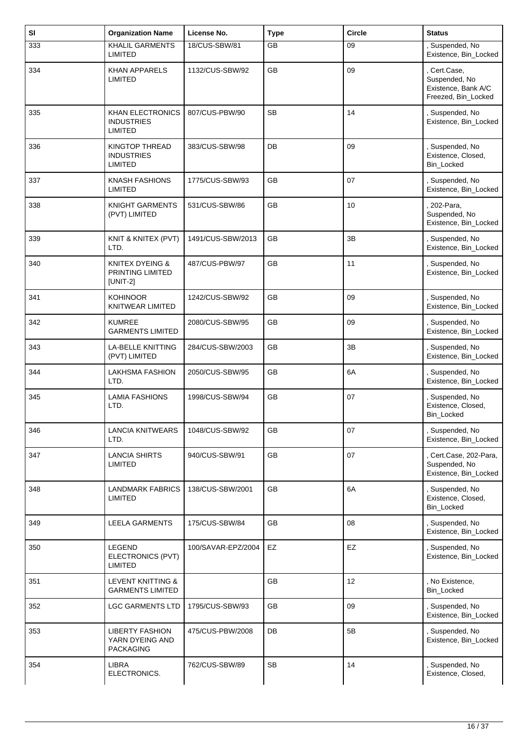| Sl | Organization Name | License No. | Type | Circle | Status |
|---|---|---|---|---|---|
| 333 | KHALIL GARMENTS LIMITED | 18/CUS-SBW/81 | GB | 09 | , Suspended, No Existence, Bin_Locked |
| 334 | KHAN APPARELS LIMITED | 1132/CUS-SBW/92 | GB | 09 | , Cert.Case, Suspended, No Existence, Bank A/C Freezed, Bin_Locked |
| 335 | KHAN ELECTRONICS INDUSTRIES LIMITED | 807/CUS-PBW/90 | SB | 14 | , Suspended, No Existence, Bin_Locked |
| 336 | KINGTOP THREAD INDUSTRIES LIMITED | 383/CUS-SBW/98 | DB | 09 | , Suspended, No Existence, Closed, Bin_Locked |
| 337 | KNASH FASHIONS LIMITED | 1775/CUS-SBW/93 | GB | 07 | , Suspended, No Existence, Bin_Locked |
| 338 | KNIGHT GARMENTS (PVT) LIMITED | 531/CUS-SBW/86 | GB | 10 | , 202-Para, Suspended, No Existence, Bin_Locked |
| 339 | KNIT & KNITEX (PVT) LTD. | 1491/CUS-SBW/2013 | GB | 3B | , Suspended, No Existence, Bin_Locked |
| 340 | KNITEX DYEING & PRINTING LIMITED [UNIT-2] | 487/CUS-PBW/97 | GB | 11 | , Suspended, No Existence, Bin_Locked |
| 341 | KOHINOOR KNITWEAR LIMITED | 1242/CUS-SBW/92 | GB | 09 | , Suspended, No Existence, Bin_Locked |
| 342 | KUMREE GARMENTS LIMITED | 2080/CUS-SBW/95 | GB | 09 | , Suspended, No Existence, Bin_Locked |
| 343 | LA-BELLE KNITTING (PVT) LIMITED | 284/CUS-SBW/2003 | GB | 3B | , Suspended, No Existence, Bin_Locked |
| 344 | LAKHSMA FASHION LTD. | 2050/CUS-SBW/95 | GB | 6A | , Suspended, No Existence, Bin_Locked |
| 345 | LAMIA FASHIONS LTD. | 1998/CUS-SBW/94 | GB | 07 | , Suspended, No Existence, Closed, Bin_Locked |
| 346 | LANCIA KNITWEARS LTD. | 1048/CUS-SBW/92 | GB | 07 | , Suspended, No Existence, Bin_Locked |
| 347 | LANCIA SHIRTS LIMITED | 940/CUS-SBW/91 | GB | 07 | , Cert.Case, 202-Para, Suspended, No Existence, Bin_Locked |
| 348 | LANDMARK FABRICS LIMITED | 138/CUS-SBW/2001 | GB | 6A | , Suspended, No Existence, Closed, Bin_Locked |
| 349 | LEELA GARMENTS | 175/CUS-SBW/84 | GB | 08 | , Suspended, No Existence, Bin_Locked |
| 350 | LEGEND ELECTRONICS (PVT) LIMITED | 100/SAVAR-EPZ/2004 | EZ | EZ | , Suspended, No Existence, Bin_Locked |
| 351 | LEVENT KNITTING & GARMENTS LIMITED | | GB | 12 | , No Existence, Bin_Locked |
| 352 | LGC GARMENTS LTD | 1795/CUS-SBW/93 | GB | 09 | , Suspended, No Existence, Bin_Locked |
| 353 | LIBERTY FASHION YARN DYEING AND PACKAGING | 475/CUS-PBW/2008 | DB | 5B | , Suspended, No Existence, Bin_Locked |
| 354 | LIBRA ELECTRONICS. | 762/CUS-SBW/89 | SB | 14 | , Suspended, No Existence, Closed, |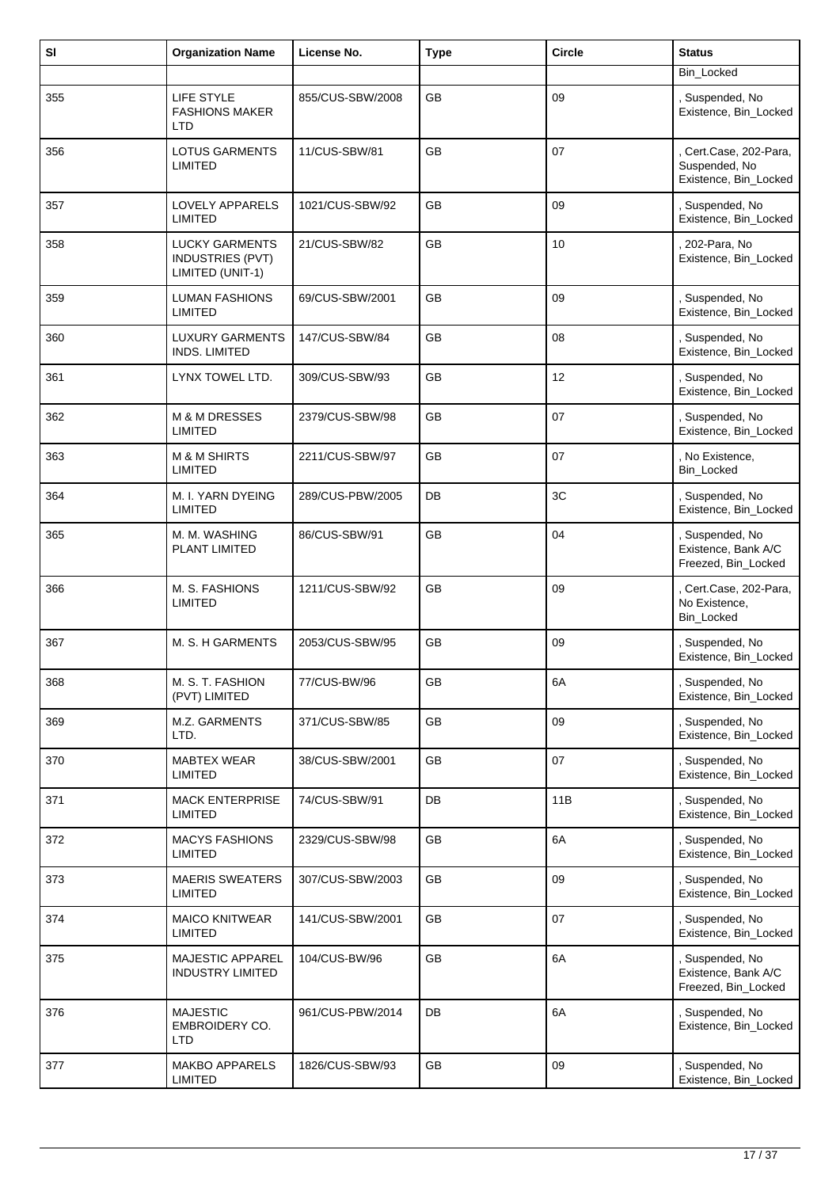| Sl | Organization Name | License No. | Type | Circle | Status |
|---|---|---|---|---|---|
| | | | | | Bin_Locked |
| 355 | LIFE STYLE FASHIONS MAKER LTD | 855/CUS-SBW/2008 | GB | 09 | , Suspended, No Existence, Bin_Locked |
| 356 | LOTUS GARMENTS LIMITED | 11/CUS-SBW/81 | GB | 07 | , Cert.Case, 202-Para, Suspended, No Existence, Bin_Locked |
| 357 | LOVELY APPARELS LIMITED | 1021/CUS-SBW/92 | GB | 09 | , Suspended, No Existence, Bin_Locked |
| 358 | LUCKY GARMENTS INDUSTRIES (PVT) LIMITED (UNIT-1) | 21/CUS-SBW/82 | GB | 10 | , 202-Para, No Existence, Bin_Locked |
| 359 | LUMAN FASHIONS LIMITED | 69/CUS-SBW/2001 | GB | 09 | , Suspended, No Existence, Bin_Locked |
| 360 | LUXURY GARMENTS INDS. LIMITED | 147/CUS-SBW/84 | GB | 08 | , Suspended, No Existence, Bin_Locked |
| 361 | LYNX TOWEL LTD. | 309/CUS-SBW/93 | GB | 12 | , Suspended, No Existence, Bin_Locked |
| 362 | M & M DRESSES LIMITED | 2379/CUS-SBW/98 | GB | 07 | , Suspended, No Existence, Bin_Locked |
| 363 | M & M SHIRTS LIMITED | 2211/CUS-SBW/97 | GB | 07 | , No Existence, Bin_Locked |
| 364 | M. I. YARN DYEING LIMITED | 289/CUS-PBW/2005 | DB | 3C | , Suspended, No Existence, Bin_Locked |
| 365 | M. M. WASHING PLANT LIMITED | 86/CUS-SBW/91 | GB | 04 | , Suspended, No Existence, Bank A/C Freezed, Bin_Locked |
| 366 | M. S. FASHIONS LIMITED | 1211/CUS-SBW/92 | GB | 09 | , Cert.Case, 202-Para, No Existence, Bin_Locked |
| 367 | M. S. H GARMENTS | 2053/CUS-SBW/95 | GB | 09 | , Suspended, No Existence, Bin_Locked |
| 368 | M. S. T. FASHION (PVT) LIMITED | 77/CUS-BW/96 | GB | 6A | , Suspended, No Existence, Bin_Locked |
| 369 | M.Z. GARMENTS LTD. | 371/CUS-SBW/85 | GB | 09 | , Suspended, No Existence, Bin_Locked |
| 370 | MABTEX WEAR LIMITED | 38/CUS-SBW/2001 | GB | 07 | , Suspended, No Existence, Bin_Locked |
| 371 | MACK ENTERPRISE LIMITED | 74/CUS-SBW/91 | DB | 11B | , Suspended, No Existence, Bin_Locked |
| 372 | MACYS FASHIONS LIMITED | 2329/CUS-SBW/98 | GB | 6A | , Suspended, No Existence, Bin_Locked |
| 373 | MAERIS SWEATERS LIMITED | 307/CUS-SBW/2003 | GB | 09 | , Suspended, No Existence, Bin_Locked |
| 374 | MAICO KNITWEAR LIMITED | 141/CUS-SBW/2001 | GB | 07 | , Suspended, No Existence, Bin_Locked |
| 375 | MAJESTIC APPAREL INDUSTRY LIMITED | 104/CUS-BW/96 | GB | 6A | , Suspended, No Existence, Bank A/C Freezed, Bin_Locked |
| 376 | MAJESTIC EMBROIDERY CO. LTD | 961/CUS-PBW/2014 | DB | 6A | , Suspended, No Existence, Bin_Locked |
| 377 | MAKBO APPARELS LIMITED | 1826/CUS-SBW/93 | GB | 09 | , Suspended, No Existence, Bin_Locked |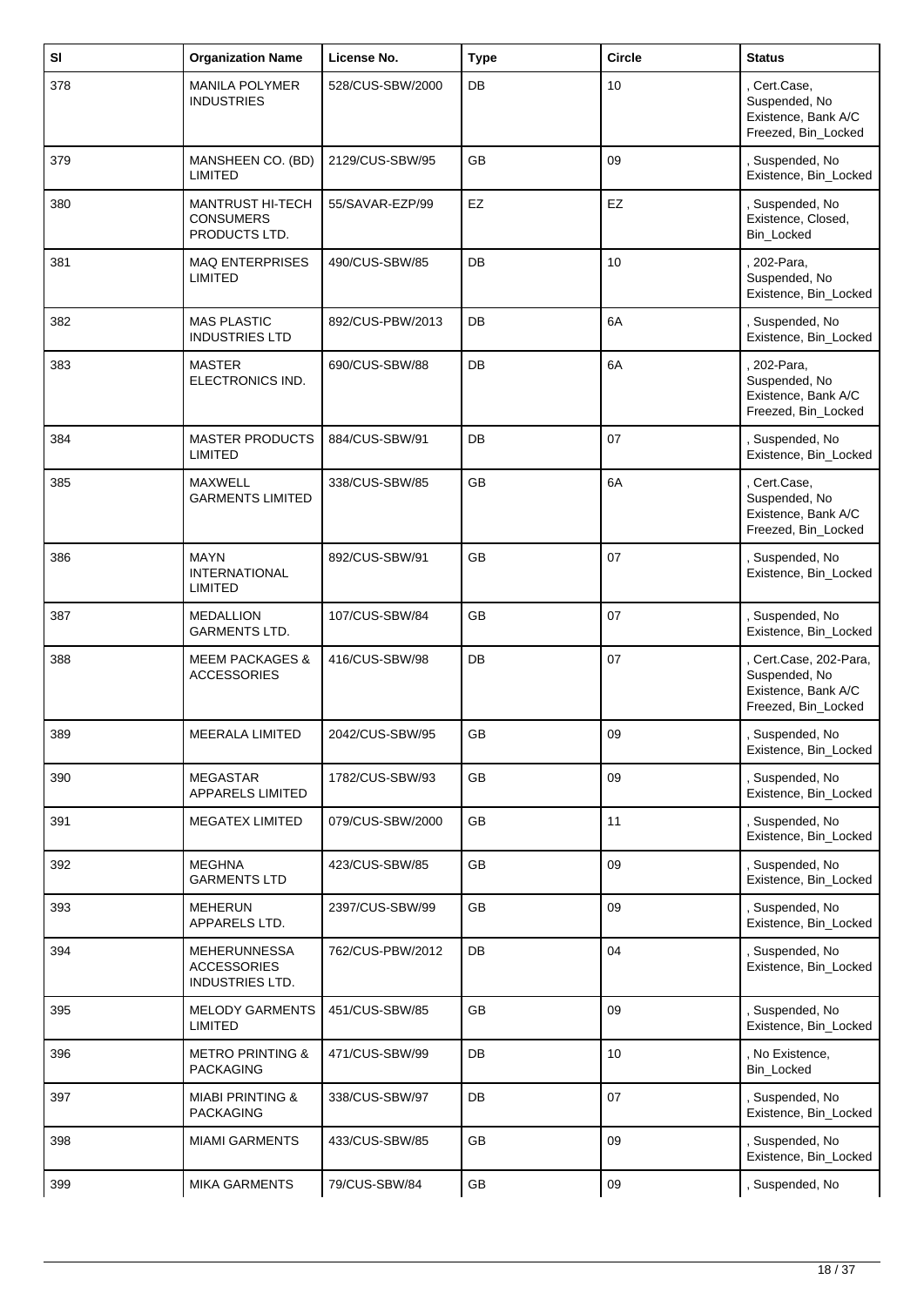| Sl | Organization Name | License No. | Type | Circle | Status |
|---|---|---|---|---|---|
| 378 | MANILA POLYMER INDUSTRIES | 528/CUS-SBW/2000 | DB | 10 | , Cert.Case, Suspended, No Existence, Bank A/C Freezed, Bin_Locked |
| 379 | MANSHEEN CO. (BD) LIMITED | 2129/CUS-SBW/95 | GB | 09 | , Suspended, No Existence, Bin_Locked |
| 380 | MANTRUST HI-TECH CONSUMERS PRODUCTS LTD. | 55/SAVAR-EZP/99 | EZ | EZ | , Suspended, No Existence, Closed, Bin_Locked |
| 381 | MAQ ENTERPRISES LIMITED | 490/CUS-SBW/85 | DB | 10 | , 202-Para, Suspended, No Existence, Bin_Locked |
| 382 | MAS PLASTIC INDUSTRIES LTD | 892/CUS-PBW/2013 | DB | 6A | , Suspended, No Existence, Bin_Locked |
| 383 | MASTER ELECTRONICS IND. | 690/CUS-SBW/88 | DB | 6A | , 202-Para, Suspended, No Existence, Bank A/C Freezed, Bin_Locked |
| 384 | MASTER PRODUCTS LIMITED | 884/CUS-SBW/91 | DB | 07 | , Suspended, No Existence, Bin_Locked |
| 385 | MAXWELL GARMENTS LIMITED | 338/CUS-SBW/85 | GB | 6A | , Cert.Case, Suspended, No Existence, Bank A/C Freezed, Bin_Locked |
| 386 | MAYN INTERNATIONAL LIMITED | 892/CUS-SBW/91 | GB | 07 | , Suspended, No Existence, Bin_Locked |
| 387 | MEDALLION GARMENTS LTD. | 107/CUS-SBW/84 | GB | 07 | , Suspended, No Existence, Bin_Locked |
| 388 | MEEM PACKAGES & ACCESSORIES | 416/CUS-SBW/98 | DB | 07 | , Cert.Case, 202-Para, Suspended, No Existence, Bank A/C Freezed, Bin_Locked |
| 389 | MEERALA LIMITED | 2042/CUS-SBW/95 | GB | 09 | , Suspended, No Existence, Bin_Locked |
| 390 | MEGASTAR APPARELS LIMITED | 1782/CUS-SBW/93 | GB | 09 | , Suspended, No Existence, Bin_Locked |
| 391 | MEGATEX LIMITED | 079/CUS-SBW/2000 | GB | 11 | , Suspended, No Existence, Bin_Locked |
| 392 | MEGHNA GARMENTS LTD | 423/CUS-SBW/85 | GB | 09 | , Suspended, No Existence, Bin_Locked |
| 393 | MEHERUN APPARELS LTD. | 2397/CUS-SBW/99 | GB | 09 | , Suspended, No Existence, Bin_Locked |
| 394 | MEHERUNNESSA ACCESSORIES INDUSTRIES LTD. | 762/CUS-PBW/2012 | DB | 04 | , Suspended, No Existence, Bin_Locked |
| 395 | MELODY GARMENTS LIMITED | 451/CUS-SBW/85 | GB | 09 | , Suspended, No Existence, Bin_Locked |
| 396 | METRO PRINTING & PACKAGING | 471/CUS-SBW/99 | DB | 10 | , No Existence, Bin_Locked |
| 397 | MIABI PRINTING & PACKAGING | 338/CUS-SBW/97 | DB | 07 | , Suspended, No Existence, Bin_Locked |
| 398 | MIAMI GARMENTS | 433/CUS-SBW/85 | GB | 09 | , Suspended, No Existence, Bin_Locked |
| 399 | MIKA GARMENTS | 79/CUS-SBW/84 | GB | 09 | , Suspended, No |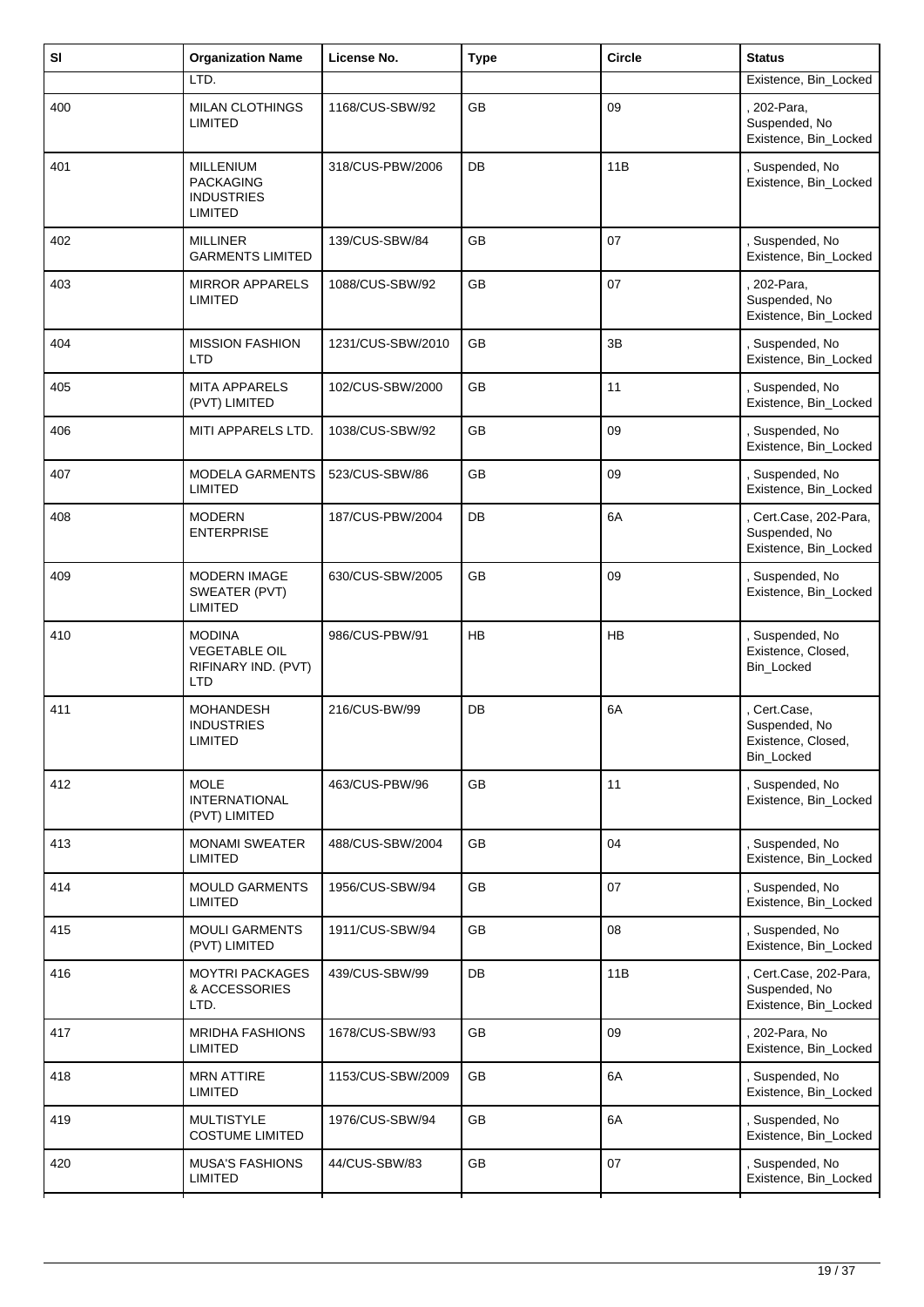| Sl | Organization Name | License No. | Type | Circle | Status |
|---|---|---|---|---|---|
| | LTD. | | | | Existence, Bin_Locked |
| 400 | MILAN CLOTHINGS LIMITED | 1168/CUS-SBW/92 | GB | 09 | , 202-Para, Suspended, No Existence, Bin_Locked |
| 401 | MILLENIUM PACKAGING INDUSTRIES LIMITED | 318/CUS-PBW/2006 | DB | 11B | , Suspended, No Existence, Bin_Locked |
| 402 | MILLINER GARMENTS LIMITED | 139/CUS-SBW/84 | GB | 07 | , Suspended, No Existence, Bin_Locked |
| 403 | MIRROR APPARELS LIMITED | 1088/CUS-SBW/92 | GB | 07 | , 202-Para, Suspended, No Existence, Bin_Locked |
| 404 | MISSION FASHION LTD | 1231/CUS-SBW/2010 | GB | 3B | , Suspended, No Existence, Bin_Locked |
| 405 | MITA APPARELS (PVT) LIMITED | 102/CUS-SBW/2000 | GB | 11 | , Suspended, No Existence, Bin_Locked |
| 406 | MITI APPARELS LTD. | 1038/CUS-SBW/92 | GB | 09 | , Suspended, No Existence, Bin_Locked |
| 407 | MODELA GARMENTS LIMITED | 523/CUS-SBW/86 | GB | 09 | , Suspended, No Existence, Bin_Locked |
| 408 | MODERN ENTERPRISE | 187/CUS-PBW/2004 | DB | 6A | , Cert.Case, 202-Para, Suspended, No Existence, Bin_Locked |
| 409 | MODERN IMAGE SWEATER (PVT) LIMITED | 630/CUS-SBW/2005 | GB | 09 | , Suspended, No Existence, Bin_Locked |
| 410 | MODINA VEGETABLE OIL RIFINARY IND. (PVT) LTD | 986/CUS-PBW/91 | HB | HB | , Suspended, No Existence, Closed, Bin_Locked |
| 411 | MOHANDESH INDUSTRIES LIMITED | 216/CUS-BW/99 | DB | 6A | , Cert.Case, Suspended, No Existence, Closed, Bin_Locked |
| 412 | MOLE INTERNATIONAL (PVT) LIMITED | 463/CUS-PBW/96 | GB | 11 | , Suspended, No Existence, Bin_Locked |
| 413 | MONAMI SWEATER LIMITED | 488/CUS-SBW/2004 | GB | 04 | , Suspended, No Existence, Bin_Locked |
| 414 | MOULD GARMENTS LIMITED | 1956/CUS-SBW/94 | GB | 07 | , Suspended, No Existence, Bin_Locked |
| 415 | MOULI GARMENTS (PVT) LIMITED | 1911/CUS-SBW/94 | GB | 08 | , Suspended, No Existence, Bin_Locked |
| 416 | MOYTRI PACKAGES & ACCESSORIES LTD. | 439/CUS-SBW/99 | DB | 11B | , Cert.Case, 202-Para, Suspended, No Existence, Bin_Locked |
| 417 | MRIDHA FASHIONS LIMITED | 1678/CUS-SBW/93 | GB | 09 | , 202-Para, No Existence, Bin_Locked |
| 418 | MRN ATTIRE LIMITED | 1153/CUS-SBW/2009 | GB | 6A | , Suspended, No Existence, Bin_Locked |
| 419 | MULTISTYLE COSTUME LIMITED | 1976/CUS-SBW/94 | GB | 6A | , Suspended, No Existence, Bin_Locked |
| 420 | MUSA'S FASHIONS LIMITED | 44/CUS-SBW/83 | GB | 07 | , Suspended, No Existence, Bin_Locked |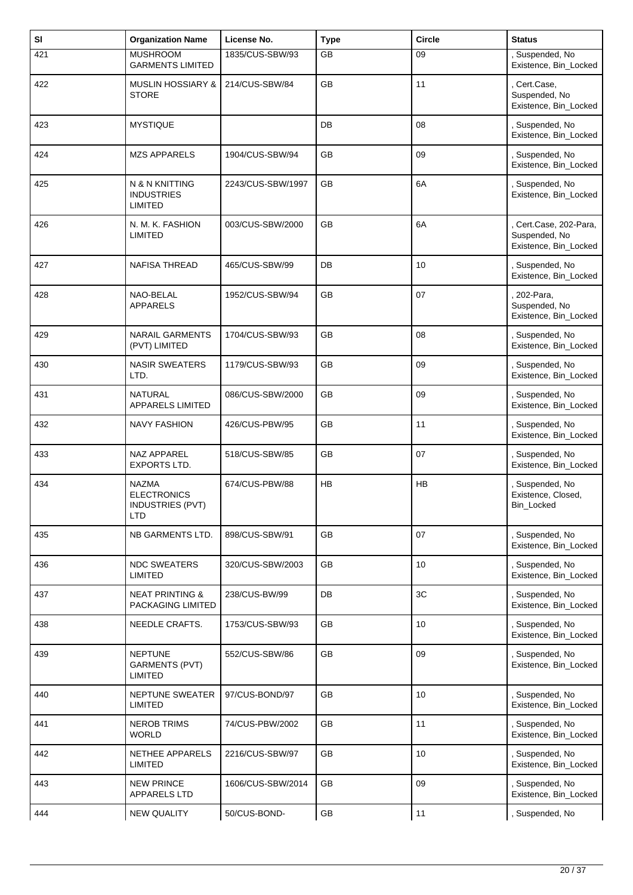| Sl | Organization Name | License No. | Type | Circle | Status |
|---|---|---|---|---|---|
| 421 | MUSHROOM GARMENTS LIMITED | 1835/CUS-SBW/93 | GB | 09 | , Suspended, No Existence, Bin_Locked |
| 422 | MUSLIN HOSSIARY & STORE | 214/CUS-SBW/84 | GB | 11 | , Cert.Case, Suspended, No Existence, Bin_Locked |
| 423 | MYSTIQUE | | DB | 08 | , Suspended, No Existence, Bin_Locked |
| 424 | MZS APPARELS | 1904/CUS-SBW/94 | GB | 09 | , Suspended, No Existence, Bin_Locked |
| 425 | N & N KNITTING INDUSTRIES LIMITED | 2243/CUS-SBW/1997 | GB | 6A | , Suspended, No Existence, Bin_Locked |
| 426 | N. M. K. FASHION LIMITED | 003/CUS-SBW/2000 | GB | 6A | , Cert.Case, 202-Para, Suspended, No Existence, Bin_Locked |
| 427 | NAFISA THREAD | 465/CUS-SBW/99 | DB | 10 | , Suspended, No Existence, Bin_Locked |
| 428 | NAO-BELAL APPARELS | 1952/CUS-SBW/94 | GB | 07 | , 202-Para, Suspended, No Existence, Bin_Locked |
| 429 | NARAIL GARMENTS (PVT) LIMITED | 1704/CUS-SBW/93 | GB | 08 | , Suspended, No Existence, Bin_Locked |
| 430 | NASIR SWEATERS LTD. | 1179/CUS-SBW/93 | GB | 09 | , Suspended, No Existence, Bin_Locked |
| 431 | NATURAL APPARELS LIMITED | 086/CUS-SBW/2000 | GB | 09 | , Suspended, No Existence, Bin_Locked |
| 432 | NAVY FASHION | 426/CUS-PBW/95 | GB | 11 | , Suspended, No Existence, Bin_Locked |
| 433 | NAZ APPAREL EXPORTS LTD. | 518/CUS-SBW/85 | GB | 07 | , Suspended, No Existence, Bin_Locked |
| 434 | NAZMA ELECTRONICS INDUSTRIES (PVT) LTD | 674/CUS-PBW/88 | HB | HB | , Suspended, No Existence, Closed, Bin_Locked |
| 435 | NB GARMENTS LTD. | 898/CUS-SBW/91 | GB | 07 | , Suspended, No Existence, Bin_Locked |
| 436 | NDC SWEATERS LIMITED | 320/CUS-SBW/2003 | GB | 10 | , Suspended, No Existence, Bin_Locked |
| 437 | NEAT PRINTING & PACKAGING LIMITED | 238/CUS-BW/99 | DB | 3C | , Suspended, No Existence, Bin_Locked |
| 438 | NEEDLE CRAFTS. | 1753/CUS-SBW/93 | GB | 10 | , Suspended, No Existence, Bin_Locked |
| 439 | NEPTUNE GARMENTS (PVT) LIMITED | 552/CUS-SBW/86 | GB | 09 | , Suspended, No Existence, Bin_Locked |
| 440 | NEPTUNE SWEATER LIMITED | 97/CUS-BOND/97 | GB | 10 | , Suspended, No Existence, Bin_Locked |
| 441 | NEROB TRIMS WORLD | 74/CUS-PBW/2002 | GB | 11 | , Suspended, No Existence, Bin_Locked |
| 442 | NETHEE APPARELS LIMITED | 2216/CUS-SBW/97 | GB | 10 | , Suspended, No Existence, Bin_Locked |
| 443 | NEW PRINCE APPARELS LTD | 1606/CUS-SBW/2014 | GB | 09 | , Suspended, No Existence, Bin_Locked |
| 444 | NEW QUALITY | 50/CUS-BOND- | GB | 11 | , Suspended, No |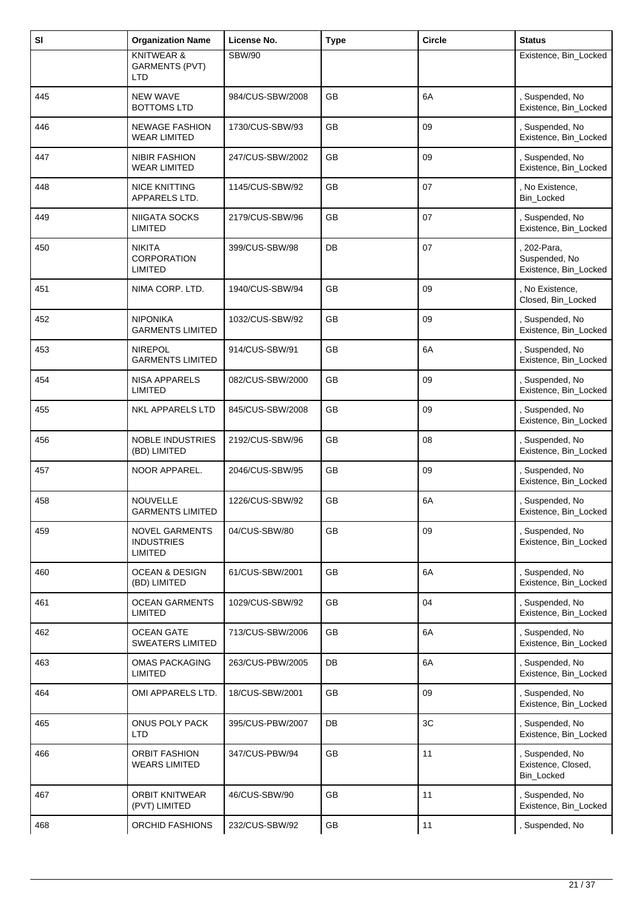| Sl | Organization Name | License No. | Type | Circle | Status |
|---|---|---|---|---|---|
| | KNITWEAR & GARMENTS (PVT) LTD | SBW/90 | | | Existence, Bin_Locked |
| 445 | NEW WAVE BOTTOMS LTD | 984/CUS-SBW/2008 | GB | 6A | , Suspended, No Existence, Bin_Locked |
| 446 | NEWAGE FASHION WEAR LIMITED | 1730/CUS-SBW/93 | GB | 09 | , Suspended, No Existence, Bin_Locked |
| 447 | NIBIR FASHION WEAR LIMITED | 247/CUS-SBW/2002 | GB | 09 | , Suspended, No Existence, Bin_Locked |
| 448 | NICE KNITTING APPARELS LTD. | 1145/CUS-SBW/92 | GB | 07 | , No Existence, Bin_Locked |
| 449 | NIIGATA SOCKS LIMITED | 2179/CUS-SBW/96 | GB | 07 | , Suspended, No Existence, Bin_Locked |
| 450 | NIKITA CORPORATION LIMITED | 399/CUS-SBW/98 | DB | 07 | , 202-Para, Suspended, No Existence, Bin_Locked |
| 451 | NIMA CORP. LTD. | 1940/CUS-SBW/94 | GB | 09 | , No Existence, Closed, Bin_Locked |
| 452 | NIPONIKA GARMENTS LIMITED | 1032/CUS-SBW/92 | GB | 09 | , Suspended, No Existence, Bin_Locked |
| 453 | NIREPOL GARMENTS LIMITED | 914/CUS-SBW/91 | GB | 6A | , Suspended, No Existence, Bin_Locked |
| 454 | NISA APPARELS LIMITED | 082/CUS-SBW/2000 | GB | 09 | , Suspended, No Existence, Bin_Locked |
| 455 | NKL APPARELS LTD | 845/CUS-SBW/2008 | GB | 09 | , Suspended, No Existence, Bin_Locked |
| 456 | NOBLE INDUSTRIES (BD) LIMITED | 2192/CUS-SBW/96 | GB | 08 | , Suspended, No Existence, Bin_Locked |
| 457 | NOOR APPAREL. | 2046/CUS-SBW/95 | GB | 09 | , Suspended, No Existence, Bin_Locked |
| 458 | NOUVELLE GARMENTS LIMITED | 1226/CUS-SBW/92 | GB | 6A | , Suspended, No Existence, Bin_Locked |
| 459 | NOVEL GARMENTS INDUSTRIES LIMITED | 04/CUS-SBW/80 | GB | 09 | , Suspended, No Existence, Bin_Locked |
| 460 | OCEAN & DESIGN (BD) LIMITED | 61/CUS-SBW/2001 | GB | 6A | , Suspended, No Existence, Bin_Locked |
| 461 | OCEAN GARMENTS LIMITED | 1029/CUS-SBW/92 | GB | 04 | , Suspended, No Existence, Bin_Locked |
| 462 | OCEAN GATE SWEATERS LIMITED | 713/CUS-SBW/2006 | GB | 6A | , Suspended, No Existence, Bin_Locked |
| 463 | OMAS PACKAGING LIMITED | 263/CUS-PBW/2005 | DB | 6A | , Suspended, No Existence, Bin_Locked |
| 464 | OMI APPARELS LTD. | 18/CUS-SBW/2001 | GB | 09 | , Suspended, No Existence, Bin_Locked |
| 465 | ONUS POLY PACK LTD | 395/CUS-PBW/2007 | DB | 3C | , Suspended, No Existence, Bin_Locked |
| 466 | ORBIT FASHION WEARS LIMITED | 347/CUS-PBW/94 | GB | 11 | , Suspended, No Existence, Closed, Bin_Locked |
| 467 | ORBIT KNITWEAR (PVT) LIMITED | 46/CUS-SBW/90 | GB | 11 | , Suspended, No Existence, Bin_Locked |
| 468 | ORCHID FASHIONS | 232/CUS-SBW/92 | GB | 11 | , Suspended, No |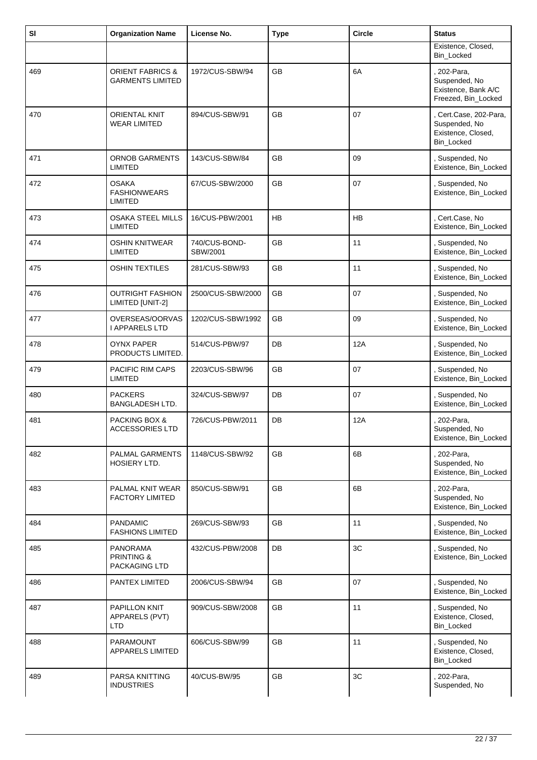| Sl | Organization Name | License No. | Type | Circle | Status |
|---|---|---|---|---|---|
| | | | | | Existence, Closed, Bin_Locked |
| 469 | ORIENT FABRICS & GARMENTS LIMITED | 1972/CUS-SBW/94 | GB | 6A | , 202-Para, Suspended, No Existence, Bank A/C Freezed, Bin_Locked |
| 470 | ORIENTAL KNIT WEAR LIMITED | 894/CUS-SBW/91 | GB | 07 | , Cert.Case, 202-Para, Suspended, No Existence, Closed, Bin_Locked |
| 471 | ORNOB GARMENTS LIMITED | 143/CUS-SBW/84 | GB | 09 | , Suspended, No Existence, Bin_Locked |
| 472 | OSAKA FASHIONWEARS LIMITED | 67/CUS-SBW/2000 | GB | 07 | , Suspended, No Existence, Bin_Locked |
| 473 | OSAKA STEEL MILLS LIMITED | 16/CUS-PBW/2001 | HB | HB | , Cert.Case, No Existence, Bin_Locked |
| 474 | OSHIN KNITWEAR LIMITED | 740/CUS-BOND-SBW/2001 | GB | 11 | , Suspended, No Existence, Bin_Locked |
| 475 | OSHIN TEXTILES | 281/CUS-SBW/93 | GB | 11 | , Suspended, No Existence, Bin_Locked |
| 476 | OUTRIGHT FASHION LIMITED [UNIT-2] | 2500/CUS-SBW/2000 | GB | 07 | , Suspended, No Existence, Bin_Locked |
| 477 | OVERSEAS/OORVAS I APPARELS LTD | 1202/CUS-SBW/1992 | GB | 09 | , Suspended, No Existence, Bin_Locked |
| 478 | OYNX PAPER PRODUCTS LIMITED. | 514/CUS-PBW/97 | DB | 12A | , Suspended, No Existence, Bin_Locked |
| 479 | PACIFIC RIM CAPS LIMITED | 2203/CUS-SBW/96 | GB | 07 | , Suspended, No Existence, Bin_Locked |
| 480 | PACKERS BANGLADESH LTD. | 324/CUS-SBW/97 | DB | 07 | , Suspended, No Existence, Bin_Locked |
| 481 | PACKING BOX & ACCESSORIES LTD | 726/CUS-PBW/2011 | DB | 12A | , 202-Para, Suspended, No Existence, Bin_Locked |
| 482 | PALMAL GARMENTS HOSIERY LTD. | 1148/CUS-SBW/92 | GB | 6B | , 202-Para, Suspended, No Existence, Bin_Locked |
| 483 | PALMAL KNIT WEAR FACTORY LIMITED | 850/CUS-SBW/91 | GB | 6B | , 202-Para, Suspended, No Existence, Bin_Locked |
| 484 | PANDAMIC FASHIONS LIMITED | 269/CUS-SBW/93 | GB | 11 | , Suspended, No Existence, Bin_Locked |
| 485 | PANORAMA PRINTING & PACKAGING LTD | 432/CUS-PBW/2008 | DB | 3C | , Suspended, No Existence, Bin_Locked |
| 486 | PANTEX LIMITED | 2006/CUS-SBW/94 | GB | 07 | , Suspended, No Existence, Bin_Locked |
| 487 | PAPILLON KNIT APPARELS (PVT) LTD | 909/CUS-SBW/2008 | GB | 11 | , Suspended, No Existence, Closed, Bin_Locked |
| 488 | PARAMOUNT APPARELS LIMITED | 606/CUS-SBW/99 | GB | 11 | , Suspended, No Existence, Closed, Bin_Locked |
| 489 | PARSA KNITTING INDUSTRIES | 40/CUS-BW/95 | GB | 3C | , 202-Para, Suspended, No |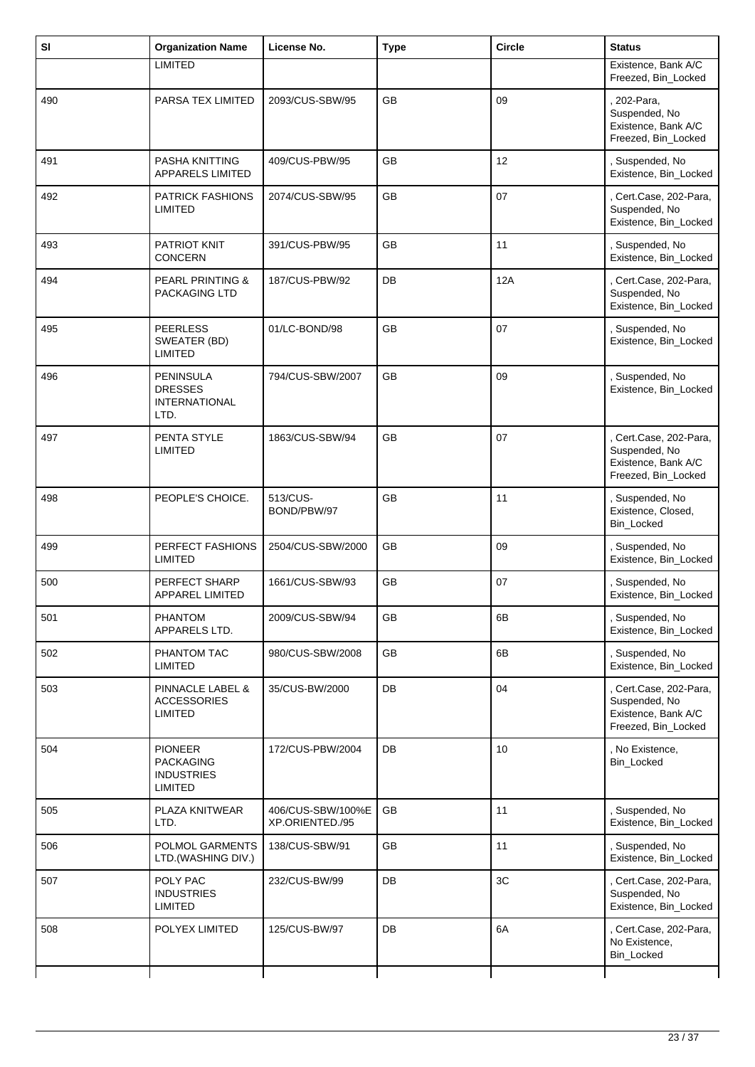| Sl | Organization Name | License No. | Type | Circle | Status |
|---|---|---|---|---|---|
| | LIMITED | | | | Existence, Bank A/C Freezed, Bin_Locked |
| 490 | PARSA TEX LIMITED | 2093/CUS-SBW/95 | GB | 09 | , 202-Para, Suspended, No Existence, Bank A/C Freezed, Bin_Locked |
| 491 | PASHA KNITTING APPARELS LIMITED | 409/CUS-PBW/95 | GB | 12 | , Suspended, No Existence, Bin_Locked |
| 492 | PATRICK FASHIONS LIMITED | 2074/CUS-SBW/95 | GB | 07 | , Cert.Case, 202-Para, Suspended, No Existence, Bin_Locked |
| 493 | PATRIOT KNIT CONCERN | 391/CUS-PBW/95 | GB | 11 | , Suspended, No Existence, Bin_Locked |
| 494 | PEARL PRINTING & PACKAGING LTD | 187/CUS-PBW/92 | DB | 12A | , Cert.Case, 202-Para, Suspended, No Existence, Bin_Locked |
| 495 | PEERLESS SWEATER (BD) LIMITED | 01/LC-BOND/98 | GB | 07 | , Suspended, No Existence, Bin_Locked |
| 496 | PENINSULA DRESSES INTERNATIONAL LTD. | 794/CUS-SBW/2007 | GB | 09 | , Suspended, No Existence, Bin_Locked |
| 497 | PENTA STYLE LIMITED | 1863/CUS-SBW/94 | GB | 07 | , Cert.Case, 202-Para, Suspended, No Existence, Bank A/C Freezed, Bin_Locked |
| 498 | PEOPLE'S CHOICE. | 513/CUS-BOND/PBW/97 | GB | 11 | , Suspended, No Existence, Closed, Bin_Locked |
| 499 | PERFECT FASHIONS LIMITED | 2504/CUS-SBW/2000 | GB | 09 | , Suspended, No Existence, Bin_Locked |
| 500 | PERFECT SHARP APPAREL LIMITED | 1661/CUS-SBW/93 | GB | 07 | , Suspended, No Existence, Bin_Locked |
| 501 | PHANTOM APPARELS LTD. | 2009/CUS-SBW/94 | GB | 6B | , Suspended, No Existence, Bin_Locked |
| 502 | PHANTOM TAC LIMITED | 980/CUS-SBW/2008 | GB | 6B | , Suspended, No Existence, Bin_Locked |
| 503 | PINNACLE LABEL & ACCESSORIES LIMITED | 35/CUS-BW/2000 | DB | 04 | , Cert.Case, 202-Para, Suspended, No Existence, Bank A/C Freezed, Bin_Locked |
| 504 | PIONEER PACKAGING INDUSTRIES LIMITED | 172/CUS-PBW/2004 | DB | 10 | , No Existence, Bin_Locked |
| 505 | PLAZA KNITWEAR LTD. | 406/CUS-SBW/100%EXP.ORIENTED./95 | GB | 11 | , Suspended, No Existence, Bin_Locked |
| 506 | POLMOL GARMENTS LTD.(WASHING DIV.) | 138/CUS-SBW/91 | GB | 11 | , Suspended, No Existence, Bin_Locked |
| 507 | POLY PAC INDUSTRIES LIMITED | 232/CUS-BW/99 | DB | 3C | , Cert.Case, 202-Para, Suspended, No Existence, Bin_Locked |
| 508 | POLYEX LIMITED | 125/CUS-BW/97 | DB | 6A | , Cert.Case, 202-Para, No Existence, Bin_Locked |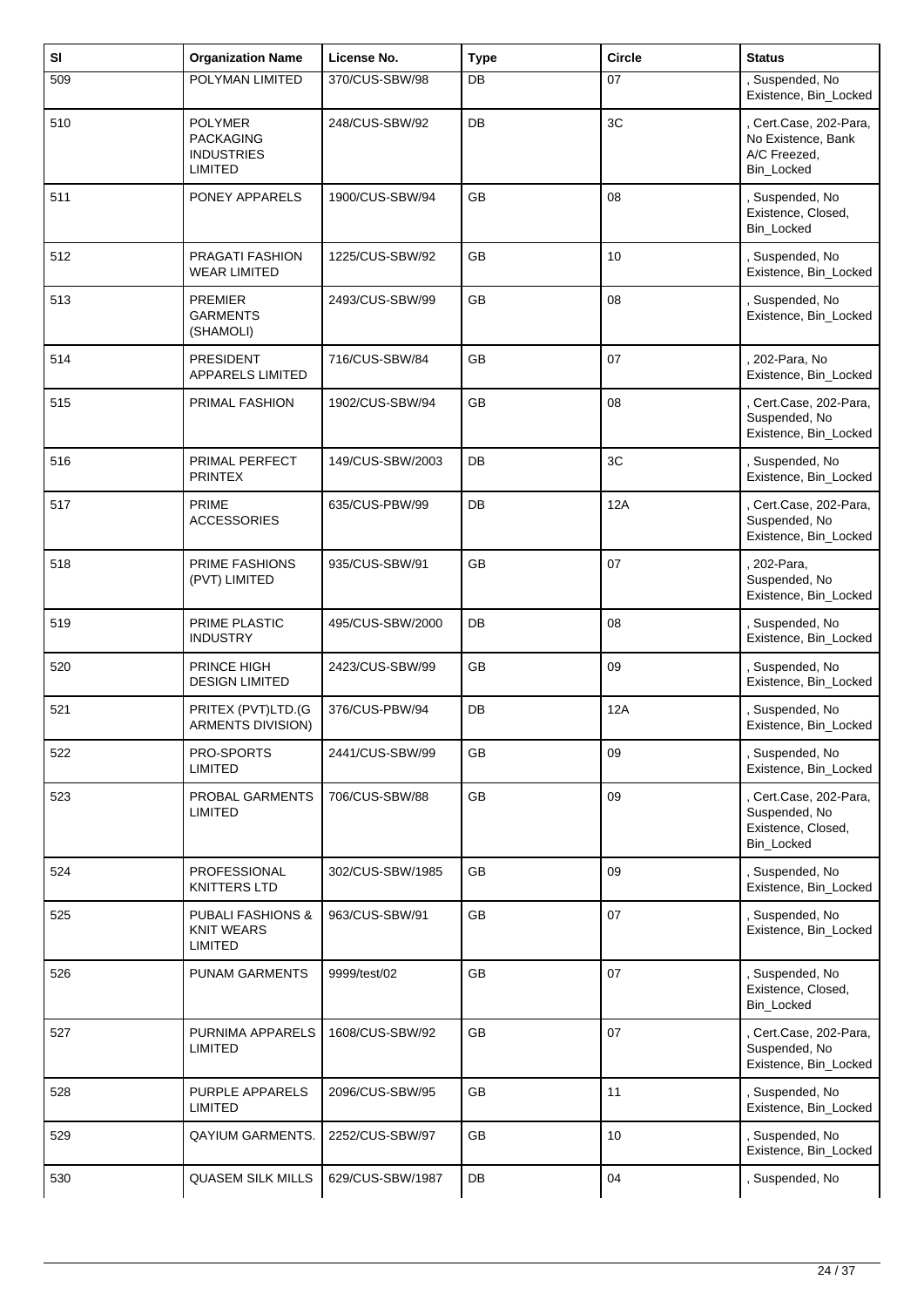| Sl | Organization Name | License No. | Type | Circle | Status |
|---|---|---|---|---|---|
| 509 | POLYMAN LIMITED | 370/CUS-SBW/98 | DB | 07 | , Suspended, No Existence, Bin_Locked |
| 510 | POLYMER PACKAGING INDUSTRIES LIMITED | 248/CUS-SBW/92 | DB | 3C | , Cert.Case, 202-Para, No Existence, Bank A/C Freezed, Bin_Locked |
| 511 | PONEY APPARELS | 1900/CUS-SBW/94 | GB | 08 | , Suspended, No Existence, Closed, Bin_Locked |
| 512 | PRAGATI FASHION WEAR LIMITED | 1225/CUS-SBW/92 | GB | 10 | , Suspended, No Existence, Bin_Locked |
| 513 | PREMIER GARMENTS (SHAMOLI) | 2493/CUS-SBW/99 | GB | 08 | , Suspended, No Existence, Bin_Locked |
| 514 | PRESIDENT APPARELS LIMITED | 716/CUS-SBW/84 | GB | 07 | , 202-Para, No Existence, Bin_Locked |
| 515 | PRIMAL FASHION | 1902/CUS-SBW/94 | GB | 08 | , Cert.Case, 202-Para, Suspended, No Existence, Bin_Locked |
| 516 | PRIMAL PERFECT PRINTEX | 149/CUS-SBW/2003 | DB | 3C | , Suspended, No Existence, Bin_Locked |
| 517 | PRIME ACCESSORIES | 635/CUS-PBW/99 | DB | 12A | , Cert.Case, 202-Para, Suspended, No Existence, Bin_Locked |
| 518 | PRIME FASHIONS (PVT) LIMITED | 935/CUS-SBW/91 | GB | 07 | , 202-Para, Suspended, No Existence, Bin_Locked |
| 519 | PRIME PLASTIC INDUSTRY | 495/CUS-SBW/2000 | DB | 08 | , Suspended, No Existence, Bin_Locked |
| 520 | PRINCE HIGH DESIGN LIMITED | 2423/CUS-SBW/99 | GB | 09 | , Suspended, No Existence, Bin_Locked |
| 521 | PRITEX (PVT)LTD.(GARMENTS DIVISION) | 376/CUS-PBW/94 | DB | 12A | , Suspended, No Existence, Bin_Locked |
| 522 | PRO-SPORTS LIMITED | 2441/CUS-SBW/99 | GB | 09 | , Suspended, No Existence, Bin_Locked |
| 523 | PROBAL GARMENTS LIMITED | 706/CUS-SBW/88 | GB | 09 | , Cert.Case, 202-Para, Suspended, No Existence, Closed, Bin_Locked |
| 524 | PROFESSIONAL KNITTERS LTD | 302/CUS-SBW/1985 | GB | 09 | , Suspended, No Existence, Bin_Locked |
| 525 | PUBALI FASHIONS & KNIT WEARS LIMITED | 963/CUS-SBW/91 | GB | 07 | , Suspended, No Existence, Bin_Locked |
| 526 | PUNAM GARMENTS | 9999/test/02 | GB | 07 | , Suspended, No Existence, Closed, Bin_Locked |
| 527 | PURNIMA APPARELS LIMITED | 1608/CUS-SBW/92 | GB | 07 | , Cert.Case, 202-Para, Suspended, No Existence, Bin_Locked |
| 528 | PURPLE APPARELS LIMITED | 2096/CUS-SBW/95 | GB | 11 | , Suspended, No Existence, Bin_Locked |
| 529 | QAYIUM GARMENTS. | 2252/CUS-SBW/97 | GB | 10 | , Suspended, No Existence, Bin_Locked |
| 530 | QUASEM SILK MILLS | 629/CUS-SBW/1987 | DB | 04 | , Suspended, No |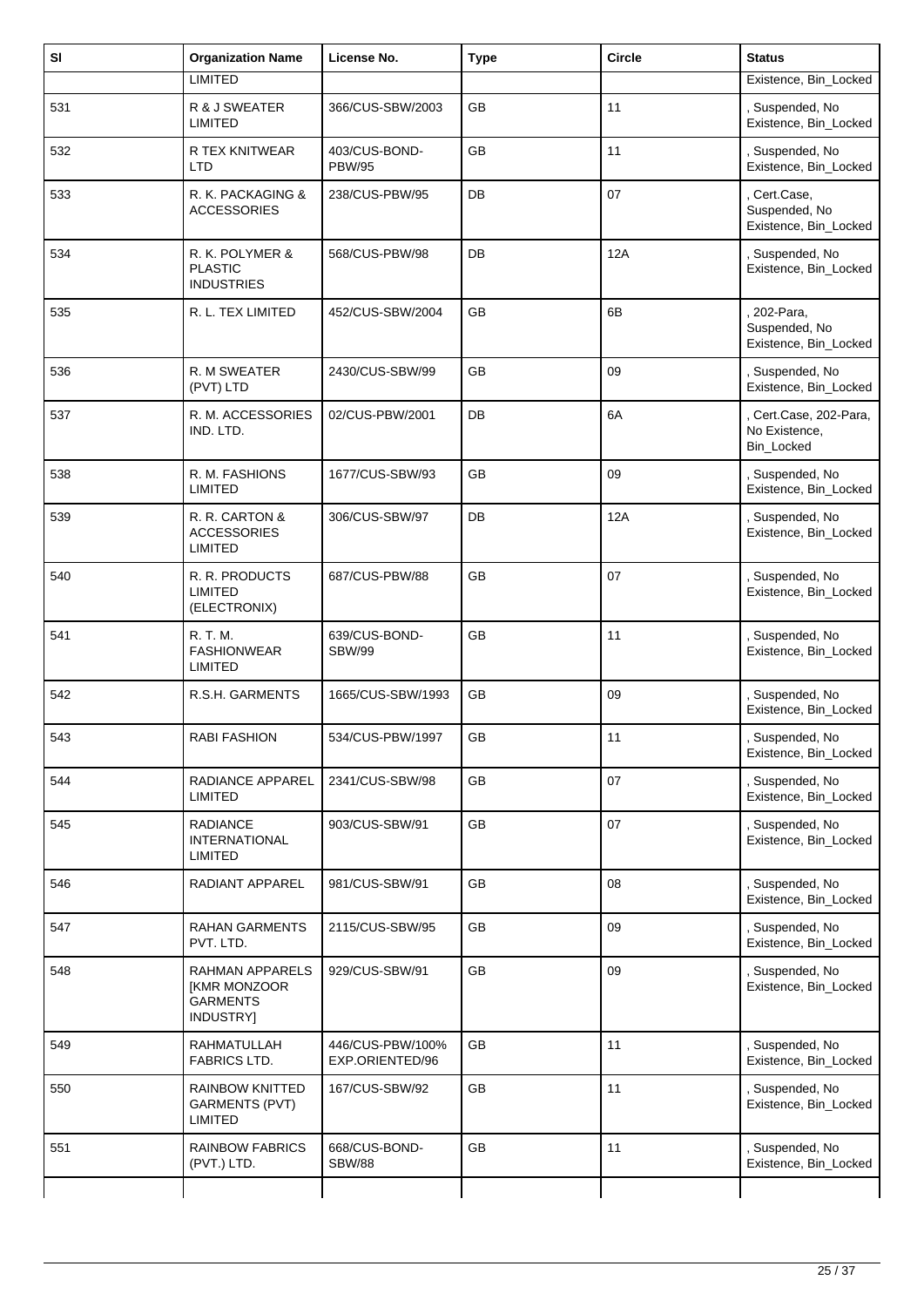| Sl | Organization Name | License No. | Type | Circle | Status |
|---|---|---|---|---|---|
| | LIMITED | | | | Existence, Bin_Locked |
| 531 | R & J SWEATER LIMITED | 366/CUS-SBW/2003 | GB | 11 | , Suspended, No Existence, Bin_Locked |
| 532 | R TEX KNITWEAR LTD | 403/CUS-BOND-PBW/95 | GB | 11 | , Suspended, No Existence, Bin_Locked |
| 533 | R. K. PACKAGING & ACCESSORIES | 238/CUS-PBW/95 | DB | 07 | , Cert.Case, Suspended, No Existence, Bin_Locked |
| 534 | R. K. POLYMER & PLASTIC INDUSTRIES | 568/CUS-PBW/98 | DB | 12A | , Suspended, No Existence, Bin_Locked |
| 535 | R. L. TEX LIMITED | 452/CUS-SBW/2004 | GB | 6B | , 202-Para, Suspended, No Existence, Bin_Locked |
| 536 | R. M SWEATER (PVT) LTD | 2430/CUS-SBW/99 | GB | 09 | , Suspended, No Existence, Bin_Locked |
| 537 | R. M. ACCESSORIES IND. LTD. | 02/CUS-PBW/2001 | DB | 6A | , Cert.Case, 202-Para, No Existence, Bin_Locked |
| 538 | R. M. FASHIONS LIMITED | 1677/CUS-SBW/93 | GB | 09 | , Suspended, No Existence, Bin_Locked |
| 539 | R. R. CARTON & ACCESSORIES LIMITED | 306/CUS-SBW/97 | DB | 12A | , Suspended, No Existence, Bin_Locked |
| 540 | R. R. PRODUCTS LIMITED (ELECTRONIX) | 687/CUS-PBW/88 | GB | 07 | , Suspended, No Existence, Bin_Locked |
| 541 | R. T. M. FASHIONWEAR LIMITED | 639/CUS-BOND-SBW/99 | GB | 11 | , Suspended, No Existence, Bin_Locked |
| 542 | R.S.H. GARMENTS | 1665/CUS-SBW/1993 | GB | 09 | , Suspended, No Existence, Bin_Locked |
| 543 | RABI FASHION | 534/CUS-PBW/1997 | GB | 11 | , Suspended, No Existence, Bin_Locked |
| 544 | RADIANCE APPAREL LIMITED | 2341/CUS-SBW/98 | GB | 07 | , Suspended, No Existence, Bin_Locked |
| 545 | RADIANCE INTERNATIONAL LIMITED | 903/CUS-SBW/91 | GB | 07 | , Suspended, No Existence, Bin_Locked |
| 546 | RADIANT APPAREL | 981/CUS-SBW/91 | GB | 08 | , Suspended, No Existence, Bin_Locked |
| 547 | RAHAN GARMENTS PVT. LTD. | 2115/CUS-SBW/95 | GB | 09 | , Suspended, No Existence, Bin_Locked |
| 548 | RAHMAN APPARELS [KMR MONZOOR GARMENTS INDUSTRY] | 929/CUS-SBW/91 | GB | 09 | , Suspended, No Existence, Bin_Locked |
| 549 | RAHMATULLAH FABRICS LTD. | 446/CUS-PBW/100% EXP.ORIENTED/96 | GB | 11 | , Suspended, No Existence, Bin_Locked |
| 550 | RAINBOW KNITTED GARMENTS (PVT) LIMITED | 167/CUS-SBW/92 | GB | 11 | , Suspended, No Existence, Bin_Locked |
| 551 | RAINBOW FABRICS (PVT.) LTD. | 668/CUS-BOND-SBW/88 | GB | 11 | , Suspended, No Existence, Bin_Locked |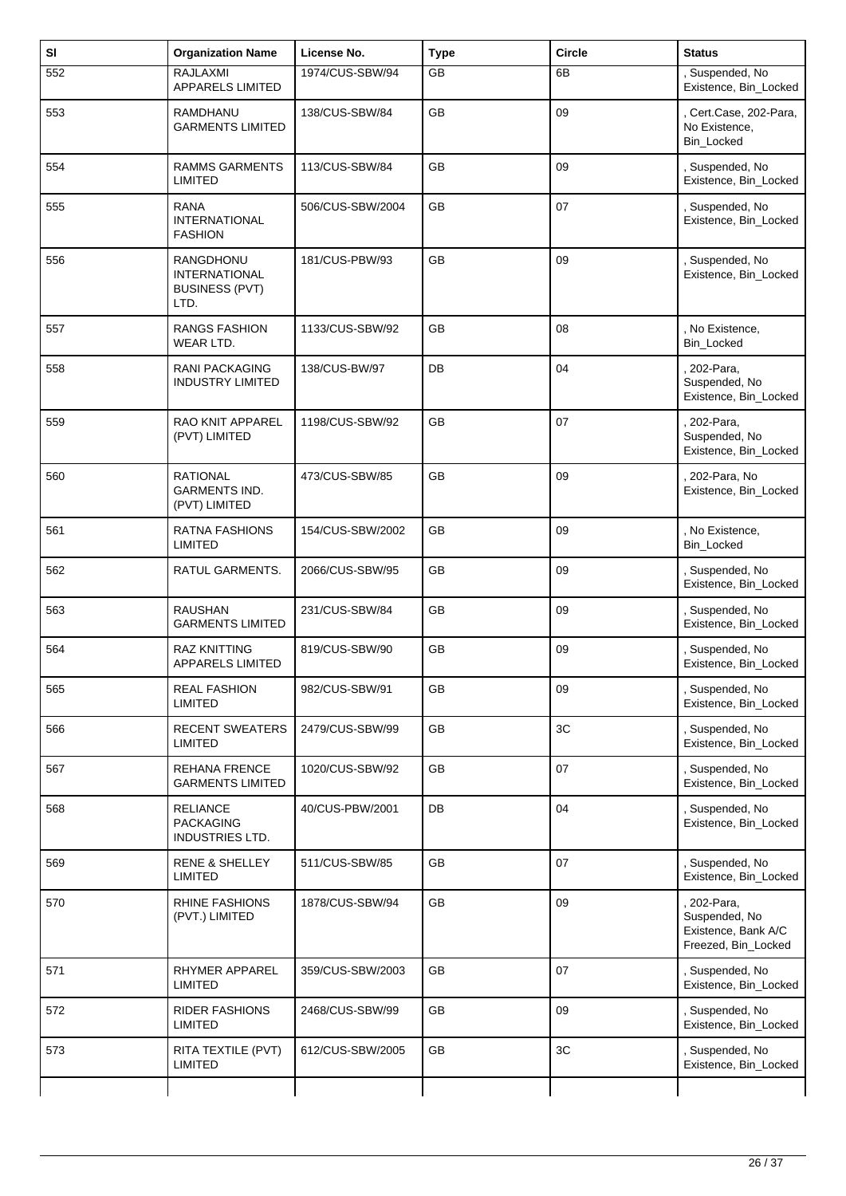| Sl | Organization Name | License No. | Type | Circle | Status |
|---|---|---|---|---|---|
| 552 | RAJLAXMI APPARELS LIMITED | 1974/CUS-SBW/94 | GB | 6B | , Suspended, No Existence, Bin_Locked |
| 553 | RAMDHANU GARMENTS LIMITED | 138/CUS-SBW/84 | GB | 09 | , Cert.Case, 202-Para, No Existence, Bin_Locked |
| 554 | RAMMS GARMENTS LIMITED | 113/CUS-SBW/84 | GB | 09 | , Suspended, No Existence, Bin_Locked |
| 555 | RANA INTERNATIONAL FASHION | 506/CUS-SBW/2004 | GB | 07 | , Suspended, No Existence, Bin_Locked |
| 556 | RANGDHONU INTERNATIONAL BUSINESS (PVT) LTD. | 181/CUS-PBW/93 | GB | 09 | , Suspended, No Existence, Bin_Locked |
| 557 | RANGS FASHION WEAR LTD. | 1133/CUS-SBW/92 | GB | 08 | , No Existence, Bin_Locked |
| 558 | RANI PACKAGING INDUSTRY LIMITED | 138/CUS-BW/97 | DB | 04 | , 202-Para, Suspended, No Existence, Bin_Locked |
| 559 | RAO KNIT APPAREL (PVT) LIMITED | 1198/CUS-SBW/92 | GB | 07 | , 202-Para, Suspended, No Existence, Bin_Locked |
| 560 | RATIONAL GARMENTS IND. (PVT) LIMITED | 473/CUS-SBW/85 | GB | 09 | , 202-Para, No Existence, Bin_Locked |
| 561 | RATNA FASHIONS LIMITED | 154/CUS-SBW/2002 | GB | 09 | , No Existence, Bin_Locked |
| 562 | RATUL GARMENTS. | 2066/CUS-SBW/95 | GB | 09 | , Suspended, No Existence, Bin_Locked |
| 563 | RAUSHAN GARMENTS LIMITED | 231/CUS-SBW/84 | GB | 09 | , Suspended, No Existence, Bin_Locked |
| 564 | RAZ KNITTING APPARELS LIMITED | 819/CUS-SBW/90 | GB | 09 | , Suspended, No Existence, Bin_Locked |
| 565 | REAL FASHION LIMITED | 982/CUS-SBW/91 | GB | 09 | , Suspended, No Existence, Bin_Locked |
| 566 | RECENT SWEATERS LIMITED | 2479/CUS-SBW/99 | GB | 3C | , Suspended, No Existence, Bin_Locked |
| 567 | REHANA FRENCE GARMENTS LIMITED | 1020/CUS-SBW/92 | GB | 07 | , Suspended, No Existence, Bin_Locked |
| 568 | RELIANCE PACKAGING INDUSTRIES LTD. | 40/CUS-PBW/2001 | DB | 04 | , Suspended, No Existence, Bin_Locked |
| 569 | RENE & SHELLEY LIMITED | 511/CUS-SBW/85 | GB | 07 | , Suspended, No Existence, Bin_Locked |
| 570 | RHINE FASHIONS (PVT.) LIMITED | 1878/CUS-SBW/94 | GB | 09 | , 202-Para, Suspended, No Existence, Bank A/C Freezed, Bin_Locked |
| 571 | RHYMER APPAREL LIMITED | 359/CUS-SBW/2003 | GB | 07 | , Suspended, No Existence, Bin_Locked |
| 572 | RIDER FASHIONS LIMITED | 2468/CUS-SBW/99 | GB | 09 | , Suspended, No Existence, Bin_Locked |
| 573 | RITA TEXTILE (PVT) LIMITED | 612/CUS-SBW/2005 | GB | 3C | , Suspended, No Existence, Bin_Locked |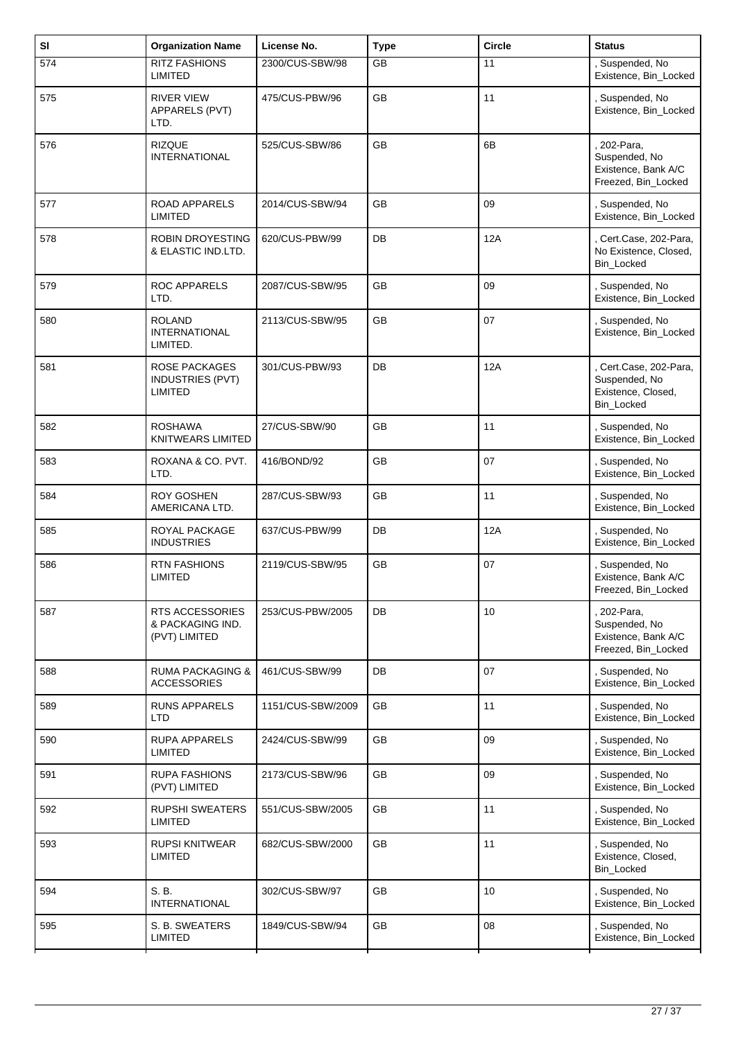| Sl | Organization Name | License No. | Type | Circle | Status |
|---|---|---|---|---|---|
| 574 | RITZ FASHIONS LIMITED | 2300/CUS-SBW/98 | GB | 11 | , Suspended, No Existence, Bin_Locked |
| 575 | RIVER VIEW APPARELS (PVT) LTD. | 475/CUS-PBW/96 | GB | 11 | , Suspended, No Existence, Bin_Locked |
| 576 | RIZQUE INTERNATIONAL | 525/CUS-SBW/86 | GB | 6B | , 202-Para, Suspended, No Existence, Bank A/C Freezed, Bin_Locked |
| 577 | ROAD APPARELS LIMITED | 2014/CUS-SBW/94 | GB | 09 | , Suspended, No Existence, Bin_Locked |
| 578 | ROBIN DROYESTING & ELASTIC IND.LTD. | 620/CUS-PBW/99 | DB | 12A | , Cert.Case, 202-Para, No Existence, Closed, Bin_Locked |
| 579 | ROC APPARELS LTD. | 2087/CUS-SBW/95 | GB | 09 | , Suspended, No Existence, Bin_Locked |
| 580 | ROLAND INTERNATIONAL LIMITED. | 2113/CUS-SBW/95 | GB | 07 | , Suspended, No Existence, Bin_Locked |
| 581 | ROSE PACKAGES INDUSTRIES (PVT) LIMITED | 301/CUS-PBW/93 | DB | 12A | , Cert.Case, 202-Para, Suspended, No Existence, Closed, Bin_Locked |
| 582 | ROSHAWA KNITWEARS LIMITED | 27/CUS-SBW/90 | GB | 11 | , Suspended, No Existence, Bin_Locked |
| 583 | ROXANA & CO. PVT. LTD. | 416/BOND/92 | GB | 07 | , Suspended, No Existence, Bin_Locked |
| 584 | ROY GOSHEN AMERICANA LTD. | 287/CUS-SBW/93 | GB | 11 | , Suspended, No Existence, Bin_Locked |
| 585 | ROYAL PACKAGE INDUSTRIES | 637/CUS-PBW/99 | DB | 12A | , Suspended, No Existence, Bin_Locked |
| 586 | RTN FASHIONS LIMITED | 2119/CUS-SBW/95 | GB | 07 | , Suspended, No Existence, Bank A/C Freezed, Bin_Locked |
| 587 | RTS ACCESSORIES & PACKAGING IND. (PVT) LIMITED | 253/CUS-PBW/2005 | DB | 10 | , 202-Para, Suspended, No Existence, Bank A/C Freezed, Bin_Locked |
| 588 | RUMA PACKAGING & ACCESSORIES | 461/CUS-SBW/99 | DB | 07 | , Suspended, No Existence, Bin_Locked |
| 589 | RUNS APPARELS LTD | 1151/CUS-SBW/2009 | GB | 11 | , Suspended, No Existence, Bin_Locked |
| 590 | RUPA APPARELS LIMITED | 2424/CUS-SBW/99 | GB | 09 | , Suspended, No Existence, Bin_Locked |
| 591 | RUPA FASHIONS (PVT) LIMITED | 2173/CUS-SBW/96 | GB | 09 | , Suspended, No Existence, Bin_Locked |
| 592 | RUPSHI SWEATERS LIMITED | 551/CUS-SBW/2005 | GB | 11 | , Suspended, No Existence, Bin_Locked |
| 593 | RUPSI KNITWEAR LIMITED | 682/CUS-SBW/2000 | GB | 11 | , Suspended, No Existence, Closed, Bin_Locked |
| 594 | S. B. INTERNATIONAL | 302/CUS-SBW/97 | GB | 10 | , Suspended, No Existence, Bin_Locked |
| 595 | S. B. SWEATERS LIMITED | 1849/CUS-SBW/94 | GB | 08 | , Suspended, No Existence, Bin_Locked |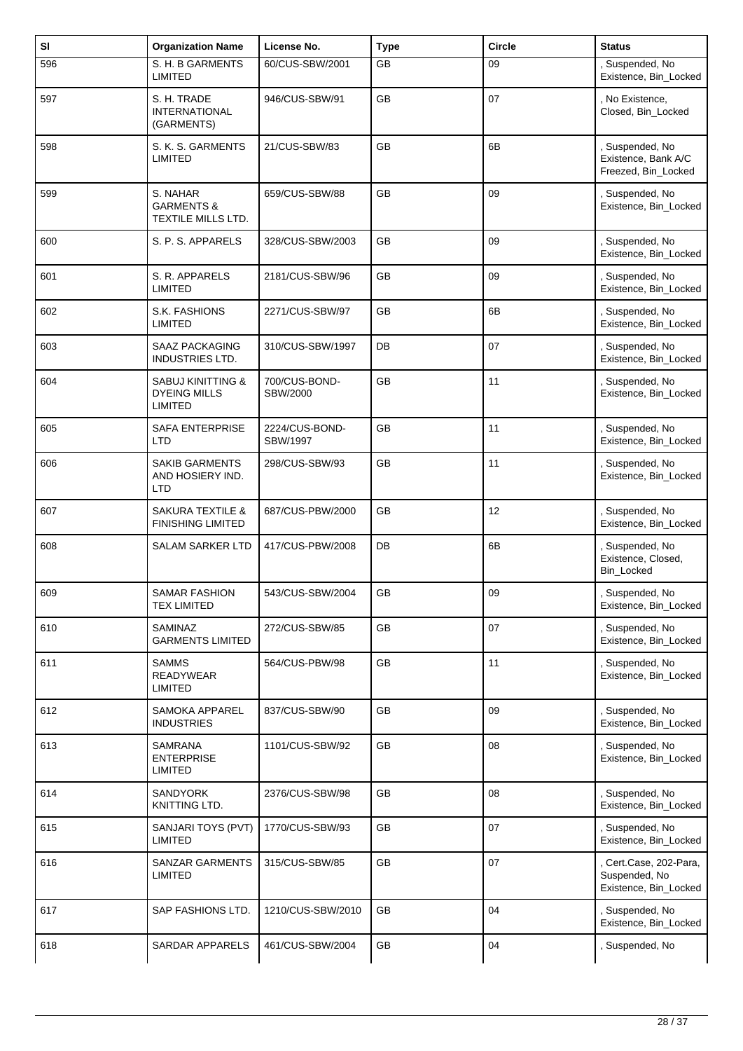| Sl | Organization Name | License No. | Type | Circle | Status |
|---|---|---|---|---|---|
| 596 | S. H. B GARMENTS LIMITED | 60/CUS-SBW/2001 | GB | 09 | , Suspended, No Existence, Bin_Locked |
| 597 | S. H. TRADE INTERNATIONAL (GARMENTS) | 946/CUS-SBW/91 | GB | 07 | , No Existence, Closed, Bin_Locked |
| 598 | S. K. S. GARMENTS LIMITED | 21/CUS-SBW/83 | GB | 6B | , Suspended, No Existence, Bank A/C Freezed, Bin_Locked |
| 599 | S. NAHAR GARMENTS & TEXTILE MILLS LTD. | 659/CUS-SBW/88 | GB | 09 | , Suspended, No Existence, Bin_Locked |
| 600 | S. P. S. APPARELS | 328/CUS-SBW/2003 | GB | 09 | , Suspended, No Existence, Bin_Locked |
| 601 | S. R. APPARELS LIMITED | 2181/CUS-SBW/96 | GB | 09 | , Suspended, No Existence, Bin_Locked |
| 602 | S.K. FASHIONS LIMITED | 2271/CUS-SBW/97 | GB | 6B | , Suspended, No Existence, Bin_Locked |
| 603 | SAAZ PACKAGING INDUSTRIES LTD. | 310/CUS-SBW/1997 | DB | 07 | , Suspended, No Existence, Bin_Locked |
| 604 | SABUJ KINITTING & DYEING MILLS LIMITED | 700/CUS-BOND-SBW/2000 | GB | 11 | , Suspended, No Existence, Bin_Locked |
| 605 | SAFA ENTERPRISE LTD | 2224/CUS-BOND-SBW/1997 | GB | 11 | , Suspended, No Existence, Bin_Locked |
| 606 | SAKIB GARMENTS AND HOSIERY IND. LTD | 298/CUS-SBW/93 | GB | 11 | , Suspended, No Existence, Bin_Locked |
| 607 | SAKURA TEXTILE & FINISHING LIMITED | 687/CUS-PBW/2000 | GB | 12 | , Suspended, No Existence, Bin_Locked |
| 608 | SALAM SARKER LTD | 417/CUS-PBW/2008 | DB | 6B | , Suspended, No Existence, Closed, Bin_Locked |
| 609 | SAMAR FASHION TEX LIMITED | 543/CUS-SBW/2004 | GB | 09 | , Suspended, No Existence, Bin_Locked |
| 610 | SAMINAZ GARMENTS LIMITED | 272/CUS-SBW/85 | GB | 07 | , Suspended, No Existence, Bin_Locked |
| 611 | SAMMS READYWEAR LIMITED | 564/CUS-PBW/98 | GB | 11 | , Suspended, No Existence, Bin_Locked |
| 612 | SAMOKA APPAREL INDUSTRIES | 837/CUS-SBW/90 | GB | 09 | , Suspended, No Existence, Bin_Locked |
| 613 | SAMRANA ENTERPRISE LIMITED | 1101/CUS-SBW/92 | GB | 08 | , Suspended, No Existence, Bin_Locked |
| 614 | SANDYORK KNITTING LTD. | 2376/CUS-SBW/98 | GB | 08 | , Suspended, No Existence, Bin_Locked |
| 615 | SANJARI TOYS (PVT) LIMITED | 1770/CUS-SBW/93 | GB | 07 | , Suspended, No Existence, Bin_Locked |
| 616 | SANZAR GARMENTS LIMITED | 315/CUS-SBW/85 | GB | 07 | , Cert.Case, 202-Para, Suspended, No Existence, Bin_Locked |
| 617 | SAP FASHIONS LTD. | 1210/CUS-SBW/2010 | GB | 04 | , Suspended, No Existence, Bin_Locked |
| 618 | SARDAR APPARELS | 461/CUS-SBW/2004 | GB | 04 | , Suspended, No |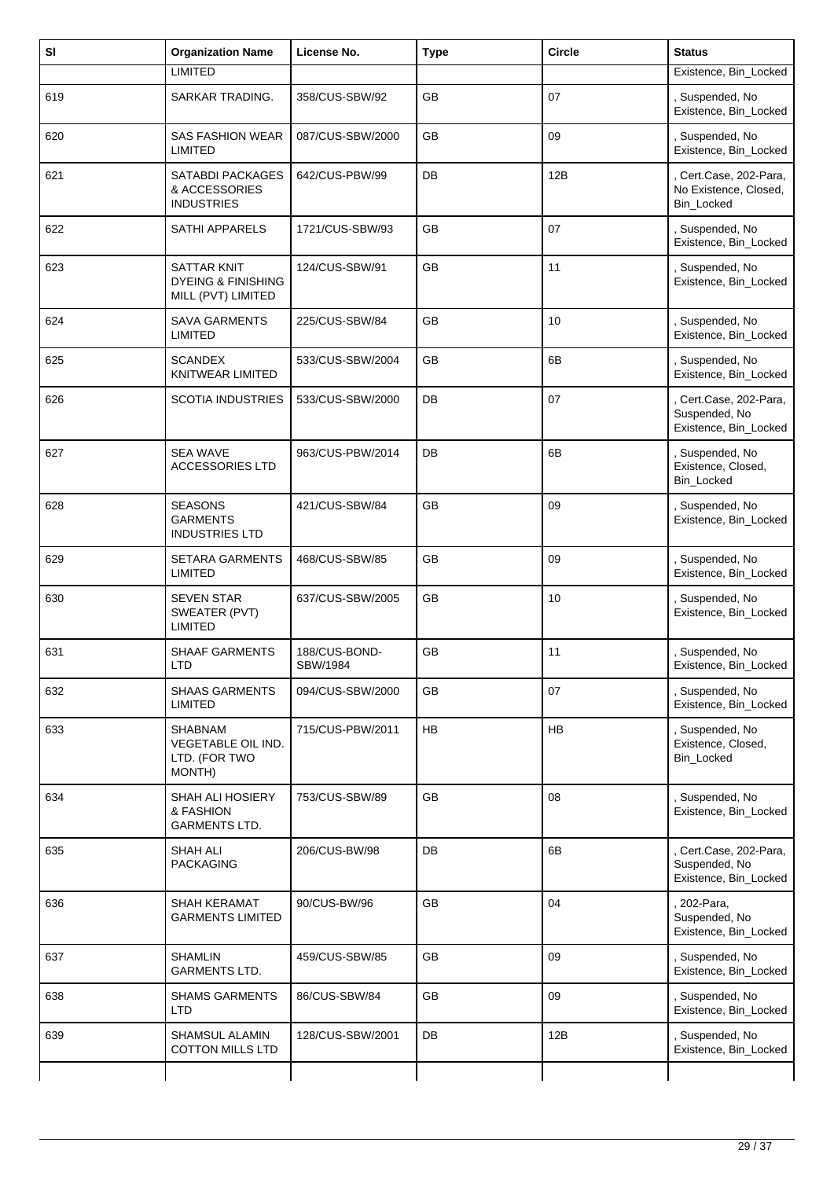| Sl | Organization Name | License No. | Type | Circle | Status |
|---|---|---|---|---|---|
| | LIMITED | | | | Existence, Bin_Locked |
| 619 | SARKAR TRADING. | 358/CUS-SBW/92 | GB | 07 | , Suspended, No Existence, Bin_Locked |
| 620 | SAS FASHION WEAR LIMITED | 087/CUS-SBW/2000 | GB | 09 | , Suspended, No Existence, Bin_Locked |
| 621 | SATABDI PACKAGES & ACCESSORIES INDUSTRIES | 642/CUS-PBW/99 | DB | 12B | , Cert.Case, 202-Para, No Existence, Closed, Bin_Locked |
| 622 | SATHI APPARELS | 1721/CUS-SBW/93 | GB | 07 | , Suspended, No Existence, Bin_Locked |
| 623 | SATTAR KNIT DYEING & FINISHING MILL (PVT) LIMITED | 124/CUS-SBW/91 | GB | 11 | , Suspended, No Existence, Bin_Locked |
| 624 | SAVA GARMENTS LIMITED | 225/CUS-SBW/84 | GB | 10 | , Suspended, No Existence, Bin_Locked |
| 625 | SCANDEX KNITWEAR LIMITED | 533/CUS-SBW/2004 | GB | 6B | , Suspended, No Existence, Bin_Locked |
| 626 | SCOTIA INDUSTRIES | 533/CUS-SBW/2000 | DB | 07 | , Cert.Case, 202-Para, Suspended, No Existence, Bin_Locked |
| 627 | SEA WAVE ACCESSORIES LTD | 963/CUS-PBW/2014 | DB | 6B | , Suspended, No Existence, Closed, Bin_Locked |
| 628 | SEASONS GARMENTS INDUSTRIES LTD | 421/CUS-SBW/84 | GB | 09 | , Suspended, No Existence, Bin_Locked |
| 629 | SETARA GARMENTS LIMITED | 468/CUS-SBW/85 | GB | 09 | , Suspended, No Existence, Bin_Locked |
| 630 | SEVEN STAR SWEATER (PVT) LIMITED | 637/CUS-SBW/2005 | GB | 10 | , Suspended, No Existence, Bin_Locked |
| 631 | SHAAF GARMENTS LTD | 188/CUS-BOND-SBW/1984 | GB | 11 | , Suspended, No Existence, Bin_Locked |
| 632 | SHAAS GARMENTS LIMITED | 094/CUS-SBW/2000 | GB | 07 | , Suspended, No Existence, Bin_Locked |
| 633 | SHABNAM VEGETABLE OIL IND. LTD. (FOR TWO MONTH) | 715/CUS-PBW/2011 | HB | HB | , Suspended, No Existence, Closed, Bin_Locked |
| 634 | SHAH ALI HOSIERY & FASHION GARMENTS LTD. | 753/CUS-SBW/89 | GB | 08 | , Suspended, No Existence, Bin_Locked |
| 635 | SHAH ALI PACKAGING | 206/CUS-BW/98 | DB | 6B | , Cert.Case, 202-Para, Suspended, No Existence, Bin_Locked |
| 636 | SHAH KERAMAT GARMENTS LIMITED | 90/CUS-BW/96 | GB | 04 | , 202-Para, Suspended, No Existence, Bin_Locked |
| 637 | SHAMLIN GARMENTS LTD. | 459/CUS-SBW/85 | GB | 09 | , Suspended, No Existence, Bin_Locked |
| 638 | SHAMS GARMENTS LTD | 86/CUS-SBW/84 | GB | 09 | , Suspended, No Existence, Bin_Locked |
| 639 | SHAMSUL ALAMIN COTTON MILLS LTD | 128/CUS-SBW/2001 | DB | 12B | , Suspended, No Existence, Bin_Locked |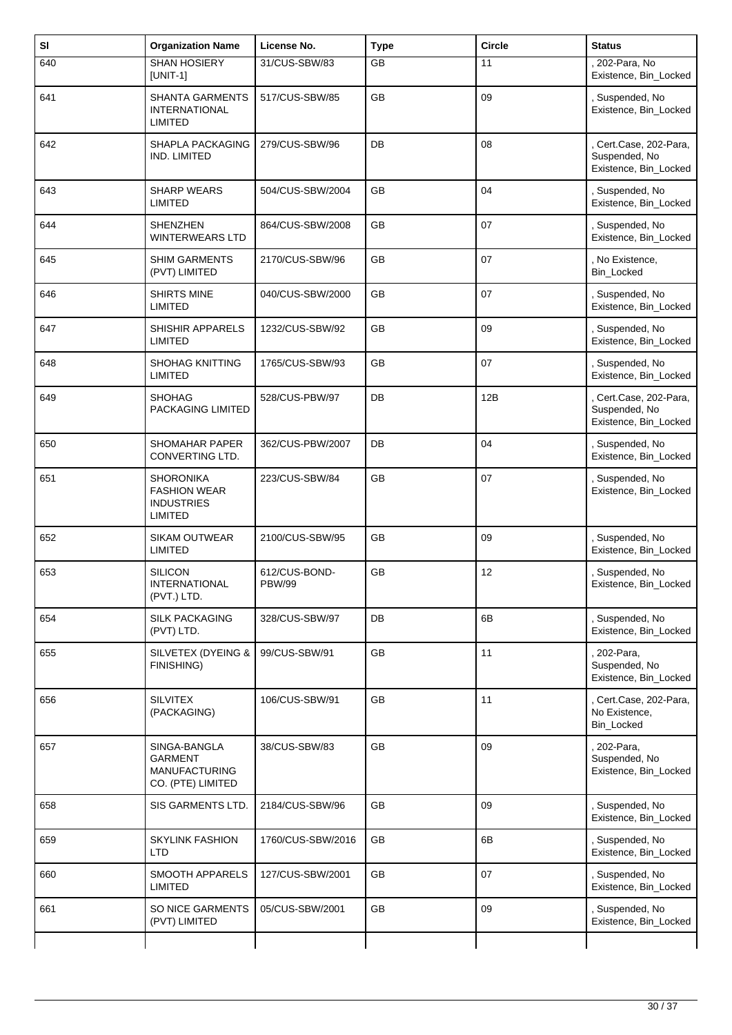| Sl | Organization Name | License No. | Type | Circle | Status |
|---|---|---|---|---|---|
| 640 | SHAN HOSIERY [UNIT-1] | 31/CUS-SBW/83 | GB | 11 | , 202-Para, No Existence, Bin_Locked |
| 641 | SHANTA GARMENTS INTERNATIONAL LIMITED | 517/CUS-SBW/85 | GB | 09 | , Suspended, No Existence, Bin_Locked |
| 642 | SHAPLA PACKAGING IND. LIMITED | 279/CUS-SBW/96 | DB | 08 | , Cert.Case, 202-Para, Suspended, No Existence, Bin_Locked |
| 643 | SHARP WEARS LIMITED | 504/CUS-SBW/2004 | GB | 04 | , Suspended, No Existence, Bin_Locked |
| 644 | SHENZHEN WINTERWEARS LTD | 864/CUS-SBW/2008 | GB | 07 | , Suspended, No Existence, Bin_Locked |
| 645 | SHIM GARMENTS (PVT) LIMITED | 2170/CUS-SBW/96 | GB | 07 | , No Existence, Bin_Locked |
| 646 | SHIRTS MINE LIMITED | 040/CUS-SBW/2000 | GB | 07 | , Suspended, No Existence, Bin_Locked |
| 647 | SHISHIR APPARELS LIMITED | 1232/CUS-SBW/92 | GB | 09 | , Suspended, No Existence, Bin_Locked |
| 648 | SHOHAG KNITTING LIMITED | 1765/CUS-SBW/93 | GB | 07 | , Suspended, No Existence, Bin_Locked |
| 649 | SHOHAG PACKAGING LIMITED | 528/CUS-PBW/97 | DB | 12B | , Cert.Case, 202-Para, Suspended, No Existence, Bin_Locked |
| 650 | SHOMAHAR PAPER CONVERTING LTD. | 362/CUS-PBW/2007 | DB | 04 | , Suspended, No Existence, Bin_Locked |
| 651 | SHORONIKA FASHION WEAR INDUSTRIES LIMITED | 223/CUS-SBW/84 | GB | 07 | , Suspended, No Existence, Bin_Locked |
| 652 | SIKAM OUTWEAR LIMITED | 2100/CUS-SBW/95 | GB | 09 | , Suspended, No Existence, Bin_Locked |
| 653 | SILICON INTERNATIONAL (PVT.) LTD. | 612/CUS-BOND-PBW/99 | GB | 12 | , Suspended, No Existence, Bin_Locked |
| 654 | SILK PACKAGING (PVT) LTD. | 328/CUS-SBW/97 | DB | 6B | , Suspended, No Existence, Bin_Locked |
| 655 | SILVETEX (DYEING & FINISHING) | 99/CUS-SBW/91 | GB | 11 | , 202-Para, Suspended, No Existence, Bin_Locked |
| 656 | SILVITEX (PACKAGING) | 106/CUS-SBW/91 | GB | 11 | , Cert.Case, 202-Para, No Existence, Bin_Locked |
| 657 | SINGA-BANGLA GARMENT MANUFACTURING CO. (PTE) LIMITED | 38/CUS-SBW/83 | GB | 09 | , 202-Para, Suspended, No Existence, Bin_Locked |
| 658 | SIS GARMENTS LTD. | 2184/CUS-SBW/96 | GB | 09 | , Suspended, No Existence, Bin_Locked |
| 659 | SKYLINK FASHION LTD | 1760/CUS-SBW/2016 | GB | 6B | , Suspended, No Existence, Bin_Locked |
| 660 | SMOOTH APPARELS LIMITED | 127/CUS-SBW/2001 | GB | 07 | , Suspended, No Existence, Bin_Locked |
| 661 | SO NICE GARMENTS (PVT) LIMITED | 05/CUS-SBW/2001 | GB | 09 | , Suspended, No Existence, Bin_Locked |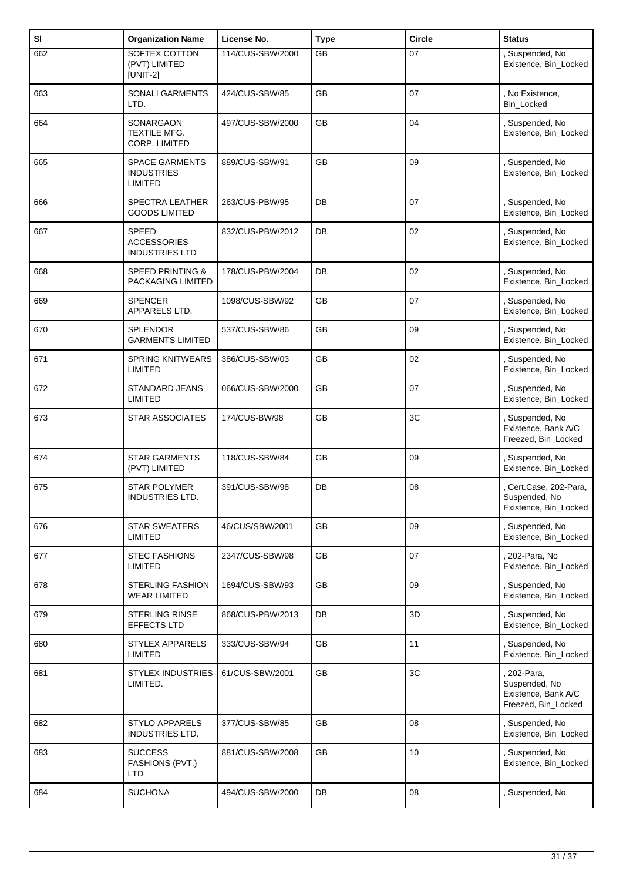| Sl | Organization Name | License No. | Type | Circle | Status |
|---|---|---|---|---|---|
| 662 | SOFTEX COTTON (PVT) LIMITED [UNIT-2] | 114/CUS-SBW/2000 | GB | 07 | , Suspended, No Existence, Bin_Locked |
| 663 | SONALI GARMENTS LTD. | 424/CUS-SBW/85 | GB | 07 | , No Existence, Bin_Locked |
| 664 | SONARGAON TEXTILE MFG. CORP. LIMITED | 497/CUS-SBW/2000 | GB | 04 | , Suspended, No Existence, Bin_Locked |
| 665 | SPACE GARMENTS INDUSTRIES LIMITED | 889/CUS-SBW/91 | GB | 09 | , Suspended, No Existence, Bin_Locked |
| 666 | SPECTRA LEATHER GOODS LIMITED | 263/CUS-PBW/95 | DB | 07 | , Suspended, No Existence, Bin_Locked |
| 667 | SPEED ACCESSORIES INDUSTRIES LTD | 832/CUS-PBW/2012 | DB | 02 | , Suspended, No Existence, Bin_Locked |
| 668 | SPEED PRINTING & PACKAGING LIMITED | 178/CUS-PBW/2004 | DB | 02 | , Suspended, No Existence, Bin_Locked |
| 669 | SPENCER APPARELS LTD. | 1098/CUS-SBW/92 | GB | 07 | , Suspended, No Existence, Bin_Locked |
| 670 | SPLENDOR GARMENTS LIMITED | 537/CUS-SBW/86 | GB | 09 | , Suspended, No Existence, Bin_Locked |
| 671 | SPRING KNITWEARS LIMITED | 386/CUS-SBW/03 | GB | 02 | , Suspended, No Existence, Bin_Locked |
| 672 | STANDARD JEANS LIMITED | 066/CUS-SBW/2000 | GB | 07 | , Suspended, No Existence, Bin_Locked |
| 673 | STAR ASSOCIATES | 174/CUS-BW/98 | GB | 3C | , Suspended, No Existence, Bank A/C Freezed, Bin_Locked |
| 674 | STAR GARMENTS (PVT) LIMITED | 118/CUS-SBW/84 | GB | 09 | , Suspended, No Existence, Bin_Locked |
| 675 | STAR POLYMER INDUSTRIES LTD. | 391/CUS-SBW/98 | DB | 08 | , Cert.Case, 202-Para, Suspended, No Existence, Bin_Locked |
| 676 | STAR SWEATERS LIMITED | 46/CUS/SBW/2001 | GB | 09 | , Suspended, No Existence, Bin_Locked |
| 677 | STEC FASHIONS LIMITED | 2347/CUS-SBW/98 | GB | 07 | , 202-Para, No Existence, Bin_Locked |
| 678 | STERLING FASHION WEAR LIMITED | 1694/CUS-SBW/93 | GB | 09 | , Suspended, No Existence, Bin_Locked |
| 679 | STERLING RINSE EFFECTS LTD | 868/CUS-PBW/2013 | DB | 3D | , Suspended, No Existence, Bin_Locked |
| 680 | STYLEX APPARELS LIMITED | 333/CUS-SBW/94 | GB | 11 | , Suspended, No Existence, Bin_Locked |
| 681 | STYLEX INDUSTRIES LIMITED. | 61/CUS-SBW/2001 | GB | 3C | , 202-Para, Suspended, No Existence, Bank A/C Freezed, Bin_Locked |
| 682 | STYLO APPARELS INDUSTRIES LTD. | 377/CUS-SBW/85 | GB | 08 | , Suspended, No Existence, Bin_Locked |
| 683 | SUCCESS FASHIONS (PVT.) LTD | 881/CUS-SBW/2008 | GB | 10 | , Suspended, No Existence, Bin_Locked |
| 684 | SUCHONA | 494/CUS-SBW/2000 | DB | 08 | , Suspended, No |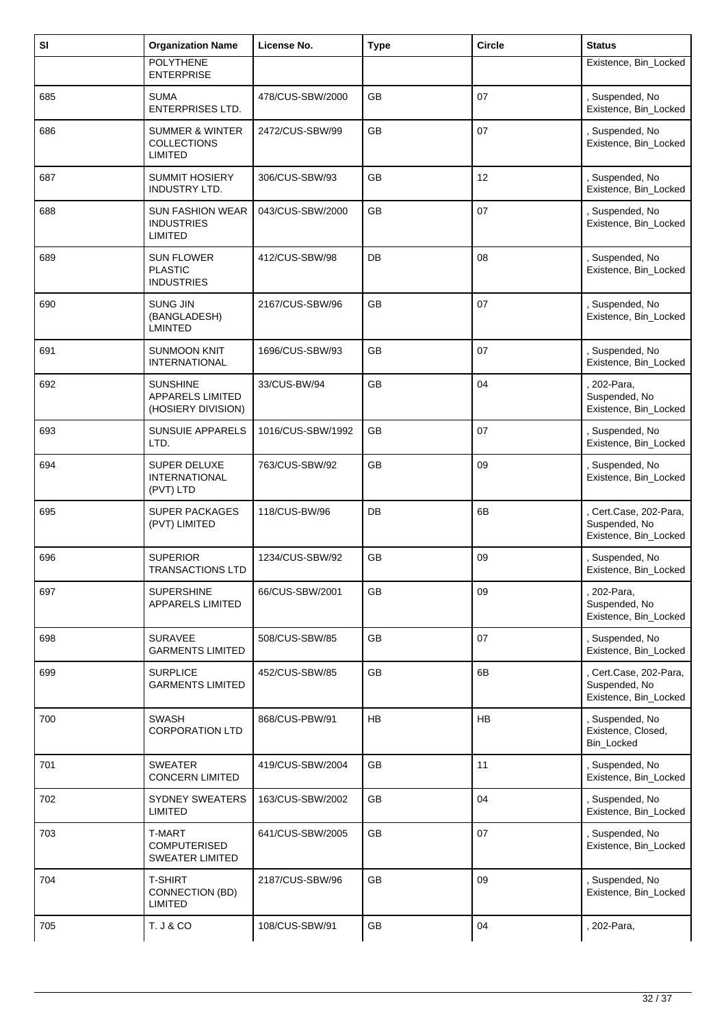| Sl | Organization Name | License No. | Type | Circle | Status |
|---|---|---|---|---|---|
| | POLYTHENE ENTERPRISE | | | | Existence, Bin_Locked |
| 685 | SUMA ENTERPRISES LTD. | 478/CUS-SBW/2000 | GB | 07 | , Suspended, No Existence, Bin_Locked |
| 686 | SUMMER & WINTER COLLECTIONS LIMITED | 2472/CUS-SBW/99 | GB | 07 | , Suspended, No Existence, Bin_Locked |
| 687 | SUMMIT HOSIERY INDUSTRY LTD. | 306/CUS-SBW/93 | GB | 12 | , Suspended, No Existence, Bin_Locked |
| 688 | SUN FASHION WEAR INDUSTRIES LIMITED | 043/CUS-SBW/2000 | GB | 07 | , Suspended, No Existence, Bin_Locked |
| 689 | SUN FLOWER PLASTIC INDUSTRIES | 412/CUS-SBW/98 | DB | 08 | , Suspended, No Existence, Bin_Locked |
| 690 | SUNG JIN (BANGLADESH) LMINTED | 2167/CUS-SBW/96 | GB | 07 | , Suspended, No Existence, Bin_Locked |
| 691 | SUNMOON KNIT INTERNATIONAL | 1696/CUS-SBW/93 | GB | 07 | , Suspended, No Existence, Bin_Locked |
| 692 | SUNSHINE APPARELS LIMITED (HOSIERY DIVISION) | 33/CUS-BW/94 | GB | 04 | , 202-Para, Suspended, No Existence, Bin_Locked |
| 693 | SUNSUIE APPARELS LTD. | 1016/CUS-SBW/1992 | GB | 07 | , Suspended, No Existence, Bin_Locked |
| 694 | SUPER DELUXE INTERNATIONAL (PVT) LTD | 763/CUS-SBW/92 | GB | 09 | , Suspended, No Existence, Bin_Locked |
| 695 | SUPER PACKAGES (PVT) LIMITED | 118/CUS-BW/96 | DB | 6B | , Cert.Case, 202-Para, Suspended, No Existence, Bin_Locked |
| 696 | SUPERIOR TRANSACTIONS LTD | 1234/CUS-SBW/92 | GB | 09 | , Suspended, No Existence, Bin_Locked |
| 697 | SUPERSHINE APPARELS LIMITED | 66/CUS-SBW/2001 | GB | 09 | , 202-Para, Suspended, No Existence, Bin_Locked |
| 698 | SURAVEE GARMENTS LIMITED | 508/CUS-SBW/85 | GB | 07 | , Suspended, No Existence, Bin_Locked |
| 699 | SURPLICE GARMENTS LIMITED | 452/CUS-SBW/85 | GB | 6B | , Cert.Case, 202-Para, Suspended, No Existence, Bin_Locked |
| 700 | SWASH CORPORATION LTD | 868/CUS-PBW/91 | HB | HB | , Suspended, No Existence, Closed, Bin_Locked |
| 701 | SWEATER CONCERN LIMITED | 419/CUS-SBW/2004 | GB | 11 | , Suspended, No Existence, Bin_Locked |
| 702 | SYDNEY SWEATERS LIMITED | 163/CUS-SBW/2002 | GB | 04 | , Suspended, No Existence, Bin_Locked |
| 703 | T-MART COMPUTERISED SWEATER LIMITED | 641/CUS-SBW/2005 | GB | 07 | , Suspended, No Existence, Bin_Locked |
| 704 | T-SHIRT CONNECTION (BD) LIMITED | 2187/CUS-SBW/96 | GB | 09 | , Suspended, No Existence, Bin_Locked |
| 705 | T. J & CO | 108/CUS-SBW/91 | GB | 04 | , 202-Para, |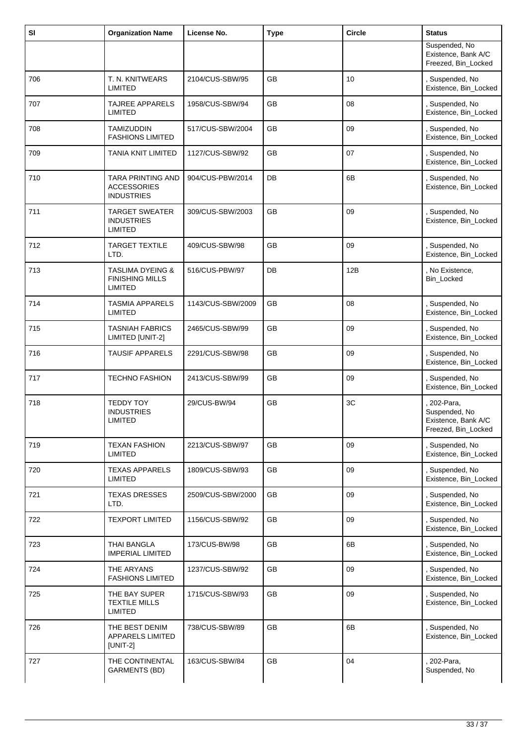| Sl | Organization Name | License No. | Type | Circle | Status |
|---|---|---|---|---|---|
| | | | | | Suspended, No Existence, Bank A/C Freezed, Bin_Locked |
| 706 | T. N. KNITWEARS LIMITED | 2104/CUS-SBW/95 | GB | 10 | , Suspended, No Existence, Bin_Locked |
| 707 | TAJREE APPARELS LIMITED | 1958/CUS-SBW/94 | GB | 08 | , Suspended, No Existence, Bin_Locked |
| 708 | TAMIZUDDIN FASHIONS LIMITED | 517/CUS-SBW/2004 | GB | 09 | , Suspended, No Existence, Bin_Locked |
| 709 | TANIA KNIT LIMITED | 1127/CUS-SBW/92 | GB | 07 | , Suspended, No Existence, Bin_Locked |
| 710 | TARA PRINTING AND ACCESSORIES INDUSTRIES | 904/CUS-PBW/2014 | DB | 6B | , Suspended, No Existence, Bin_Locked |
| 711 | TARGET SWEATER INDUSTRIES LIMITED | 309/CUS-SBW/2003 | GB | 09 | , Suspended, No Existence, Bin_Locked |
| 712 | TARGET TEXTILE LTD. | 409/CUS-SBW/98 | GB | 09 | , Suspended, No Existence, Bin_Locked |
| 713 | TASLIMA DYEING & FINISHING MILLS LIMITED | 516/CUS-PBW/97 | DB | 12B | , No Existence, Bin_Locked |
| 714 | TASMIA APPARELS LIMITED | 1143/CUS-SBW/2009 | GB | 08 | , Suspended, No Existence, Bin_Locked |
| 715 | TASNIAH FABRICS LIMITED [UNIT-2] | 2465/CUS-SBW/99 | GB | 09 | , Suspended, No Existence, Bin_Locked |
| 716 | TAUSIF APPARELS | 2291/CUS-SBW/98 | GB | 09 | , Suspended, No Existence, Bin_Locked |
| 717 | TECHNO FASHION | 2413/CUS-SBW/99 | GB | 09 | , Suspended, No Existence, Bin_Locked |
| 718 | TEDDY TOY INDUSTRIES LIMITED | 29/CUS-BW/94 | GB | 3C | , 202-Para, Suspended, No Existence, Bank A/C Freezed, Bin_Locked |
| 719 | TEXAN FASHION LIMITED | 2213/CUS-SBW/97 | GB | 09 | , Suspended, No Existence, Bin_Locked |
| 720 | TEXAS APPARELS LIMITED | 1809/CUS-SBW/93 | GB | 09 | , Suspended, No Existence, Bin_Locked |
| 721 | TEXAS DRESSES LTD. | 2509/CUS-SBW/2000 | GB | 09 | , Suspended, No Existence, Bin_Locked |
| 722 | TEXPORT LIMITED | 1156/CUS-SBW/92 | GB | 09 | , Suspended, No Existence, Bin_Locked |
| 723 | THAI BANGLA IMPERIAL LIMITED | 173/CUS-BW/98 | GB | 6B | , Suspended, No Existence, Bin_Locked |
| 724 | THE ARYANS FASHIONS LIMITED | 1237/CUS-SBW/92 | GB | 09 | , Suspended, No Existence, Bin_Locked |
| 725 | THE BAY SUPER TEXTILE MILLS LIMITED | 1715/CUS-SBW/93 | GB | 09 | , Suspended, No Existence, Bin_Locked |
| 726 | THE BEST DENIM APPARELS LIMITED [UNIT-2] | 738/CUS-SBW/89 | GB | 6B | , Suspended, No Existence, Bin_Locked |
| 727 | THE CONTINENTAL GARMENTS (BD) | 163/CUS-SBW/84 | GB | 04 | , 202-Para, Suspended, No |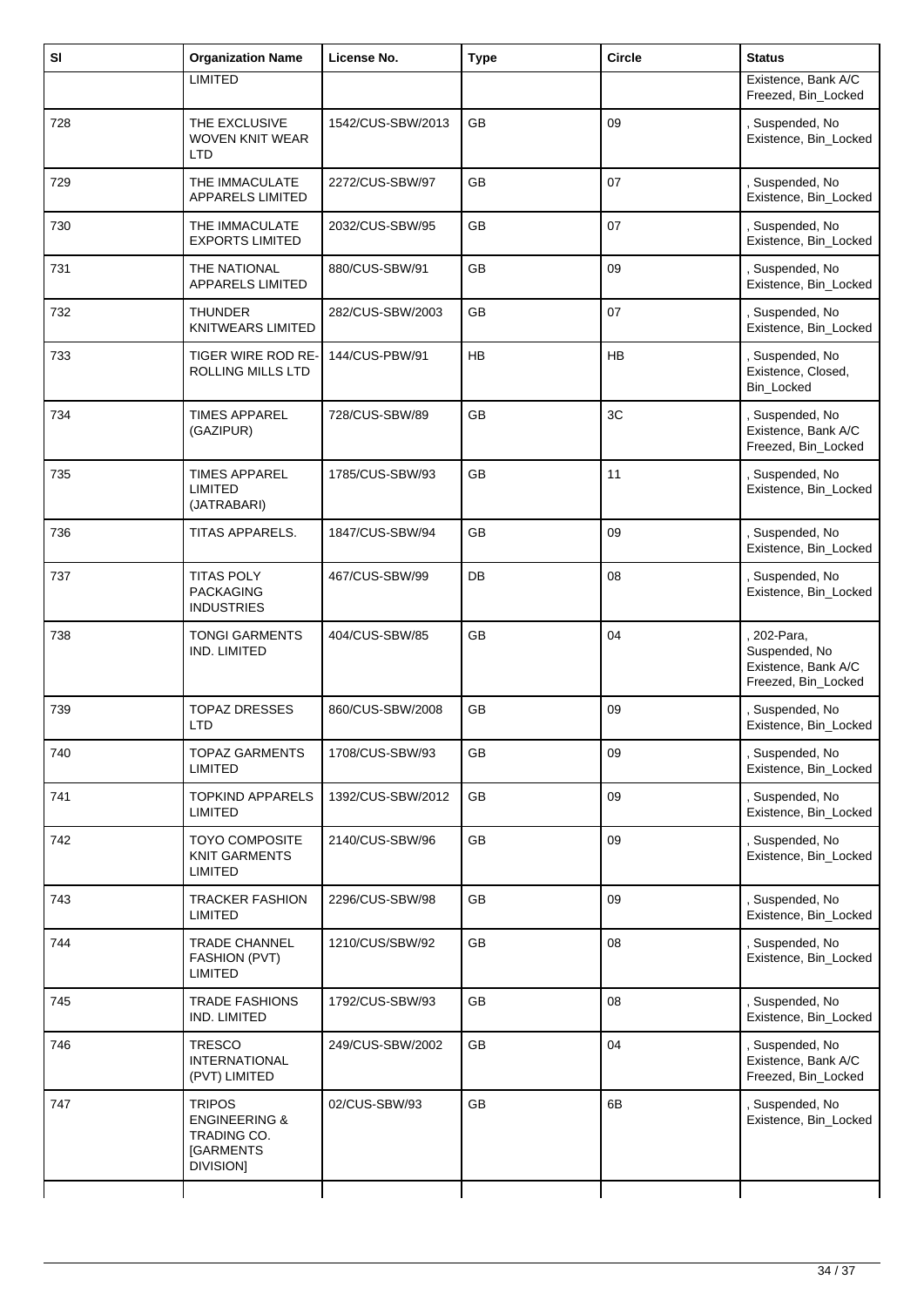| Sl | Organization Name | License No. | Type | Circle | Status |
|---|---|---|---|---|---|
| | LIMITED | | | | Existence, Bank A/C Freezed, Bin_Locked |
| 728 | THE EXCLUSIVE WOVEN KNIT WEAR LTD | 1542/CUS-SBW/2013 | GB | 09 | , Suspended, No Existence, Bin_Locked |
| 729 | THE IMMACULATE APPARELS LIMITED | 2272/CUS-SBW/97 | GB | 07 | , Suspended, No Existence, Bin_Locked |
| 730 | THE IMMACULATE EXPORTS LIMITED | 2032/CUS-SBW/95 | GB | 07 | , Suspended, No Existence, Bin_Locked |
| 731 | THE NATIONAL APPARELS LIMITED | 880/CUS-SBW/91 | GB | 09 | , Suspended, No Existence, Bin_Locked |
| 732 | THUNDER KNITWEARS LIMITED | 282/CUS-SBW/2003 | GB | 07 | , Suspended, No Existence, Bin_Locked |
| 733 | TIGER WIRE ROD RE-ROLLING MILLS LTD | 144/CUS-PBW/91 | HB | HB | , Suspended, No Existence, Closed, Bin_Locked |
| 734 | TIMES APPAREL (GAZIPUR) | 728/CUS-SBW/89 | GB | 3C | , Suspended, No Existence, Bank A/C Freezed, Bin_Locked |
| 735 | TIMES APPAREL LIMITED (JATRABARI) | 1785/CUS-SBW/93 | GB | 11 | , Suspended, No Existence, Bin_Locked |
| 736 | TITAS APPARELS. | 1847/CUS-SBW/94 | GB | 09 | , Suspended, No Existence, Bin_Locked |
| 737 | TITAS POLY PACKAGING INDUSTRIES | 467/CUS-SBW/99 | DB | 08 | , Suspended, No Existence, Bin_Locked |
| 738 | TONGI GARMENTS IND. LIMITED | 404/CUS-SBW/85 | GB | 04 | , 202-Para, Suspended, No Existence, Bank A/C Freezed, Bin_Locked |
| 739 | TOPAZ DRESSES LTD | 860/CUS-SBW/2008 | GB | 09 | , Suspended, No Existence, Bin_Locked |
| 740 | TOPAZ GARMENTS LIMITED | 1708/CUS-SBW/93 | GB | 09 | , Suspended, No Existence, Bin_Locked |
| 741 | TOPKIND APPARELS LIMITED | 1392/CUS-SBW/2012 | GB | 09 | , Suspended, No Existence, Bin_Locked |
| 742 | TOYO COMPOSITE KNIT GARMENTS LIMITED | 2140/CUS-SBW/96 | GB | 09 | , Suspended, No Existence, Bin_Locked |
| 743 | TRACKER FASHION LIMITED | 2296/CUS-SBW/98 | GB | 09 | , Suspended, No Existence, Bin_Locked |
| 744 | TRADE CHANNEL FASHION (PVT) LIMITED | 1210/CUS/SBW/92 | GB | 08 | , Suspended, No Existence, Bin_Locked |
| 745 | TRADE FASHIONS IND. LIMITED | 1792/CUS-SBW/93 | GB | 08 | , Suspended, No Existence, Bin_Locked |
| 746 | TRESCO INTERNATIONAL (PVT) LIMITED | 249/CUS-SBW/2002 | GB | 04 | , Suspended, No Existence, Bank A/C Freezed, Bin_Locked |
| 747 | TRIPOS ENGINEERING & TRADING CO. [GARMENTS DIVISION] | 02/CUS-SBW/93 | GB | 6B | , Suspended, No Existence, Bin_Locked |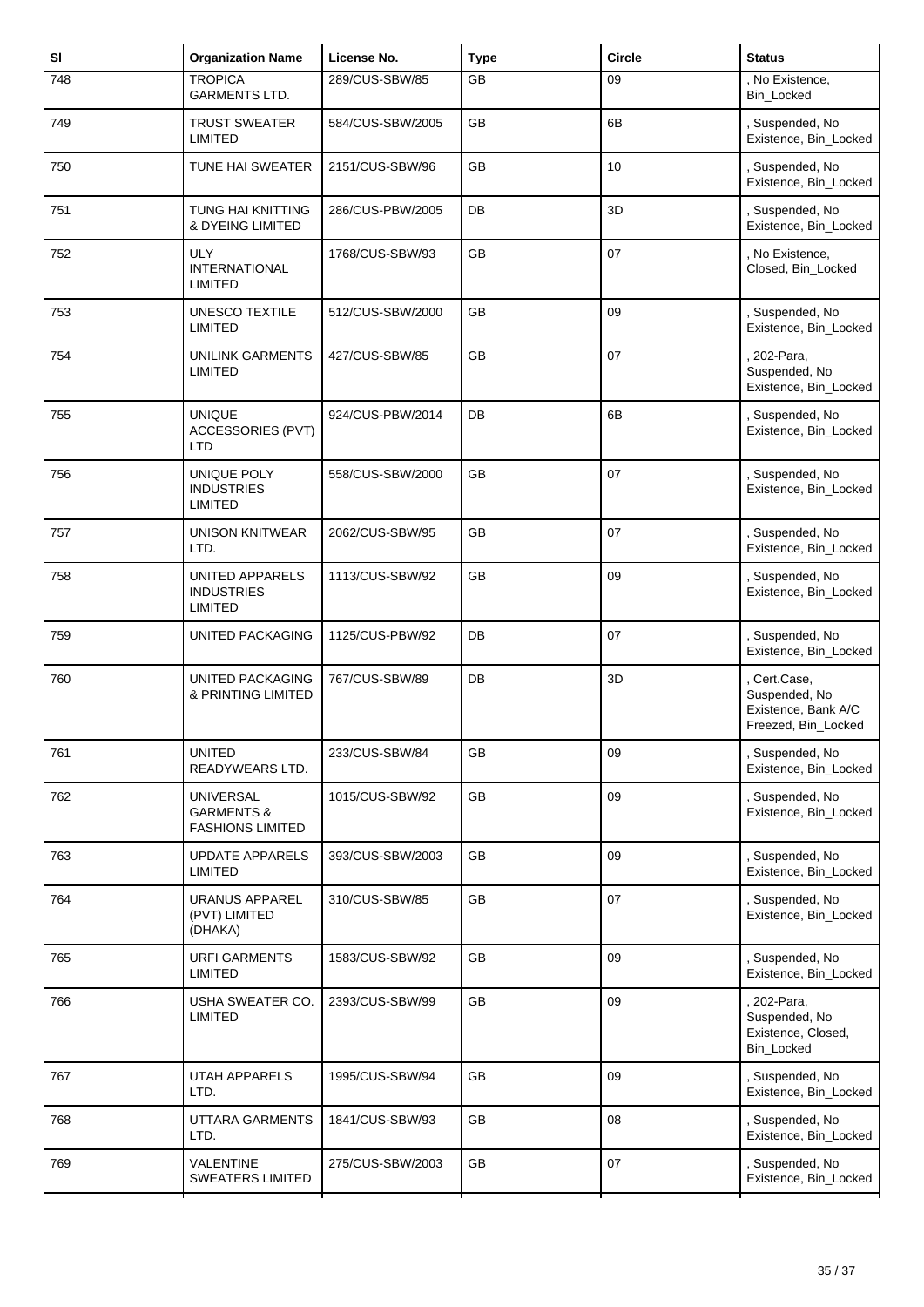| Sl | Organization Name | License No. | Type | Circle | Status |
|---|---|---|---|---|---|
| 748 | TROPICA GARMENTS LTD. | 289/CUS-SBW/85 | GB | 09 | , No Existence, Bin_Locked |
| 749 | TRUST SWEATER LIMITED | 584/CUS-SBW/2005 | GB | 6B | , Suspended, No Existence, Bin_Locked |
| 750 | TUNE HAI SWEATER | 2151/CUS-SBW/96 | GB | 10 | , Suspended, No Existence, Bin_Locked |
| 751 | TUNG HAI KNITTING & DYEING LIMITED | 286/CUS-PBW/2005 | DB | 3D | , Suspended, No Existence, Bin_Locked |
| 752 | ULY INTERNATIONAL LIMITED | 1768/CUS-SBW/93 | GB | 07 | , No Existence, Closed, Bin_Locked |
| 753 | UNESCO TEXTILE LIMITED | 512/CUS-SBW/2000 | GB | 09 | , Suspended, No Existence, Bin_Locked |
| 754 | UNILINK GARMENTS LIMITED | 427/CUS-SBW/85 | GB | 07 | , 202-Para, Suspended, No Existence, Bin_Locked |
| 755 | UNIQUE ACCESSORIES (PVT) LTD | 924/CUS-PBW/2014 | DB | 6B | , Suspended, No Existence, Bin_Locked |
| 756 | UNIQUE POLY INDUSTRIES LIMITED | 558/CUS-SBW/2000 | GB | 07 | , Suspended, No Existence, Bin_Locked |
| 757 | UNISON KNITWEAR LTD. | 2062/CUS-SBW/95 | GB | 07 | , Suspended, No Existence, Bin_Locked |
| 758 | UNITED APPARELS INDUSTRIES LIMITED | 1113/CUS-SBW/92 | GB | 09 | , Suspended, No Existence, Bin_Locked |
| 759 | UNITED PACKAGING | 1125/CUS-PBW/92 | DB | 07 | , Suspended, No Existence, Bin_Locked |
| 760 | UNITED PACKAGING & PRINTING LIMITED | 767/CUS-SBW/89 | DB | 3D | , Cert.Case, Suspended, No Existence, Bank A/C Freezed, Bin_Locked |
| 761 | UNITED READYWEARS LTD. | 233/CUS-SBW/84 | GB | 09 | , Suspended, No Existence, Bin_Locked |
| 762 | UNIVERSAL GARMENTS & FASHIONS LIMITED | 1015/CUS-SBW/92 | GB | 09 | , Suspended, No Existence, Bin_Locked |
| 763 | UPDATE APPARELS LIMITED | 393/CUS-SBW/2003 | GB | 09 | , Suspended, No Existence, Bin_Locked |
| 764 | URANUS APPAREL (PVT) LIMITED (DHAKA) | 310/CUS-SBW/85 | GB | 07 | , Suspended, No Existence, Bin_Locked |
| 765 | URFI GARMENTS LIMITED | 1583/CUS-SBW/92 | GB | 09 | , Suspended, No Existence, Bin_Locked |
| 766 | USHA SWEATER CO. LIMITED | 2393/CUS-SBW/99 | GB | 09 | , 202-Para, Suspended, No Existence, Closed, Bin_Locked |
| 767 | UTAH APPARELS LTD. | 1995/CUS-SBW/94 | GB | 09 | , Suspended, No Existence, Bin_Locked |
| 768 | UTTARA GARMENTS LTD. | 1841/CUS-SBW/93 | GB | 08 | , Suspended, No Existence, Bin_Locked |
| 769 | VALENTINE SWEATERS LIMITED | 275/CUS-SBW/2003 | GB | 07 | , Suspended, No Existence, Bin_Locked |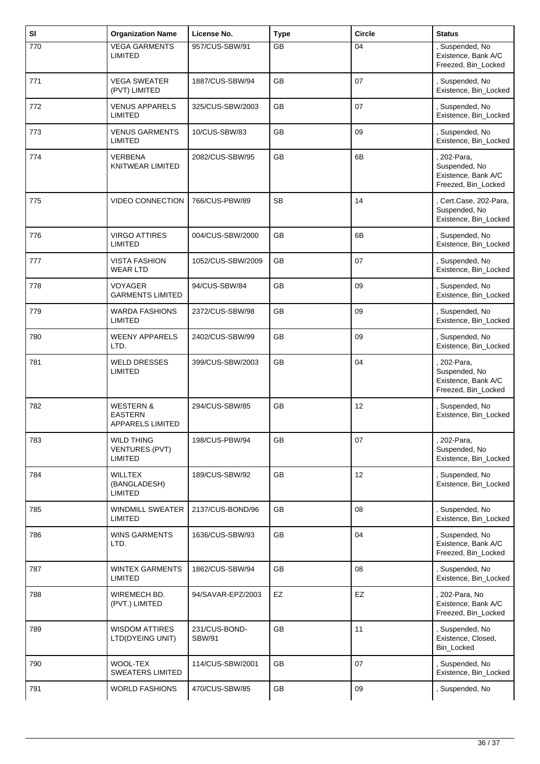| Sl | Organization Name | License No. | Type | Circle | Status |
|---|---|---|---|---|---|
| 770 | VEGA GARMENTS LIMITED | 957/CUS-SBW/91 | GB | 04 | , Suspended, No Existence, Bank A/C Freezed, Bin_Locked |
| 771 | VEGA SWEATER (PVT) LIMITED | 1887/CUS-SBW/94 | GB | 07 | , Suspended, No Existence, Bin_Locked |
| 772 | VENUS APPARELS LIMITED | 325/CUS-SBW/2003 | GB | 07 | , Suspended, No Existence, Bin_Locked |
| 773 | VENUS GARMENTS LIMITED | 10/CUS-SBW/83 | GB | 09 | , Suspended, No Existence, Bin_Locked |
| 774 | VERBENA KNITWEAR LIMITED | 2082/CUS-SBW/95 | GB | 6B | , 202-Para, Suspended, No Existence, Bank A/C Freezed, Bin_Locked |
| 775 | VIDEO CONNECTION | 766/CUS-PBW/89 | SB | 14 | , Cert.Case, 202-Para, Suspended, No Existence, Bin_Locked |
| 776 | VIRGO ATTIRES LIMITED | 004/CUS-SBW/2000 | GB | 6B | , Suspended, No Existence, Bin_Locked |
| 777 | VISTA FASHION WEAR LTD | 1052/CUS-SBW/2009 | GB | 07 | , Suspended, No Existence, Bin_Locked |
| 778 | VOYAGER GARMENTS LIMITED | 94/CUS-SBW/84 | GB | 09 | , Suspended, No Existence, Bin_Locked |
| 779 | WARDA FASHIONS LIMITED | 2372/CUS-SBW/98 | GB | 09 | , Suspended, No Existence, Bin_Locked |
| 780 | WEENY APPARELS LTD. | 2402/CUS-SBW/99 | GB | 09 | , Suspended, No Existence, Bin_Locked |
| 781 | WELD DRESSES LIMITED | 399/CUS-SBW/2003 | GB | 04 | , 202-Para, Suspended, No Existence, Bank A/C Freezed, Bin_Locked |
| 782 | WESTERN & EASTERN APPARELS LIMITED | 294/CUS-SBW/85 | GB | 12 | , Suspended, No Existence, Bin_Locked |
| 783 | WILD THING VENTURES (PVT) LIMITED | 198/CUS-PBW/94 | GB | 07 | , 202-Para, Suspended, No Existence, Bin_Locked |
| 784 | WILLTEX (BANGLADESH) LIMITED | 189/CUS-SBW/92 | GB | 12 | , Suspended, No Existence, Bin_Locked |
| 785 | WINDMILL SWEATER LIMITED | 2137/CUS-BOND/96 | GB | 08 | , Suspended, No Existence, Bin_Locked |
| 786 | WINS GARMENTS LTD. | 1636/CUS-SBW/93 | GB | 04 | , Suspended, No Existence, Bank A/C Freezed, Bin_Locked |
| 787 | WINTEX GARMENTS LIMITED | 1862/CUS-SBW/94 | GB | 08 | , Suspended, No Existence, Bin_Locked |
| 788 | WIREMECH BD. (PVT.) LIMITED | 94/SAVAR-EPZ/2003 | EZ | EZ | , 202-Para, No Existence, Bank A/C Freezed, Bin_Locked |
| 789 | WISDOM ATTIRES LTD(DYEING UNIT) | 231/CUS-BOND-SBW/91 | GB | 11 | , Suspended, No Existence, Closed, Bin_Locked |
| 790 | WOOL-TEX SWEATERS LIMITED | 114/CUS-SBW/2001 | GB | 07 | , Suspended, No Existence, Bin_Locked |
| 791 | WORLD FASHIONS | 470/CUS-SBW/85 | GB | 09 | , Suspended, No |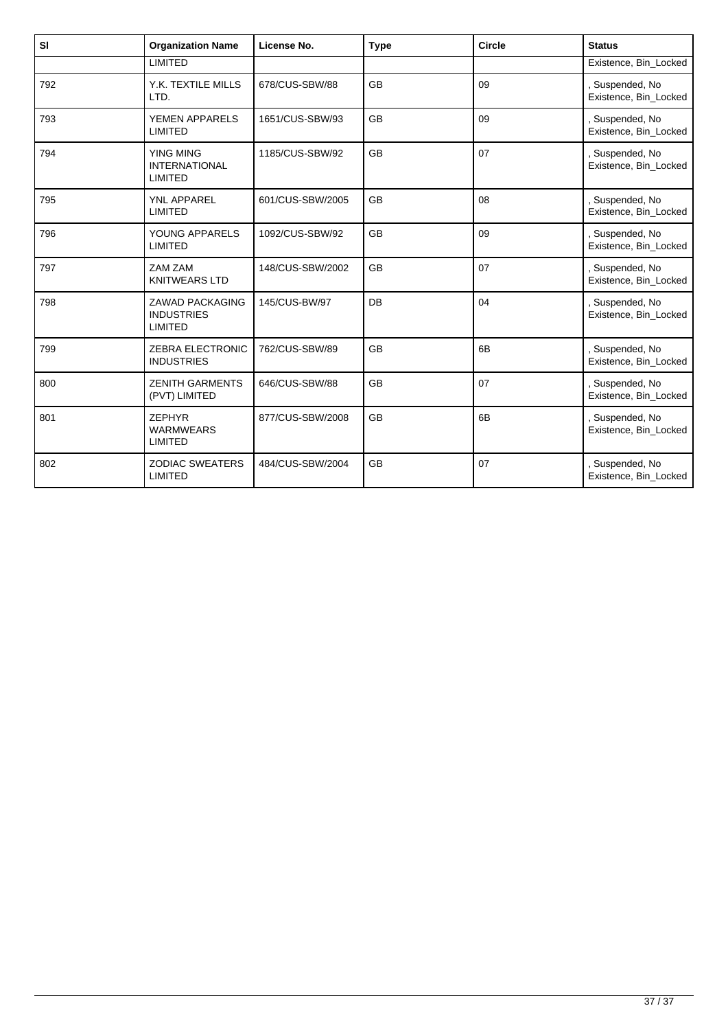| Sl | Organization Name | License No. | Type | Circle | Status |
|---|---|---|---|---|---|
| | LIMITED | | | | Existence, Bin_Locked |
| 792 | Y.K. TEXTILE MILLS LTD. | 678/CUS-SBW/88 | GB | 09 | , Suspended, No Existence, Bin_Locked |
| 793 | YEMEN APPARELS LIMITED | 1651/CUS-SBW/93 | GB | 09 | , Suspended, No Existence, Bin_Locked |
| 794 | YING MING INTERNATIONAL LIMITED | 1185/CUS-SBW/92 | GB | 07 | , Suspended, No Existence, Bin_Locked |
| 795 | YNL APPAREL LIMITED | 601/CUS-SBW/2005 | GB | 08 | , Suspended, No Existence, Bin_Locked |
| 796 | YOUNG APPARELS LIMITED | 1092/CUS-SBW/92 | GB | 09 | , Suspended, No Existence, Bin_Locked |
| 797 | ZAM ZAM KNITWEARS LTD | 148/CUS-SBW/2002 | GB | 07 | , Suspended, No Existence, Bin_Locked |
| 798 | ZAWAD PACKAGING INDUSTRIES LIMITED | 145/CUS-BW/97 | DB | 04 | , Suspended, No Existence, Bin_Locked |
| 799 | ZEBRA ELECTRONIC INDUSTRIES | 762/CUS-SBW/89 | GB | 6B | , Suspended, No Existence, Bin_Locked |
| 800 | ZENITH GARMENTS (PVT) LIMITED | 646/CUS-SBW/88 | GB | 07 | , Suspended, No Existence, Bin_Locked |
| 801 | ZEPHYR WARMWEARS LIMITED | 877/CUS-SBW/2008 | GB | 6B | , Suspended, No Existence, Bin_Locked |
| 802 | ZODIAC SWEATERS LIMITED | 484/CUS-SBW/2004 | GB | 07 | , Suspended, No Existence, Bin_Locked |